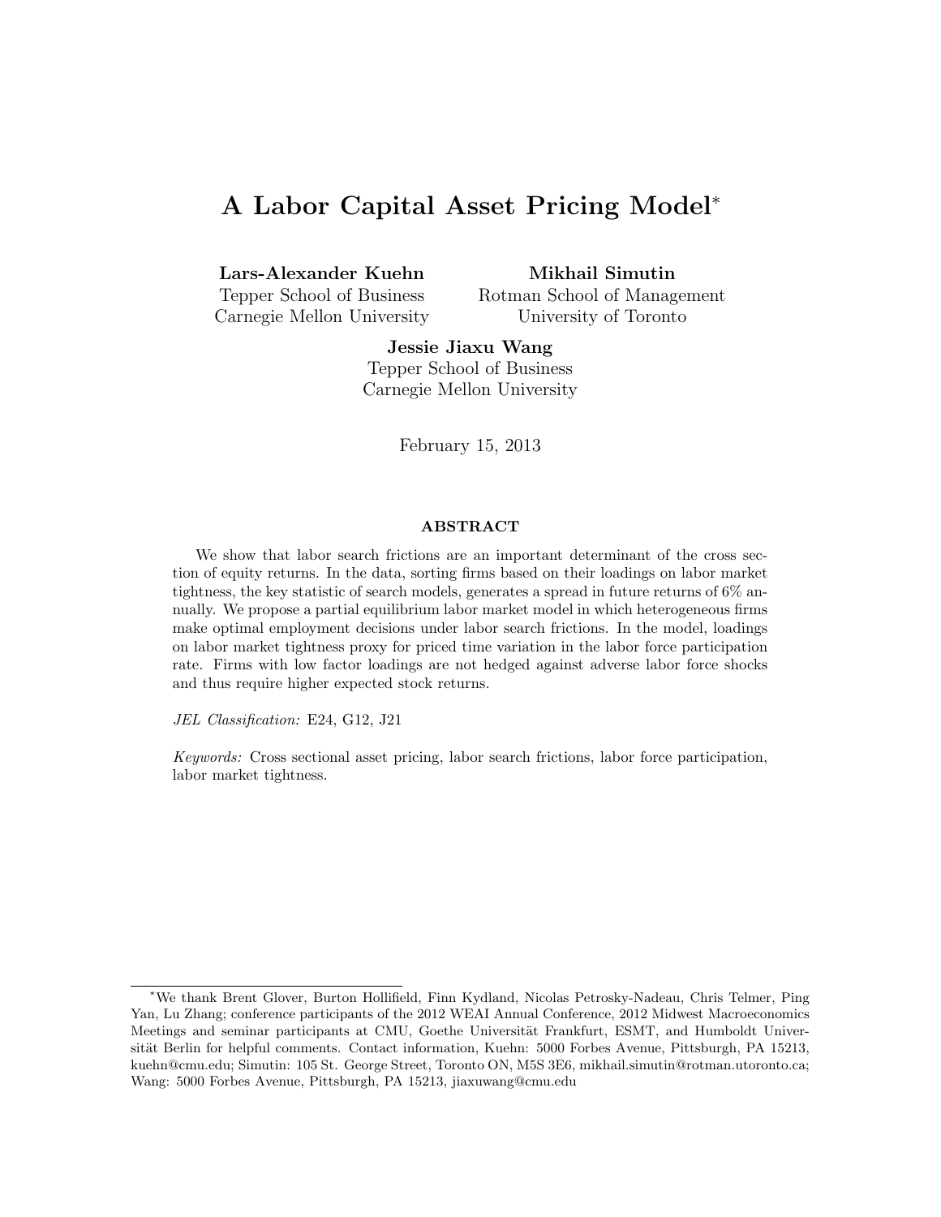# A Labor Capital Asset Pricing Model*

**Lars-Alexander Kuehn**
Tepper School of Business
Carnegie Mellon University

**Mikhail Simutin**
Rotman School of Management
University of Toronto

**Jessie Jiaxu Wang**
Tepper School of Business
Carnegie Mellon University

February 15, 2013

## ABSTRACT

We show that labor search frictions are an important determinant of the cross section of equity returns. In the data, sorting firms based on their loadings on labor market tightness, the key statistic of search models, generates a spread in future returns of 6% annually. We propose a partial equilibrium labor market model in which heterogeneous firms make optimal employment decisions under labor search frictions. In the model, loadings on labor market tightness proxy for priced time variation in the labor force participation rate. Firms with low factor loadings are not hedged against adverse labor force shocks and thus require higher expected stock returns.

*JEL Classification:* E24, G12, J21

*Keywords:* Cross sectional asset pricing, labor search frictions, labor force participation, labor market tightness.

---

*We thank Brent Glover, Burton Hollifield, Finn Kydland, Nicolas Petrosky-Nadeau, Chris Telmer, Ping Yan, Lu Zhang; conference participants of the 2012 WEAI Annual Conference, 2012 Midwest Macroeconomics Meetings and seminar participants at CMU, Goethe Universität Frankfurt, ESMT, and Humboldt Universität Berlin for helpful comments. Contact information, Kuehn: 5000 Forbes Avenue, Pittsburgh, PA 15213, kuehn@cmu.edu; Simutin: 105 St. George Street, Toronto ON, M5S 3E6, mikhail.simutin@rotman.utoronto.ca; Wang: 5000 Forbes Avenue, Pittsburgh, PA 15213, jiaxuwang@cmu.edu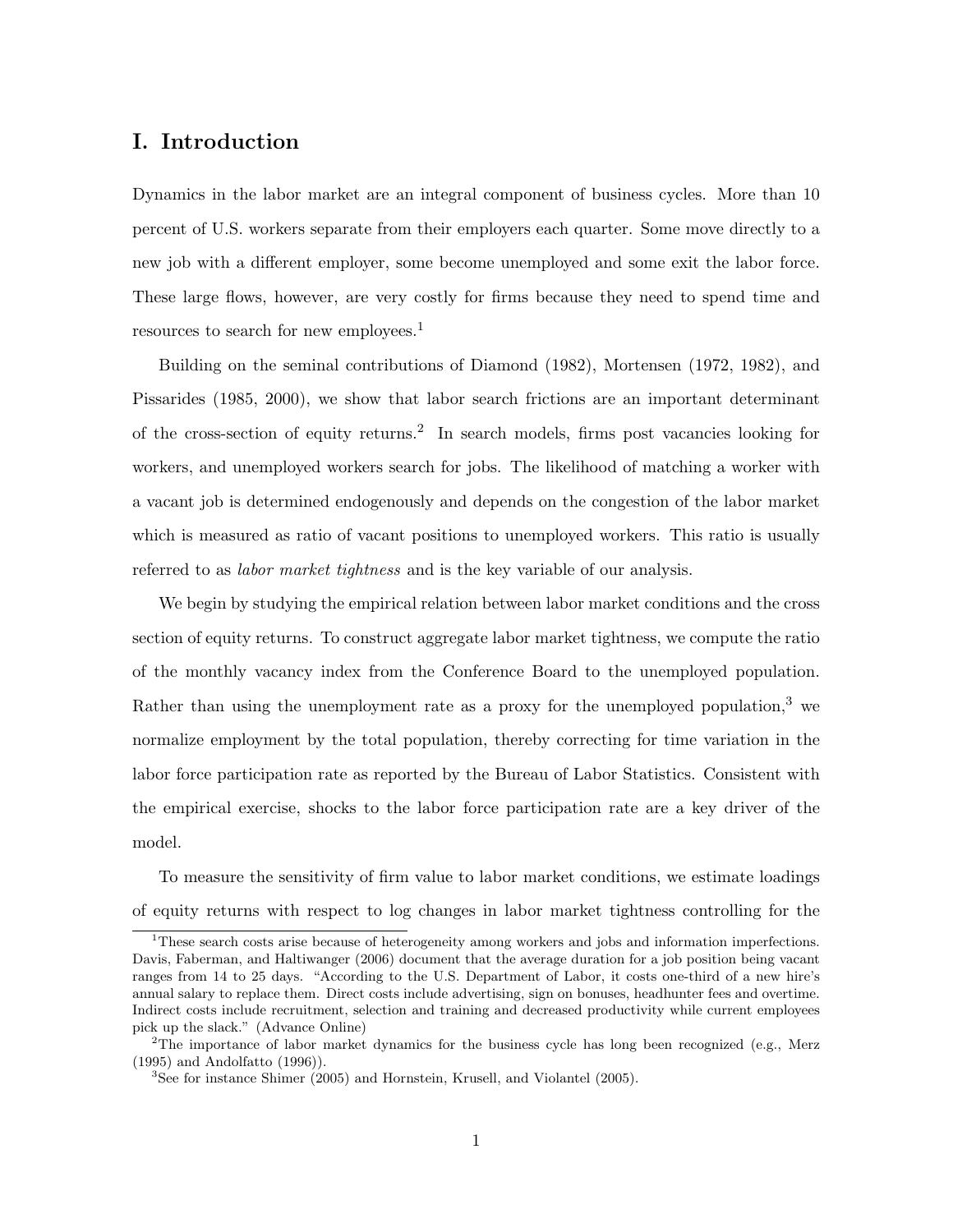## I. Introduction

Dynamics in the labor market are an integral component of business cycles. More than 10 percent of U.S. workers separate from their employers each quarter. Some move directly to a new job with a different employer, some become unemployed and some exit the labor force. These large flows, however, are very costly for firms because they need to spend time and resources to search for new employees.[1]

Building on the seminal contributions of Diamond (1982), Mortensen (1972, 1982), and Pissarides (1985, 2000), we show that labor search frictions are an important determinant of the cross-section of equity returns.[2] In search models, firms post vacancies looking for workers, and unemployed workers search for jobs. The likelihood of matching a worker with a vacant job is determined endogenously and depends on the congestion of the labor market which is measured as ratio of vacant positions to unemployed workers. This ratio is usually referred to as *labor market tightness* and is the key variable of our analysis.

We begin by studying the empirical relation between labor market conditions and the cross section of equity returns. To construct aggregate labor market tightness, we compute the ratio of the monthly vacancy index from the Conference Board to the unemployed population. Rather than using the unemployment rate as a proxy for the unemployed population,[3] we normalize employment by the total population, thereby correcting for time variation in the labor force participation rate as reported by the Bureau of Labor Statistics. Consistent with the empirical exercise, shocks to the labor force participation rate are a key driver of the model.

To measure the sensitivity of firm value to labor market conditions, we estimate loadings of equity returns with respect to log changes in labor market tightness controlling for the

---

[1] These search costs arise because of heterogeneity among workers and jobs and information imperfections. Davis, Faberman, and Haltiwanger (2006) document that the average duration for a job position being vacant ranges from 14 to 25 days. "According to the U.S. Department of Labor, it costs one-third of a new hire's annual salary to replace them. Direct costs include advertising, sign on bonuses, headhunter fees and overtime. Indirect costs include recruitment, selection and training and decreased productivity while current employees pick up the slack." (Advance Online)

[2] The importance of labor market dynamics for the business cycle has long been recognized (e.g., Merz (1995) and Andolfatto (1996)).

[3] See for instance Shimer (2005) and Hornstein, Krusell, and Violantel (2005).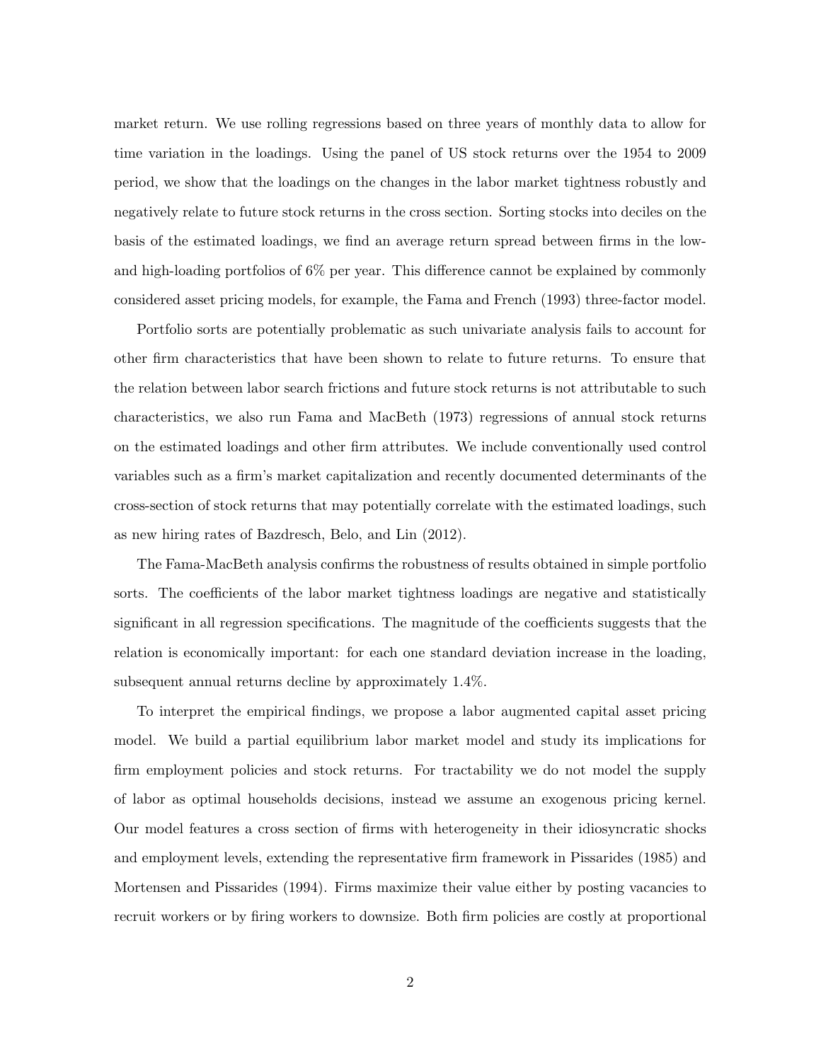market return. We use rolling regressions based on three years of monthly data to allow for time variation in the loadings. Using the panel of US stock returns over the 1954 to 2009 period, we show that the loadings on the changes in the labor market tightness robustly and negatively relate to future stock returns in the cross section. Sorting stocks into deciles on the basis of the estimated loadings, we find an average return spread between firms in the low- and high-loading portfolios of 6% per year. This difference cannot be explained by commonly considered asset pricing models, for example, the Fama and French (1993) three-factor model.

Portfolio sorts are potentially problematic as such univariate analysis fails to account for other firm characteristics that have been shown to relate to future returns. To ensure that the relation between labor search frictions and future stock returns is not attributable to such characteristics, we also run Fama and MacBeth (1973) regressions of annual stock returns on the estimated loadings and other firm attributes. We include conventionally used control variables such as a firm's market capitalization and recently documented determinants of the cross-section of stock returns that may potentially correlate with the estimated loadings, such as new hiring rates of Bazdresch, Belo, and Lin (2012).

The Fama-MacBeth analysis confirms the robustness of results obtained in simple portfolio sorts. The coefficients of the labor market tightness loadings are negative and statistically significant in all regression specifications. The magnitude of the coefficients suggests that the relation is economically important: for each one standard deviation increase in the loading, subsequent annual returns decline by approximately 1.4%.

To interpret the empirical findings, we propose a labor augmented capital asset pricing model. We build a partial equilibrium labor market model and study its implications for firm employment policies and stock returns. For tractability we do not model the supply of labor as optimal households decisions, instead we assume an exogenous pricing kernel. Our model features a cross section of firms with heterogeneity in their idiosyncratic shocks and employment levels, extending the representative firm framework in Pissarides (1985) and Mortensen and Pissarides (1994). Firms maximize their value either by posting vacancies to recruit workers or by firing workers to downsize. Both firm policies are costly at proportional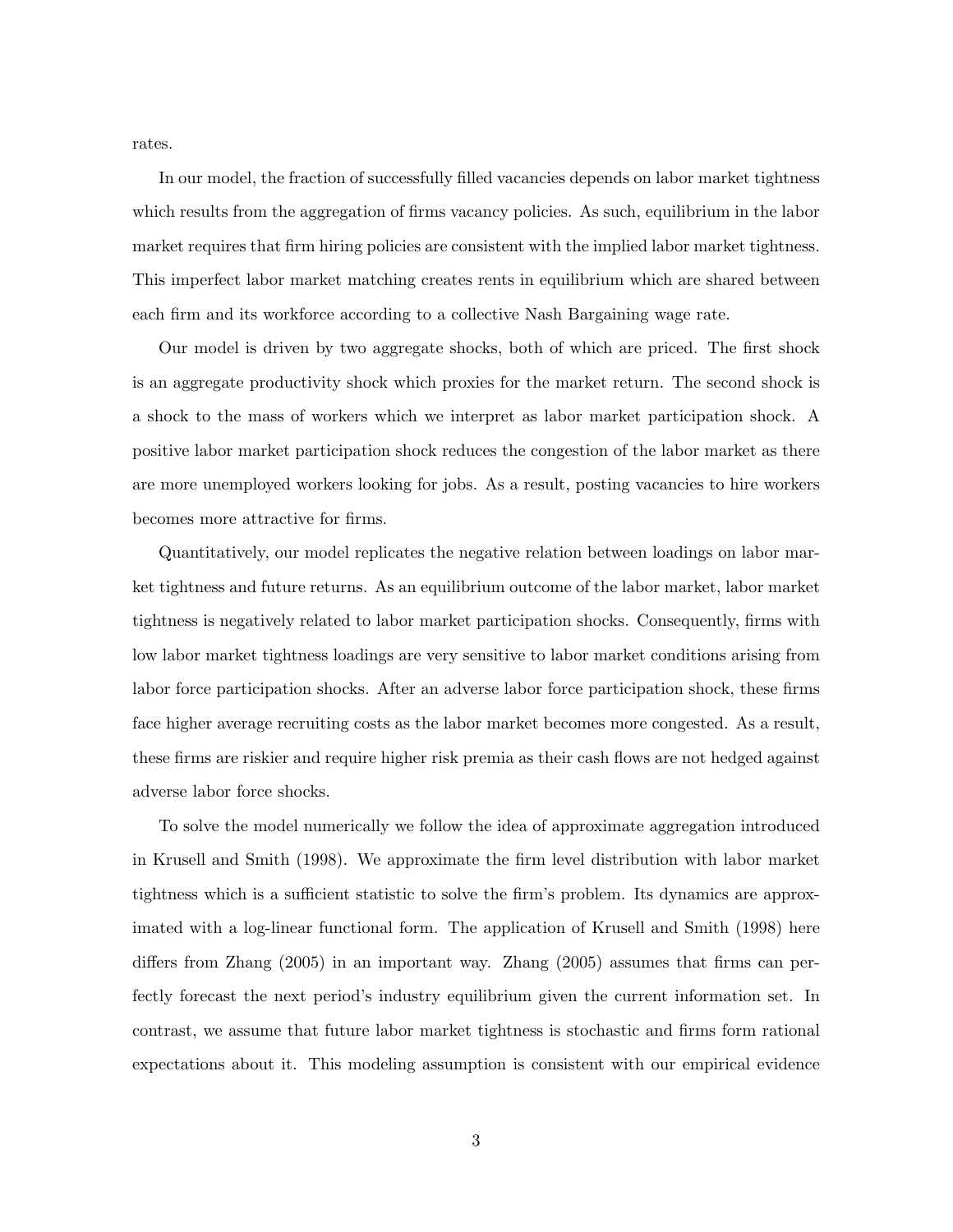rates.

In our model, the fraction of successfully filled vacancies depends on labor market tightness which results from the aggregation of firms vacancy policies. As such, equilibrium in the labor market requires that firm hiring policies are consistent with the implied labor market tightness. This imperfect labor market matching creates rents in equilibrium which are shared between each firm and its workforce according to a collective Nash Bargaining wage rate.

Our model is driven by two aggregate shocks, both of which are priced. The first shock is an aggregate productivity shock which proxies for the market return. The second shock is a shock to the mass of workers which we interpret as labor market participation shock. A positive labor market participation shock reduces the congestion of the labor market as there are more unemployed workers looking for jobs. As a result, posting vacancies to hire workers becomes more attractive for firms.

Quantitatively, our model replicates the negative relation between loadings on labor market tightness and future returns. As an equilibrium outcome of the labor market, labor market tightness is negatively related to labor market participation shocks. Consequently, firms with low labor market tightness loadings are very sensitive to labor market conditions arising from labor force participation shocks. After an adverse labor force participation shock, these firms face higher average recruiting costs as the labor market becomes more congested. As a result, these firms are riskier and require higher risk premia as their cash flows are not hedged against adverse labor force shocks.

To solve the model numerically we follow the idea of approximate aggregation introduced in Krusell and Smith (1998). We approximate the firm level distribution with labor market tightness which is a sufficient statistic to solve the firm's problem. Its dynamics are approximated with a log-linear functional form. The application of Krusell and Smith (1998) here differs from Zhang (2005) in an important way. Zhang (2005) assumes that firms can perfectly forecast the next period's industry equilibrium given the current information set. In contrast, we assume that future labor market tightness is stochastic and firms form rational expectations about it. This modeling assumption is consistent with our empirical evidence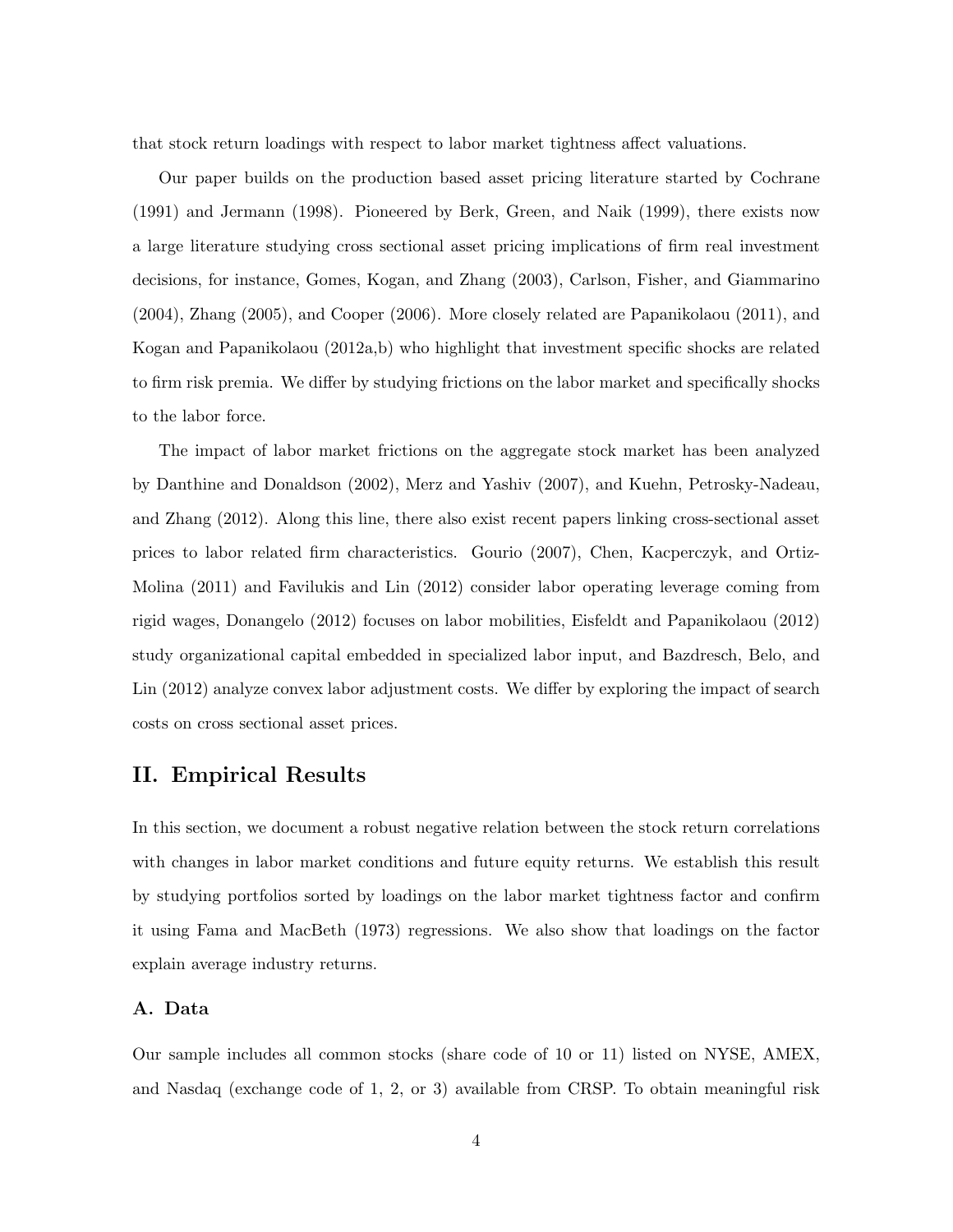that stock return loadings with respect to labor market tightness affect valuations.

Our paper builds on the production based asset pricing literature started by Cochrane (1991) and Jermann (1998). Pioneered by Berk, Green, and Naik (1999), there exists now a large literature studying cross sectional asset pricing implications of firm real investment decisions, for instance, Gomes, Kogan, and Zhang (2003), Carlson, Fisher, and Giammarino (2004), Zhang (2005), and Cooper (2006). More closely related are Papanikolaou (2011), and Kogan and Papanikolaou (2012a,b) who highlight that investment specific shocks are related to firm risk premia. We differ by studying frictions on the labor market and specifically shocks to the labor force.

The impact of labor market frictions on the aggregate stock market has been analyzed by Danthine and Donaldson (2002), Merz and Yashiv (2007), and Kuehn, Petrosky-Nadeau, and Zhang (2012). Along this line, there also exist recent papers linking cross-sectional asset prices to labor related firm characteristics. Gourio (2007), Chen, Kacperczyk, and Ortiz-Molina (2011) and Favilukis and Lin (2012) consider labor operating leverage coming from rigid wages, Donangelo (2012) focuses on labor mobilities, Eisfeldt and Papanikolaou (2012) study organizational capital embedded in specialized labor input, and Bazdresch, Belo, and Lin (2012) analyze convex labor adjustment costs. We differ by exploring the impact of search costs on cross sectional asset prices.

# II. Empirical Results

In this section, we document a robust negative relation between the stock return correlations with changes in labor market conditions and future equity returns. We establish this result by studying portfolios sorted by loadings on the labor market tightness factor and confirm it using Fama and MacBeth (1973) regressions. We also show that loadings on the factor explain average industry returns.

## A. Data

Our sample includes all common stocks (share code of 10 or 11) listed on NYSE, AMEX, and Nasdaq (exchange code of 1, 2, or 3) available from CRSP. To obtain meaningful risk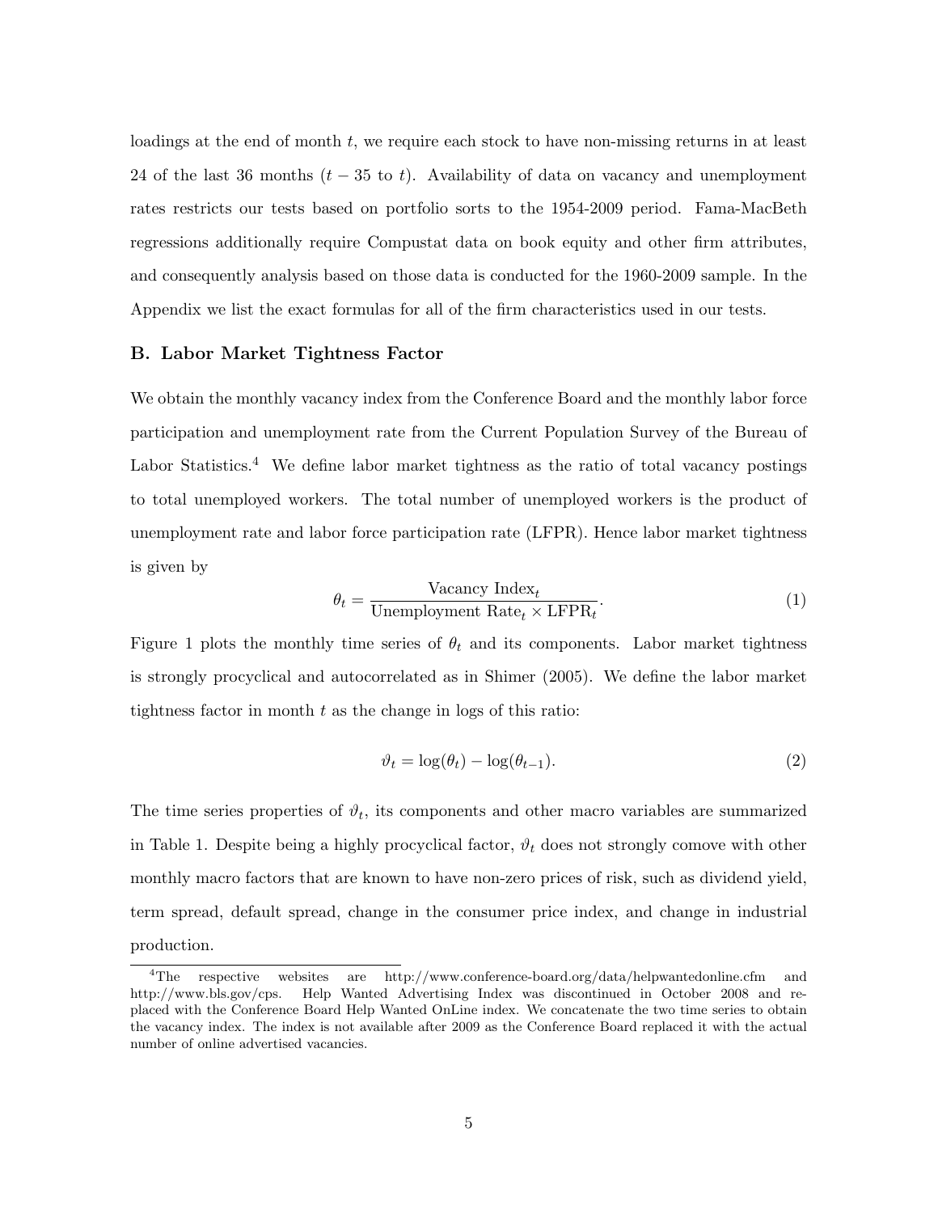loadings at the end of month $t$, we require each stock to have non-missing returns in at least 24 of the last 36 months ($t-35$ to $t$). Availability of data on vacancy and unemployment rates restricts our tests based on portfolio sorts to the 1954-2009 period. Fama-MacBeth regressions additionally require Compustat data on book equity and other firm attributes, and consequently analysis based on those data is conducted for the 1960-2009 sample. In the Appendix we list the exact formulas for all of the firm characteristics used in our tests.

### B. Labor Market Tightness Factor

We obtain the monthly vacancy index from the Conference Board and the monthly labor force participation and unemployment rate from the Current Population Survey of the Bureau of Labor Statistics.[4] We define labor market tightness as the ratio of total vacancy postings to total unemployed workers. The total number of unemployed workers is the product of unemployment rate and labor force participation rate (LFPR). Hence labor market tightness is given by

$$\theta_t = \frac{\text{Vacancy Index}_t}{\text{Unemployment Rate}_t \times \text{LFPR}_t}. \tag{1}$$

Figure 1 plots the monthly time series of $\theta_t$ and its components. Labor market tightness is strongly procyclical and autocorrelated as in Shimer (2005). We define the labor market tightness factor in month $t$ as the change in logs of this ratio:

$$\vartheta_t = \log(\theta_t) - \log(\theta_{t-1}). \tag{2}$$

The time series properties of $\vartheta_t$, its components and other macro variables are summarized in Table 1. Despite being a highly procyclical factor, $\vartheta_t$ does not strongly comove with other monthly macro factors that are known to have non-zero prices of risk, such as dividend yield, term spread, default spread, change in the consumer price index, and change in industrial production.

[4]The respective websites are http://www.conference-board.org/data/helpwantedonline.cfm and http://www.bls.gov/cps. Help Wanted Advertising Index was discontinued in October 2008 and replaced with the Conference Board Help Wanted OnLine index. We concatenate the two time series to obtain the vacancy index. The index is not available after 2009 as the Conference Board replaced it with the actual number of online advertised vacancies.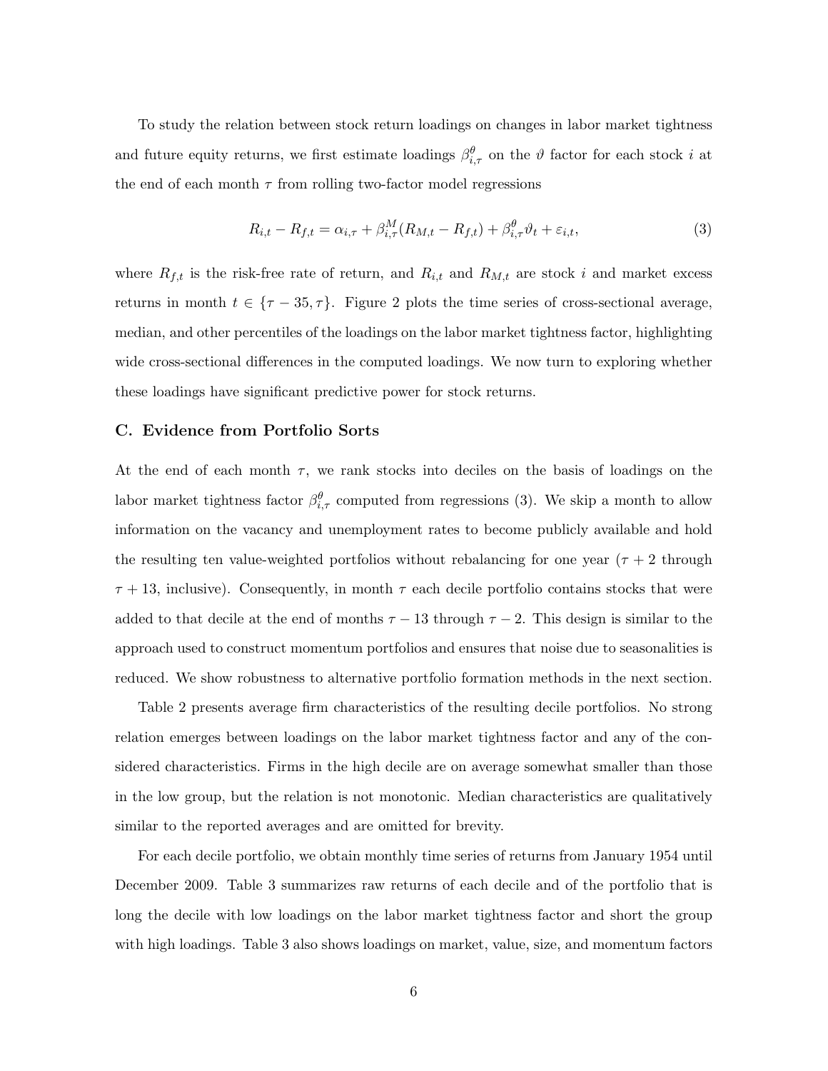To study the relation between stock return loadings on changes in labor market tightness and future equity returns, we first estimate loadings $\beta^{\theta}_{i,\tau}$ on the $\vartheta$ factor for each stock $i$ at the end of each month $\tau$ from rolling two-factor model regressions

$$R_{i,t} - R_{f,t} = \alpha_{i,\tau} + \beta^{M}_{i,\tau}(R_{M,t} - R_{f,t}) + \beta^{\theta}_{i,\tau}\vartheta_t + \varepsilon_{i,t}, \tag{3}$$

where $R_{f,t}$ is the risk-free rate of return, and $R_{i,t}$ and $R_{M,t}$ are stock $i$ and market excess returns in month $t \in \{\tau - 35, \tau\}$. Figure 2 plots the time series of cross-sectional average, median, and other percentiles of the loadings on the labor market tightness factor, highlighting wide cross-sectional differences in the computed loadings. We now turn to exploring whether these loadings have significant predictive power for stock returns.

### C. Evidence from Portfolio Sorts

At the end of each month $\tau$, we rank stocks into deciles on the basis of loadings on the labor market tightness factor $\beta^{\theta}_{i,\tau}$ computed from regressions (3). We skip a month to allow information on the vacancy and unemployment rates to become publicly available and hold the resulting ten value-weighted portfolios without rebalancing for one year ($\tau + 2$ through $\tau + 13$, inclusive). Consequently, in month $\tau$ each decile portfolio contains stocks that were added to that decile at the end of months $\tau - 13$ through $\tau - 2$. This design is similar to the approach used to construct momentum portfolios and ensures that noise due to seasonalities is reduced. We show robustness to alternative portfolio formation methods in the next section.

Table 2 presents average firm characteristics of the resulting decile portfolios. No strong relation emerges between loadings on the labor market tightness factor and any of the considered characteristics. Firms in the high decile are on average somewhat smaller than those in the low group, but the relation is not monotonic. Median characteristics are qualitatively similar to the reported averages and are omitted for brevity.

For each decile portfolio, we obtain monthly time series of returns from January 1954 until December 2009. Table 3 summarizes raw returns of each decile and of the portfolio that is long the decile with low loadings on the labor market tightness factor and short the group with high loadings. Table 3 also shows loadings on market, value, size, and momentum factors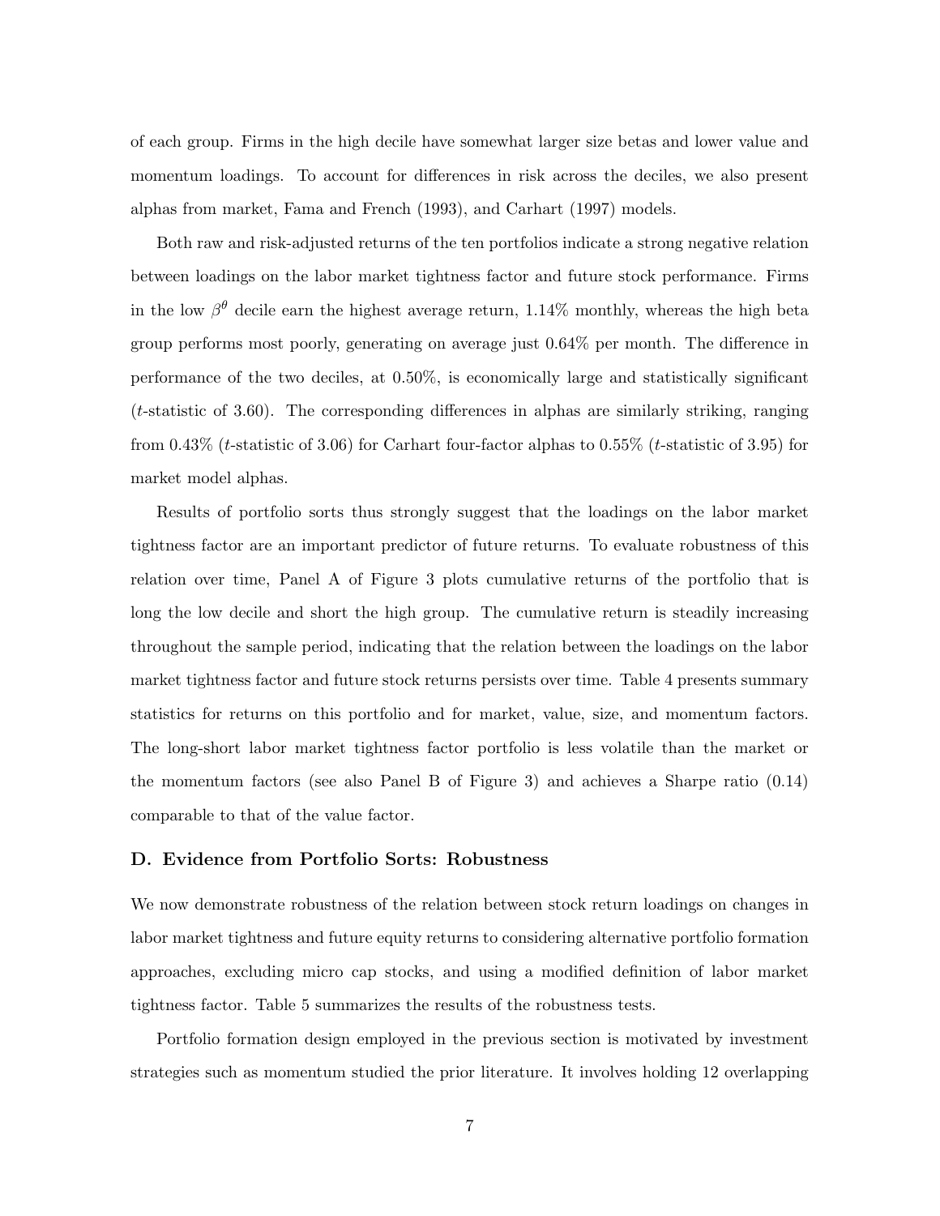of each group. Firms in the high decile have somewhat larger size betas and lower value and momentum loadings. To account for differences in risk across the deciles, we also present alphas from market, Fama and French (1993), and Carhart (1997) models.

Both raw and risk-adjusted returns of the ten portfolios indicate a strong negative relation between loadings on the labor market tightness factor and future stock performance. Firms in the low $\beta^{\theta}$ decile earn the highest average return, 1.14% monthly, whereas the high beta group performs most poorly, generating on average just 0.64% per month. The difference in performance of the two deciles, at 0.50%, is economically large and statistically significant ($t$-statistic of 3.60). The corresponding differences in alphas are similarly striking, ranging from 0.43% ($t$-statistic of 3.06) for Carhart four-factor alphas to 0.55% ($t$-statistic of 3.95) for market model alphas.

Results of portfolio sorts thus strongly suggest that the loadings on the labor market tightness factor are an important predictor of future returns. To evaluate robustness of this relation over time, Panel A of Figure 3 plots cumulative returns of the portfolio that is long the low decile and short the high group. The cumulative return is steadily increasing throughout the sample period, indicating that the relation between the loadings on the labor market tightness factor and future stock returns persists over time. Table 4 presents summary statistics for returns on this portfolio and for market, value, size, and momentum factors. The long-short labor market tightness factor portfolio is less volatile than the market or the momentum factors (see also Panel B of Figure 3) and achieves a Sharpe ratio (0.14) comparable to that of the value factor.

### D. Evidence from Portfolio Sorts: Robustness

We now demonstrate robustness of the relation between stock return loadings on changes in labor market tightness and future equity returns to considering alternative portfolio formation approaches, excluding micro cap stocks, and using a modified definition of labor market tightness factor. Table 5 summarizes the results of the robustness tests.

Portfolio formation design employed in the previous section is motivated by investment strategies such as momentum studied the prior literature. It involves holding 12 overlapping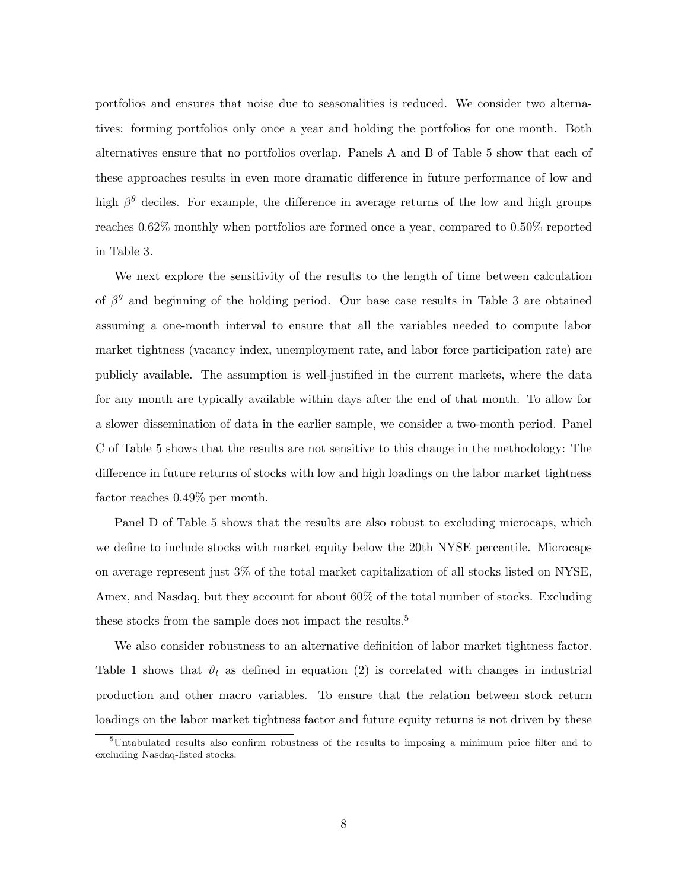portfolios and ensures that noise due to seasonalities is reduced. We consider two alternatives: forming portfolios only once a year and holding the portfolios for one month. Both alternatives ensure that no portfolios overlap. Panels A and B of Table 5 show that each of these approaches results in even more dramatic difference in future performance of low and high $\beta^{\theta}$ deciles. For example, the difference in average returns of the low and high groups reaches 0.62% monthly when portfolios are formed once a year, compared to 0.50% reported in Table 3.

We next explore the sensitivity of the results to the length of time between calculation of $\beta^{\theta}$ and beginning of the holding period. Our base case results in Table 3 are obtained assuming a one-month interval to ensure that all the variables needed to compute labor market tightness (vacancy index, unemployment rate, and labor force participation rate) are publicly available. The assumption is well-justified in the current markets, where the data for any month are typically available within days after the end of that month. To allow for a slower dissemination of data in the earlier sample, we consider a two-month period. Panel C of Table 5 shows that the results are not sensitive to this change in the methodology: The difference in future returns of stocks with low and high loadings on the labor market tightness factor reaches 0.49% per month.

Panel D of Table 5 shows that the results are also robust to excluding microcaps, which we define to include stocks with market equity below the 20th NYSE percentile. Microcaps on average represent just 3% of the total market capitalization of all stocks listed on NYSE, Amex, and Nasdaq, but they account for about 60% of the total number of stocks. Excluding these stocks from the sample does not impact the results.[5]

We also consider robustness to an alternative definition of labor market tightness factor. Table 1 shows that $\vartheta_t$ as defined in equation (2) is correlated with changes in industrial production and other macro variables. To ensure that the relation between stock return loadings on the labor market tightness factor and future equity returns is not driven by these

[5]Untabulated results also confirm robustness of the results to imposing a minimum price filter and to excluding Nasdaq-listed stocks.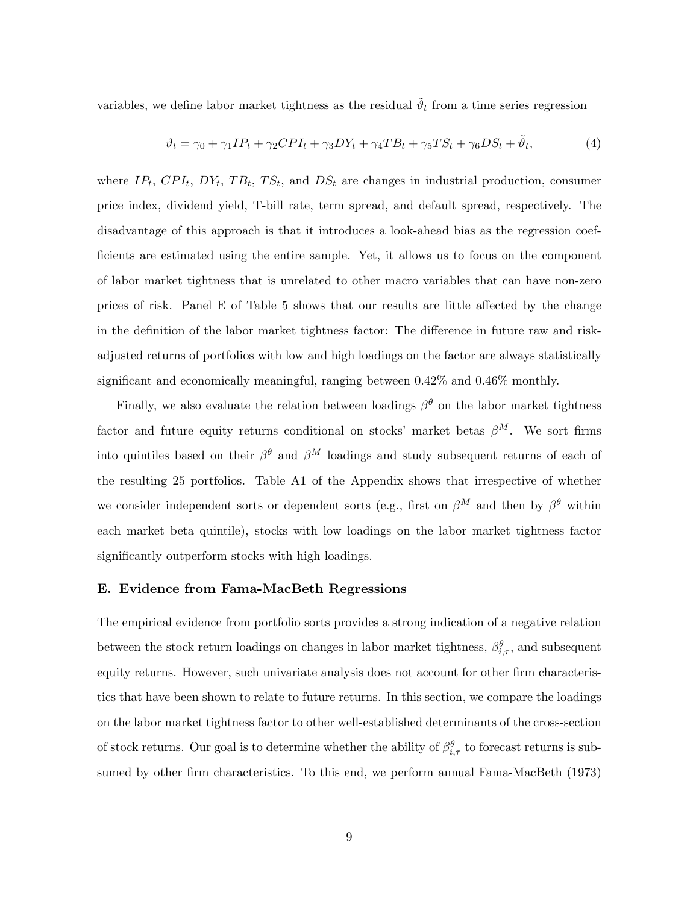variables, we define labor market tightness as the residual $\tilde{\vartheta}_t$ from a time series regression

$$\vartheta_t = \gamma_0 + \gamma_1 IP_t + \gamma_2 CPI_t + \gamma_3 DY_t + \gamma_4 TB_t + \gamma_5 TS_t + \gamma_6 DS_t + \tilde{\vartheta}_t, \tag{4}$$

where $IP_t$, $CPI_t$, $DY_t$, $TB_t$, $TS_t$, and $DS_t$ are changes in industrial production, consumer price index, dividend yield, T-bill rate, term spread, and default spread, respectively. The disadvantage of this approach is that it introduces a look-ahead bias as the regression coefficients are estimated using the entire sample. Yet, it allows us to focus on the component of labor market tightness that is unrelated to other macro variables that can have non-zero prices of risk. Panel E of Table 5 shows that our results are little affected by the change in the definition of the labor market tightness factor: The difference in future raw and risk-adjusted returns of portfolios with low and high loadings on the factor are always statistically significant and economically meaningful, ranging between 0.42% and 0.46% monthly.

Finally, we also evaluate the relation between loadings $\beta^{\theta}$ on the labor market tightness factor and future equity returns conditional on stocks' market betas $\beta^M$. We sort firms into quintiles based on their $\beta^{\theta}$ and $\beta^M$ loadings and study subsequent returns of each of the resulting 25 portfolios. Table A1 of the Appendix shows that irrespective of whether we consider independent sorts or dependent sorts (e.g., first on $\beta^M$ and then by $\beta^{\theta}$ within each market beta quintile), stocks with low loadings on the labor market tightness factor significantly outperform stocks with high loadings.

### E. Evidence from Fama-MacBeth Regressions

The empirical evidence from portfolio sorts provides a strong indication of a negative relation between the stock return loadings on changes in labor market tightness, $\beta^{\theta}_{i,\tau}$, and subsequent equity returns. However, such univariate analysis does not account for other firm characteristics that have been shown to relate to future returns. In this section, we compare the loadings on the labor market tightness factor to other well-established determinants of the cross-section of stock returns. Our goal is to determine whether the ability of $\beta^{\theta}_{i,\tau}$ to forecast returns is subsumed by other firm characteristics. To this end, we perform annual Fama-MacBeth (1973)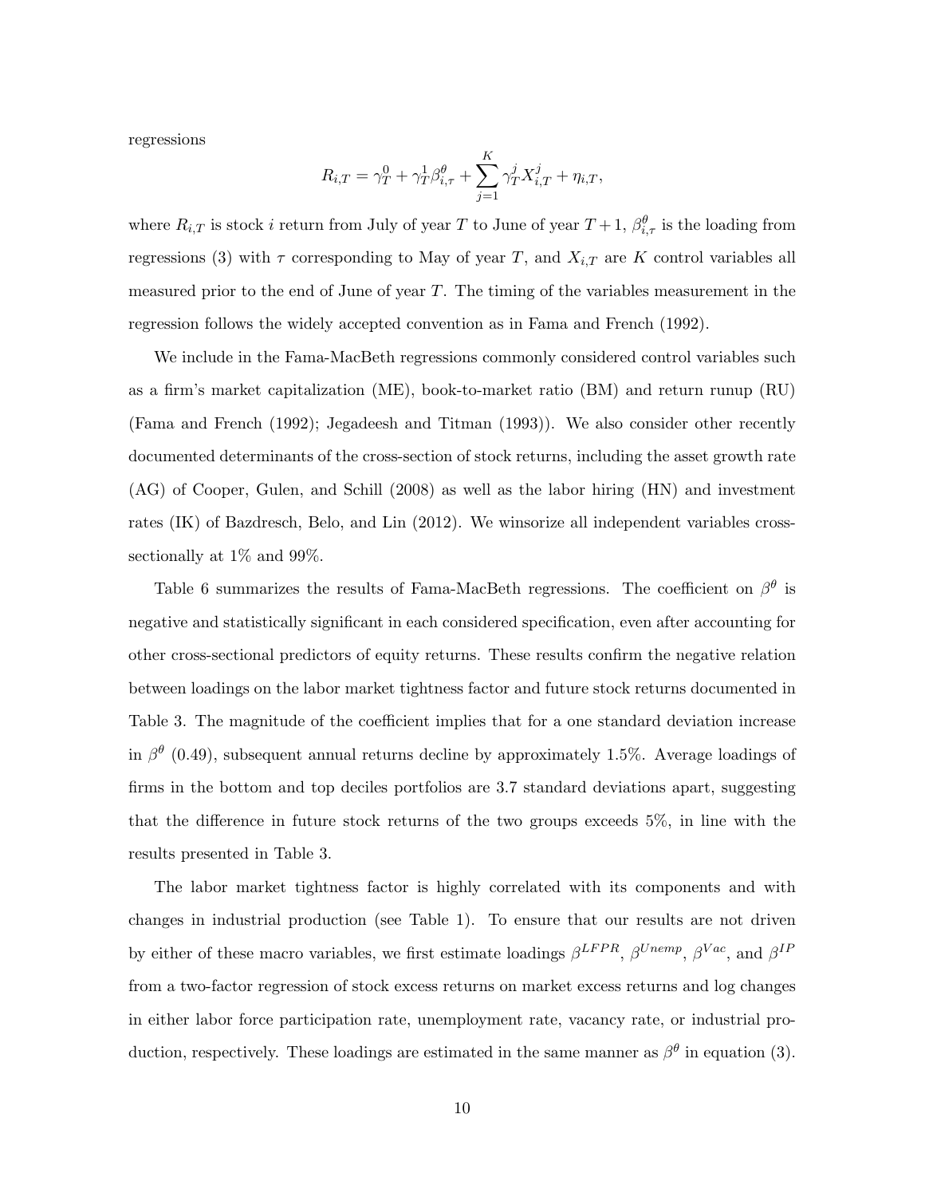regressions

$$R_{i,T} = \gamma_T^0 + \gamma_T^1 \beta_{i,\tau}^{\theta} + \sum_{j=1}^{K} \gamma_T^j X_{i,T}^j + \eta_{i,T},$$

where $R_{i,T}$ is stock $i$ return from July of year $T$ to June of year $T+1$, $\beta_{i,\tau}^{\theta}$ is the loading from regressions (3) with $\tau$ corresponding to May of year $T$, and $X_{i,T}$ are $K$ control variables all measured prior to the end of June of year $T$. The timing of the variables measurement in the regression follows the widely accepted convention as in Fama and French (1992).

We include in the Fama-MacBeth regressions commonly considered control variables such as a firm's market capitalization (ME), book-to-market ratio (BM) and return runup (RU) (Fama and French (1992); Jegadeesh and Titman (1993)). We also consider other recently documented determinants of the cross-section of stock returns, including the asset growth rate (AG) of Cooper, Gulen, and Schill (2008) as well as the labor hiring (HN) and investment rates (IK) of Bazdresch, Belo, and Lin (2012). We winsorize all independent variables cross-sectionally at 1% and 99%.

Table 6 summarizes the results of Fama-MacBeth regressions. The coefficient on $\beta^{\theta}$ is negative and statistically significant in each considered specification, even after accounting for other cross-sectional predictors of equity returns. These results confirm the negative relation between loadings on the labor market tightness factor and future stock returns documented in Table 3. The magnitude of the coefficient implies that for a one standard deviation increase in $\beta^{\theta}$ (0.49), subsequent annual returns decline by approximately 1.5%. Average loadings of firms in the bottom and top deciles portfolios are 3.7 standard deviations apart, suggesting that the difference in future stock returns of the two groups exceeds 5%, in line with the results presented in Table 3.

The labor market tightness factor is highly correlated with its components and with changes in industrial production (see Table 1). To ensure that our results are not driven by either of these macro variables, we first estimate loadings $\beta^{LFPR}$, $\beta^{Unemp}$, $\beta^{Vac}$, and $\beta^{IP}$ from a two-factor regression of stock excess returns on market excess returns and log changes in either labor force participation rate, unemployment rate, vacancy rate, or industrial production, respectively. These loadings are estimated in the same manner as $\beta^{\theta}$ in equation (3).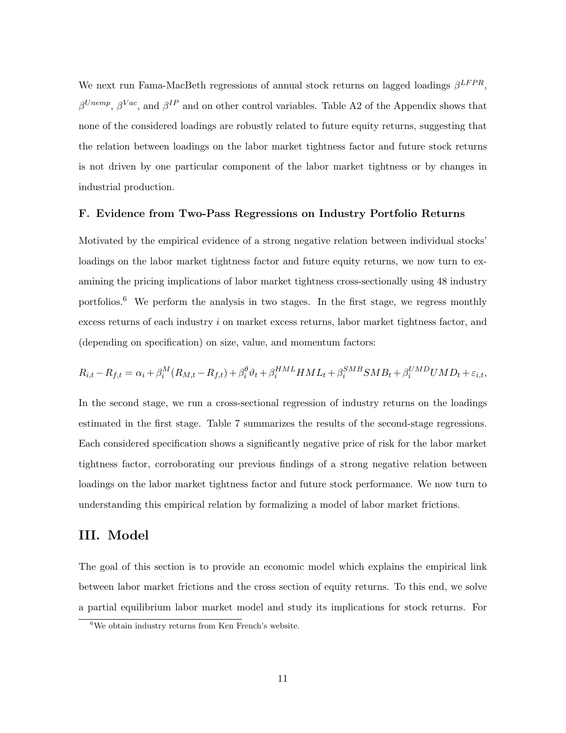We next run Fama-MacBeth regressions of annual stock returns on lagged loadings $\beta^{LFPR}$, $\beta^{Unemp}$, $\beta^{Vac}$, and $\beta^{IP}$ and on other control variables. Table A2 of the Appendix shows that none of the considered loadings are robustly related to future equity returns, suggesting that the relation between loadings on the labor market tightness factor and future stock returns is not driven by one particular component of the labor market tightness or by changes in industrial production.

### F. Evidence from Two-Pass Regressions on Industry Portfolio Returns

Motivated by the empirical evidence of a strong negative relation between individual stocks' loadings on the labor market tightness factor and future equity returns, we now turn to examining the pricing implications of labor market tightness cross-sectionally using 48 industry portfolios.[6] We perform the analysis in two stages. In the first stage, we regress monthly excess returns of each industry $i$ on market excess returns, labor market tightness factor, and (depending on specification) on size, value, and momentum factors:

$$R_{i,t} - R_{f,t} = \alpha_i + \beta_i^M (R_{M,t} - R_{f,t}) + \beta_i^{\theta} \vartheta_t + \beta_i^{HML} HML_t + \beta_i^{SMB} SMB_t + \beta_i^{UMD} UMD_t + \varepsilon_{i,t},$$

In the second stage, we run a cross-sectional regression of industry returns on the loadings estimated in the first stage. Table 7 summarizes the results of the second-stage regressions. Each considered specification shows a significantly negative price of risk for the labor market tightness factor, corroborating our previous findings of a strong negative relation between loadings on the labor market tightness factor and future stock performance. We now turn to understanding this empirical relation by formalizing a model of labor market frictions.

## III. Model

The goal of this section is to provide an economic model which explains the empirical link between labor market frictions and the cross section of equity returns. To this end, we solve a partial equilibrium labor market model and study its implications for stock returns. For

[6] We obtain industry returns from Ken French's website.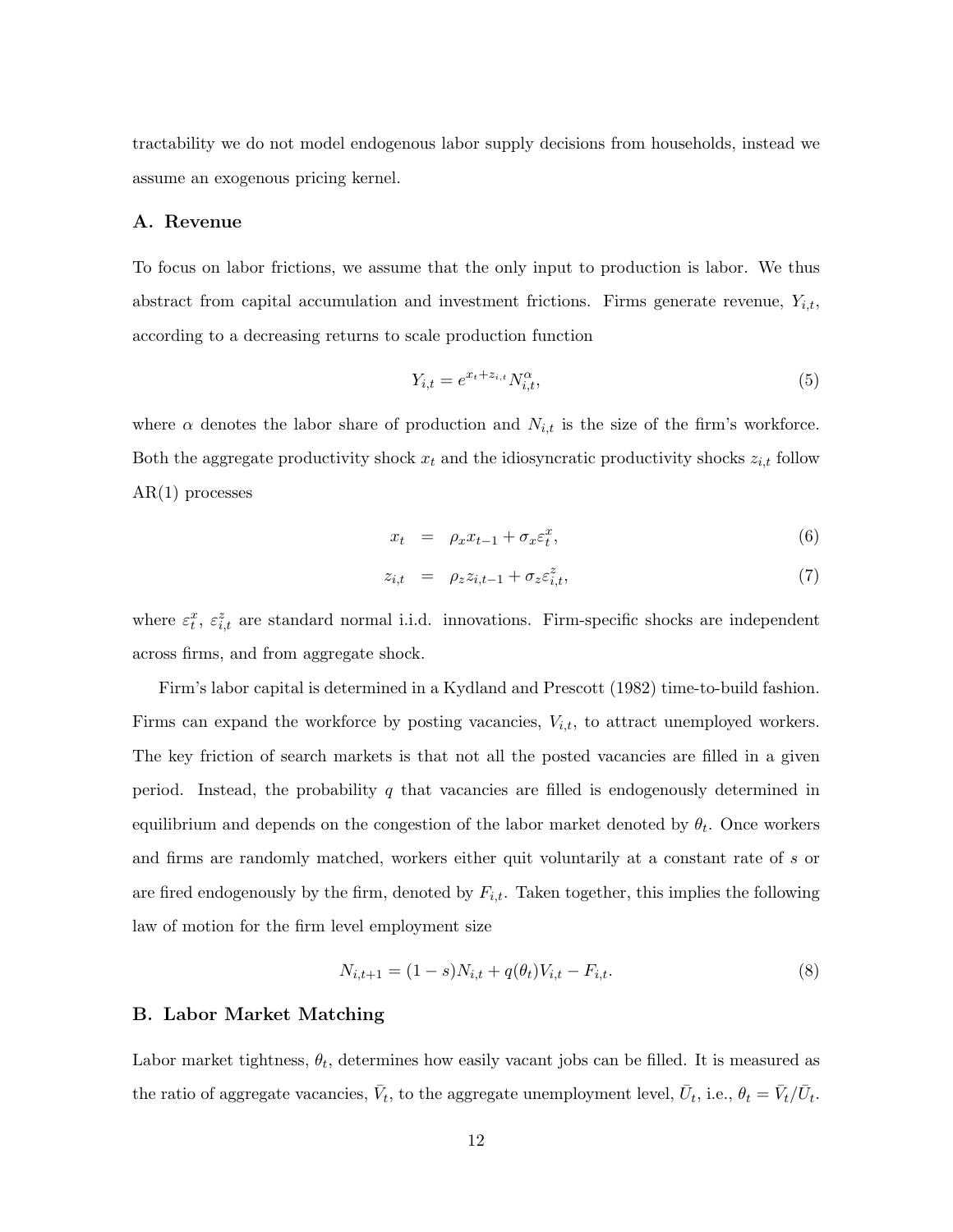tractability we do not model endogenous labor supply decisions from households, instead we assume an exogenous pricing kernel.

### A. Revenue

To focus on labor frictions, we assume that the only input to production is labor. We thus abstract from capital accumulation and investment frictions. Firms generate revenue, $Y_{i,t}$, according to a decreasing returns to scale production function

$$Y_{i,t} = e^{x_t + z_{i,t}} N_{i,t}^{\alpha}, \tag{5}$$

where $\alpha$ denotes the labor share of production and $N_{i,t}$ is the size of the firm's workforce. Both the aggregate productivity shock $x_t$ and the idiosyncratic productivity shocks $z_{i,t}$ follow AR(1) processes

$$x_t = \rho_x x_{t-1} + \sigma_x \varepsilon_t^x, \tag{6}$$

$$z_{i,t} = \rho_z z_{i,t-1} + \sigma_z \varepsilon_{i,t}^z, \tag{7}$$

where $\varepsilon_t^x$, $\varepsilon_{i,t}^z$ are standard normal i.i.d. innovations. Firm-specific shocks are independent across firms, and from aggregate shock.

Firm's labor capital is determined in a Kydland and Prescott (1982) time-to-build fashion. Firms can expand the workforce by posting vacancies, $V_{i,t}$, to attract unemployed workers. The key friction of search markets is that not all the posted vacancies are filled in a given period. Instead, the probability $q$ that vacancies are filled is endogenously determined in equilibrium and depends on the congestion of the labor market denoted by $\theta_t$. Once workers and firms are randomly matched, workers either quit voluntarily at a constant rate of $s$ or are fired endogenously by the firm, denoted by $F_{i,t}$. Taken together, this implies the following law of motion for the firm level employment size

$$N_{i,t+1} = (1-s)N_{i,t} + q(\theta_t)V_{i,t} - F_{i,t}. \tag{8}$$

### B. Labor Market Matching

Labor market tightness, $\theta_t$, determines how easily vacant jobs can be filled. It is measured as the ratio of aggregate vacancies, $\bar{V}_t$, to the aggregate unemployment level, $\bar{U}_t$, i.e., $\theta_t = \bar{V}_t/\bar{U}_t$.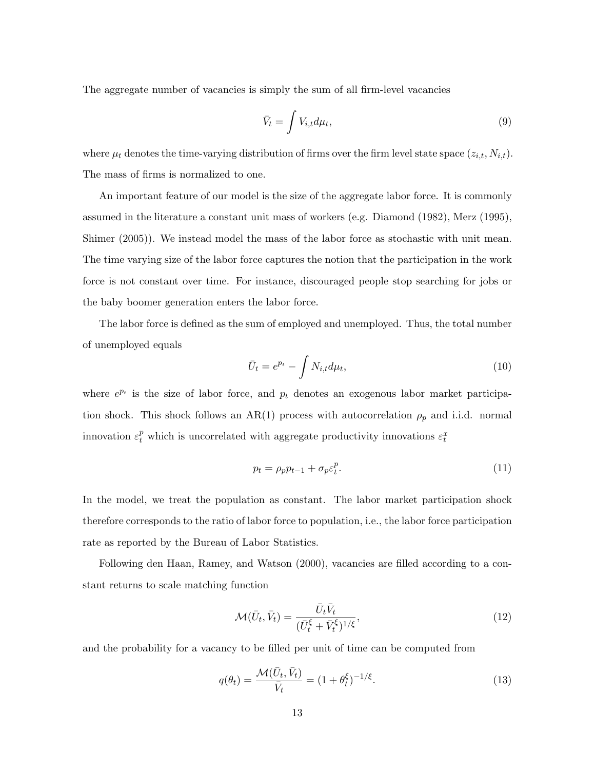The aggregate number of vacancies is simply the sum of all firm-level vacancies

$$\bar{V}_t = \int V_{i,t} d\mu_t, \tag{9}$$

where $\mu_t$ denotes the time-varying distribution of firms over the firm level state space $(z_{i,t}, N_{i,t})$. The mass of firms is normalized to one.

An important feature of our model is the size of the aggregate labor force. It is commonly assumed in the literature a constant unit mass of workers (e.g. Diamond (1982), Merz (1995), Shimer (2005)). We instead model the mass of the labor force as stochastic with unit mean. The time varying size of the labor force captures the notion that the participation in the work force is not constant over time. For instance, discouraged people stop searching for jobs or the baby boomer generation enters the labor force.

The labor force is defined as the sum of employed and unemployed. Thus, the total number of unemployed equals

$$\bar{U}_t = e^{p_t} - \int N_{i,t} d\mu_t, \tag{10}$$

where $e^{p_t}$ is the size of labor force, and $p_t$ denotes an exogenous labor market participation shock. This shock follows an AR(1) process with autocorrelation $\rho_p$ and i.i.d. normal innovation $\varepsilon_t^p$ which is uncorrelated with aggregate productivity innovations $\varepsilon_t^x$

$$p_t = \rho_p p_{t-1} + \sigma_p \varepsilon_t^p. \tag{11}$$

In the model, we treat the population as constant. The labor market participation shock therefore corresponds to the ratio of labor force to population, i.e., the labor force participation rate as reported by the Bureau of Labor Statistics.

Following den Haan, Ramey, and Watson (2000), vacancies are filled according to a constant returns to scale matching function

$$\mathcal{M}(\bar{U}_t, \bar{V}_t) = \frac{\bar{U}_t \bar{V}_t}{(\bar{U}_t^{\xi} + \bar{V}_t^{\xi})^{1/\xi}}, \tag{12}$$

and the probability for a vacancy to be filled per unit of time can be computed from

$$q(\theta_t) = \frac{\mathcal{M}(\bar{U}_t, \bar{V}_t)}{\bar{V}_t} = (1 + \theta_t^{\xi})^{-1/\xi}. \tag{13}$$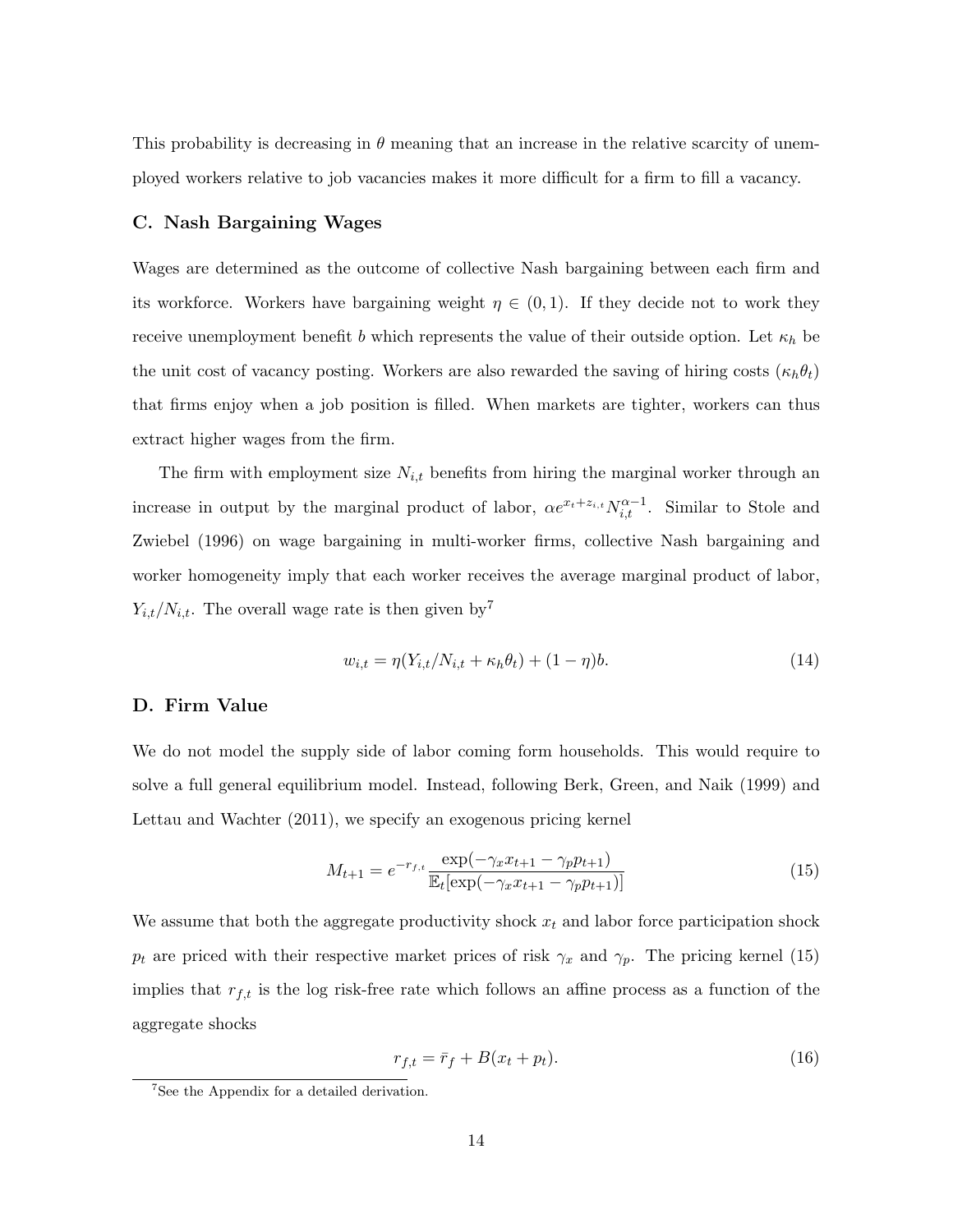This probability is decreasing in $\theta$ meaning that an increase in the relative scarcity of unemployed workers relative to job vacancies makes it more difficult for a firm to fill a vacancy.

### C. Nash Bargaining Wages

Wages are determined as the outcome of collective Nash bargaining between each firm and its workforce. Workers have bargaining weight $\eta \in (0, 1)$. If they decide not to work they receive unemployment benefit $b$ which represents the value of their outside option. Let $\kappa_h$ be the unit cost of vacancy posting. Workers are also rewarded the saving of hiring costs ($\kappa_h \theta_t$) that firms enjoy when a job position is filled. When markets are tighter, workers can thus extract higher wages from the firm.

The firm with employment size $N_{i,t}$ benefits from hiring the marginal worker through an increase in output by the marginal product of labor, $\alpha e^{x_t + z_{i,t}} N_{i,t}^{\alpha-1}$. Similar to Stole and Zwiebel (1996) on wage bargaining in multi-worker firms, collective Nash bargaining and worker homogeneity imply that each worker receives the average marginal product of labor, $Y_{i,t}/N_{i,t}$. The overall wage rate is then given by[7]

$$w_{i,t} = \eta(Y_{i,t}/N_{i,t} + \kappa_h \theta_t) + (1 - \eta)b. \tag{14}$$

### D. Firm Value

We do not model the supply side of labor coming form households. This would require to solve a full general equilibrium model. Instead, following Berk, Green, and Naik (1999) and Lettau and Wachter (2011), we specify an exogenous pricing kernel

$$M_{t+1} = e^{-r_{f,t}} \frac{\exp(-\gamma_x x_{t+1} - \gamma_p p_{t+1})}{\mathbb{E}_t[\exp(-\gamma_x x_{t+1} - \gamma_p p_{t+1})]} \tag{15}$$

We assume that both the aggregate productivity shock $x_t$ and labor force participation shock $p_t$ are priced with their respective market prices of risk $\gamma_x$ and $\gamma_p$. The pricing kernel (15) implies that $r_{f,t}$ is the log risk-free rate which follows an affine process as a function of the aggregate shocks

$$r_{f,t} = \bar{r}_f + B(x_t + p_t). \tag{16}$$

[7] See the Appendix for a detailed derivation.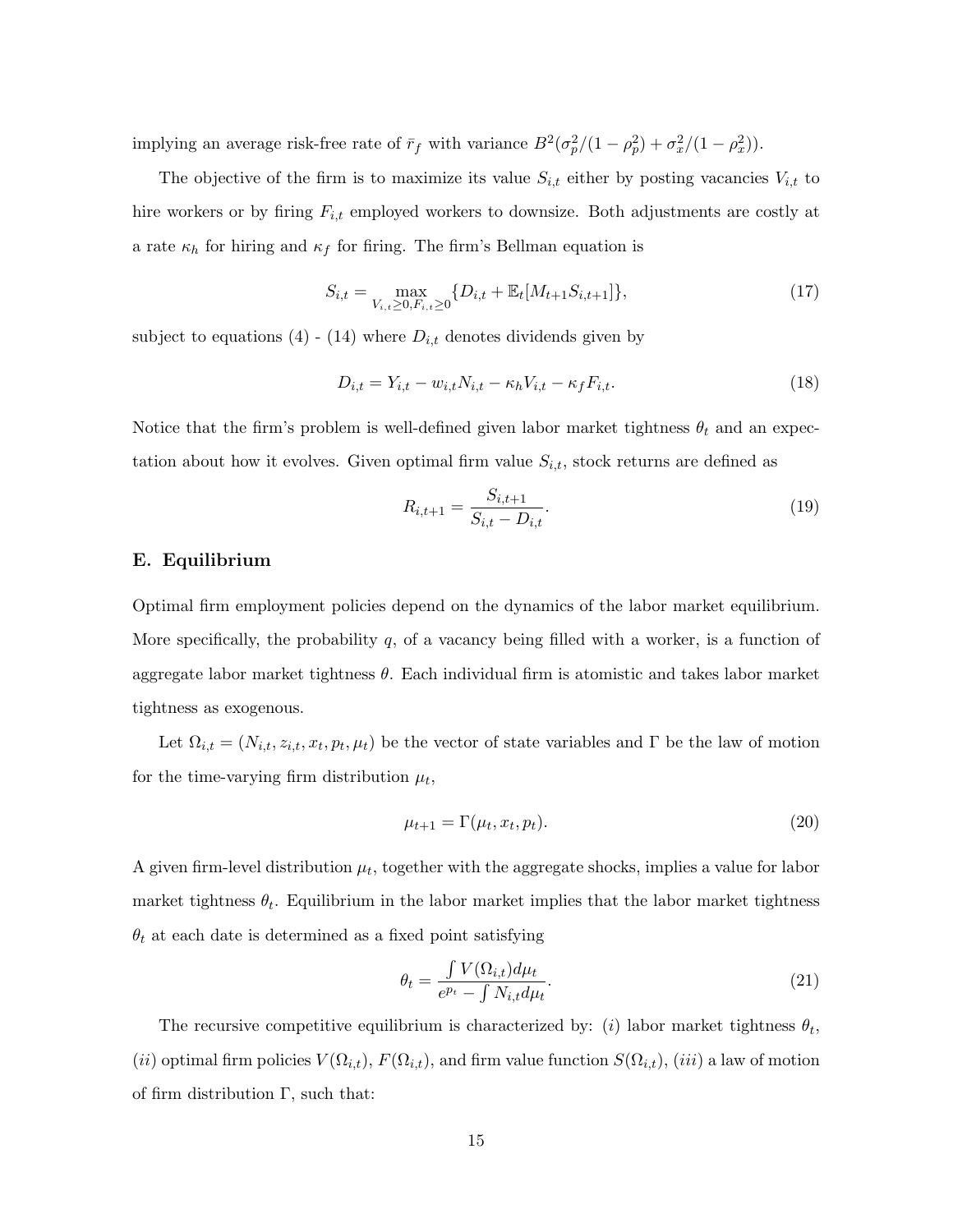implying an average risk-free rate of $\bar{r}_f$ with variance $B^2(\sigma_p^2/(1-\rho_p^2) + \sigma_x^2/(1-\rho_x^2))$.

The objective of the firm is to maximize its value $S_{i,t}$ either by posting vacancies $V_{i,t}$ to hire workers or by firing $F_{i,t}$ employed workers to downsize. Both adjustments are costly at a rate $\kappa_h$ for hiring and $\kappa_f$ for firing. The firm's Bellman equation is

$$S_{i,t} = \max_{V_{i,t}\geq 0, F_{i,t}\geq 0} \{D_{i,t} + \mathbb{E}_t[M_{t+1}S_{i,t+1}]\}, \tag{17}$$

subject to equations (4) - (14) where $D_{i,t}$ denotes dividends given by

$$D_{i,t} = Y_{i,t} - w_{i,t}N_{i,t} - \kappa_h V_{i,t} - \kappa_f F_{i,t}. \tag{18}$$

Notice that the firm's problem is well-defined given labor market tightness $\theta_t$ and an expectation about how it evolves. Given optimal firm value $S_{i,t}$, stock returns are defined as

$$R_{i,t+1} = \frac{S_{i,t+1}}{S_{i,t} - D_{i,t}}. \tag{19}$$

### E. Equilibrium

Optimal firm employment policies depend on the dynamics of the labor market equilibrium. More specifically, the probability $q$, of a vacancy being filled with a worker, is a function of aggregate labor market tightness $\theta$. Each individual firm is atomistic and takes labor market tightness as exogenous.

Let $\Omega_{i,t} = (N_{i,t}, z_{i,t}, x_t, p_t, \mu_t)$ be the vector of state variables and $\Gamma$ be the law of motion for the time-varying firm distribution $\mu_t$,

$$\mu_{t+1} = \Gamma(\mu_t, x_t, p_t). \tag{20}$$

A given firm-level distribution $\mu_t$, together with the aggregate shocks, implies a value for labor market tightness $\theta_t$. Equilibrium in the labor market implies that the labor market tightness $\theta_t$ at each date is determined as a fixed point satisfying

$$\theta_t = \frac{\int V(\Omega_{i,t}) d\mu_t}{e^{p_t} - \int N_{i,t} d\mu_t}. \tag{21}$$

The recursive competitive equilibrium is characterized by: $(i)$ labor market tightness $\theta_t$, $(ii)$ optimal firm policies $V(\Omega_{i,t})$, $F(\Omega_{i,t})$, and firm value function $S(\Omega_{i,t})$, $(iii)$ a law of motion of firm distribution $\Gamma$, such that: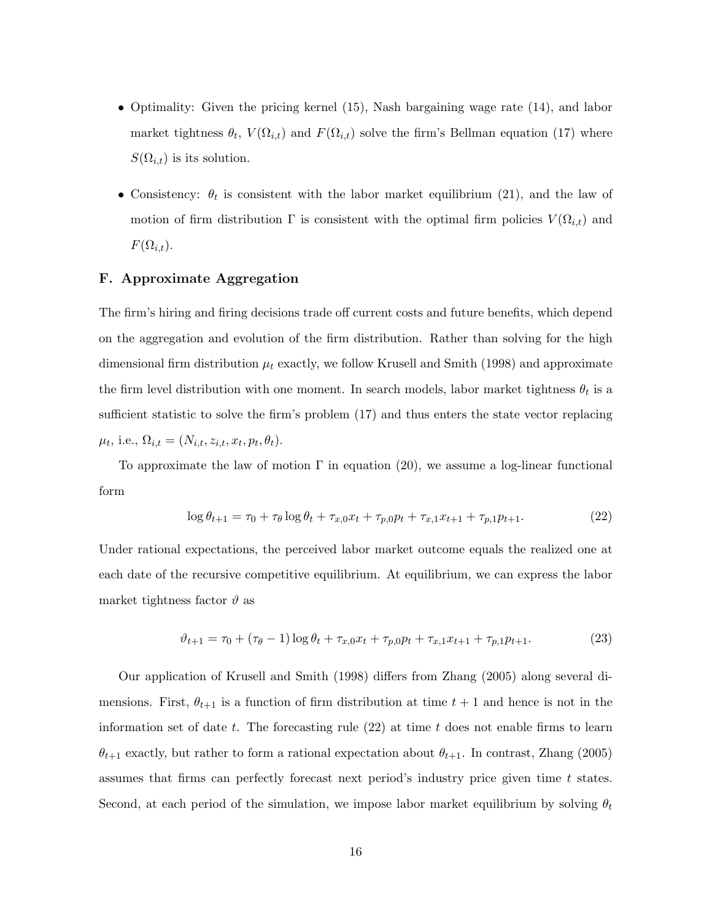- Optimality: Given the pricing kernel (15), Nash bargaining wage rate (14), and labor market tightness $\theta_t$, $V(\Omega_{i,t})$ and $F(\Omega_{i,t})$ solve the firm's Bellman equation (17) where $S(\Omega_{i,t})$ is its solution.

- Consistency: $\theta_t$ is consistent with the labor market equilibrium (21), and the law of motion of firm distribution $\Gamma$ is consistent with the optimal firm policies $V(\Omega_{i,t})$ and $F(\Omega_{i,t})$.

## F. Approximate Aggregation

The firm's hiring and firing decisions trade off current costs and future benefits, which depend on the aggregation and evolution of the firm distribution. Rather than solving for the high dimensional firm distribution $\mu_t$ exactly, we follow Krusell and Smith (1998) and approximate the firm level distribution with one moment. In search models, labor market tightness $\theta_t$ is a sufficient statistic to solve the firm's problem (17) and thus enters the state vector replacing $\mu_t$, i.e., $\Omega_{i,t} = (N_{i,t}, z_{i,t}, x_t, p_t, \theta_t)$.

To approximate the law of motion $\Gamma$ in equation (20), we assume a log-linear functional form

$$\log \theta_{t+1} = \tau_0 + \tau_\theta \log \theta_t + \tau_{x,0} x_t + \tau_{p,0} p_t + \tau_{x,1} x_{t+1} + \tau_{p,1} p_{t+1}. \tag{22}$$

Under rational expectations, the perceived labor market outcome equals the realized one at each date of the recursive competitive equilibrium. At equilibrium, we can express the labor market tightness factor $\vartheta$ as

$$\vartheta_{t+1} = \tau_0 + (\tau_\theta - 1) \log \theta_t + \tau_{x,0} x_t + \tau_{p,0} p_t + \tau_{x,1} x_{t+1} + \tau_{p,1} p_{t+1}. \tag{23}$$

Our application of Krusell and Smith (1998) differs from Zhang (2005) along several dimensions. First, $\theta_{t+1}$ is a function of firm distribution at time $t+1$ and hence is not in the information set of date $t$. The forecasting rule (22) at time $t$ does not enable firms to learn $\theta_{t+1}$ exactly, but rather to form a rational expectation about $\theta_{t+1}$. In contrast, Zhang (2005) assumes that firms can perfectly forecast next period's industry price given time $t$ states. Second, at each period of the simulation, we impose labor market equilibrium by solving $\theta_t$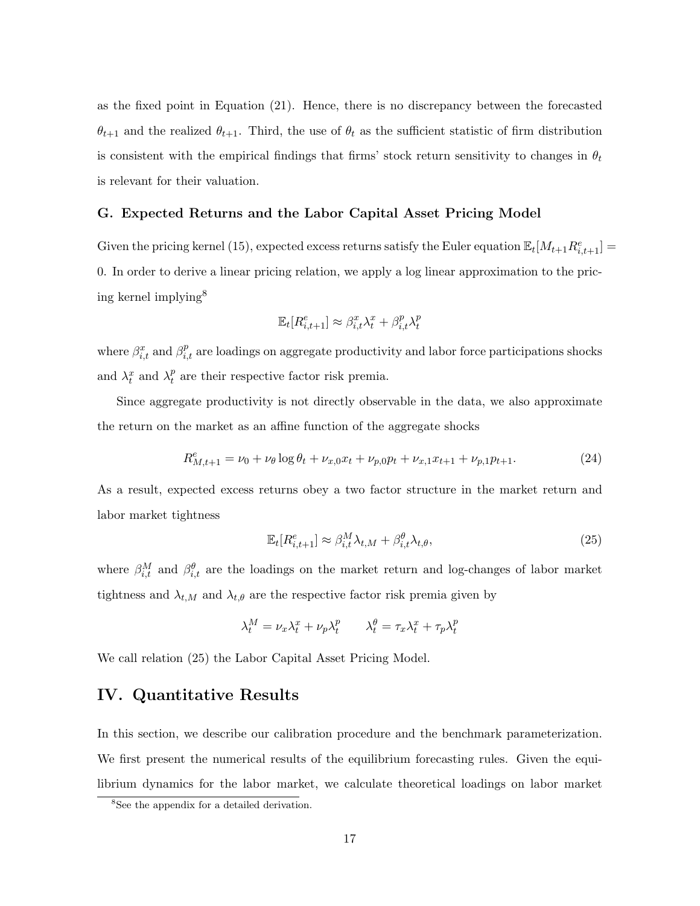as the fixed point in Equation (21). Hence, there is no discrepancy between the forecasted $\theta_{t+1}$ and the realized $\theta_{t+1}$. Third, the use of $\theta_t$ as the sufficient statistic of firm distribution is consistent with the empirical findings that firms' stock return sensitivity to changes in $\theta_t$ is relevant for their valuation.

### G. Expected Returns and the Labor Capital Asset Pricing Model

Given the pricing kernel (15), expected excess returns satisfy the Euler equation $\mathbb{E}_t[M_{t+1}R^e_{i,t+1}] = 0$. In order to derive a linear pricing relation, we apply a log linear approximation to the pricing kernel implying[8]

$$\mathbb{E}_t[R^e_{i,t+1}] \approx \beta^x_{i,t}\lambda^x_t + \beta^p_{i,t}\lambda^p_t$$

where $\beta^x_{i,t}$ and $\beta^p_{i,t}$ are loadings on aggregate productivity and labor force participations shocks and $\lambda^x_t$ and $\lambda^p_t$ are their respective factor risk premia.

Since aggregate productivity is not directly observable in the data, we also approximate the return on the market as an affine function of the aggregate shocks

$$R^e_{M,t+1} = \nu_0 + \nu_\theta \log\theta_t + \nu_{x,0}x_t + \nu_{p,0}p_t + \nu_{x,1}x_{t+1} + \nu_{p,1}p_{t+1}. \tag{24}$$

As a result, expected excess returns obey a two factor structure in the market return and labor market tightness

$$\mathbb{E}_t[R^e_{i,t+1}] \approx \beta^M_{i,t}\lambda_{t,M} + \beta^\theta_{i,t}\lambda_{t,\theta}, \tag{25}$$

where $\beta^M_{i,t}$ and $\beta^\theta_{i,t}$ are the loadings on the market return and log-changes of labor market tightness and $\lambda_{t,M}$ and $\lambda_{t,\theta}$ are the respective factor risk premia given by

$$\lambda^M_t = \nu_x\lambda^x_t + \nu_p\lambda^p_t \qquad \lambda^\theta_t = \tau_x\lambda^x_t + \tau_p\lambda^p_t$$

We call relation (25) the Labor Capital Asset Pricing Model.

## IV. Quantitative Results

In this section, we describe our calibration procedure and the benchmark parameterization. We first present the numerical results of the equilibrium forecasting rules. Given the equilibrium dynamics for the labor market, we calculate theoretical loadings on labor market

[8] See the appendix for a detailed derivation.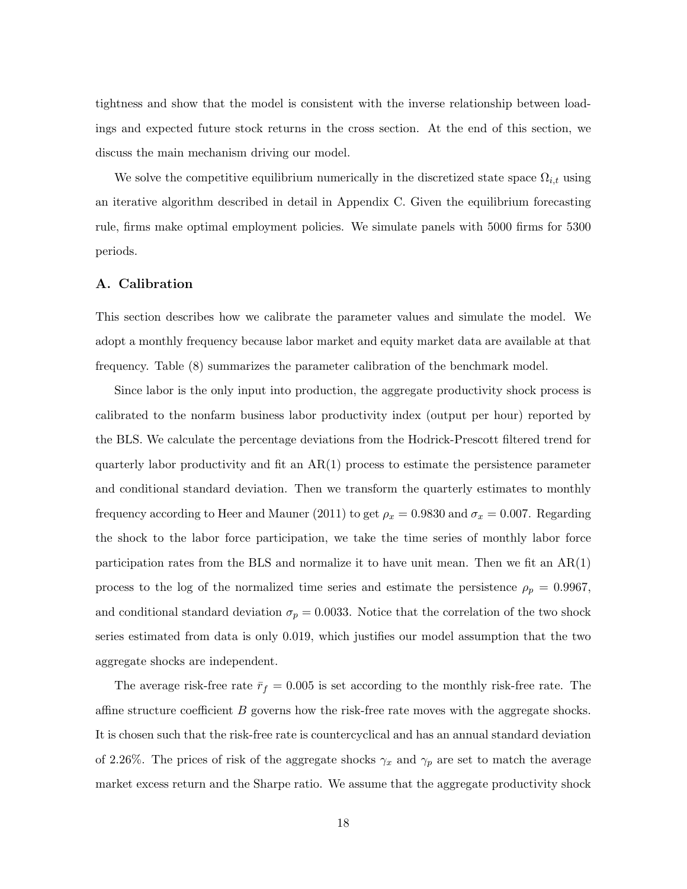tightness and show that the model is consistent with the inverse relationship between loadings and expected future stock returns in the cross section. At the end of this section, we discuss the main mechanism driving our model.

We solve the competitive equilibrium numerically in the discretized state space $\Omega_{i,t}$ using an iterative algorithm described in detail in Appendix C. Given the equilibrium forecasting rule, firms make optimal employment policies. We simulate panels with 5000 firms for 5300 periods.

## A. Calibration

This section describes how we calibrate the parameter values and simulate the model. We adopt a monthly frequency because labor market and equity market data are available at that frequency. Table (8) summarizes the parameter calibration of the benchmark model.

Since labor is the only input into production, the aggregate productivity shock process is calibrated to the nonfarm business labor productivity index (output per hour) reported by the BLS. We calculate the percentage deviations from the Hodrick-Prescott filtered trend for quarterly labor productivity and fit an AR(1) process to estimate the persistence parameter and conditional standard deviation. Then we transform the quarterly estimates to monthly frequency according to Heer and Mauner (2011) to get $\rho_x = 0.9830$ and $\sigma_x = 0.007$. Regarding the shock to the labor force participation, we take the time series of monthly labor force participation rates from the BLS and normalize it to have unit mean. Then we fit an AR(1) process to the log of the normalized time series and estimate the persistence $\rho_p = 0.9967$, and conditional standard deviation $\sigma_p = 0.0033$. Notice that the correlation of the two shock series estimated from data is only 0.019, which justifies our model assumption that the two aggregate shocks are independent.

The average risk-free rate $\bar{r}_f = 0.005$ is set according to the monthly risk-free rate. The affine structure coefficient $B$ governs how the risk-free rate moves with the aggregate shocks. It is chosen such that the risk-free rate is countercyclical and has an annual standard deviation of 2.26%. The prices of risk of the aggregate shocks $\gamma_x$ and $\gamma_p$ are set to match the average market excess return and the Sharpe ratio. We assume that the aggregate productivity shock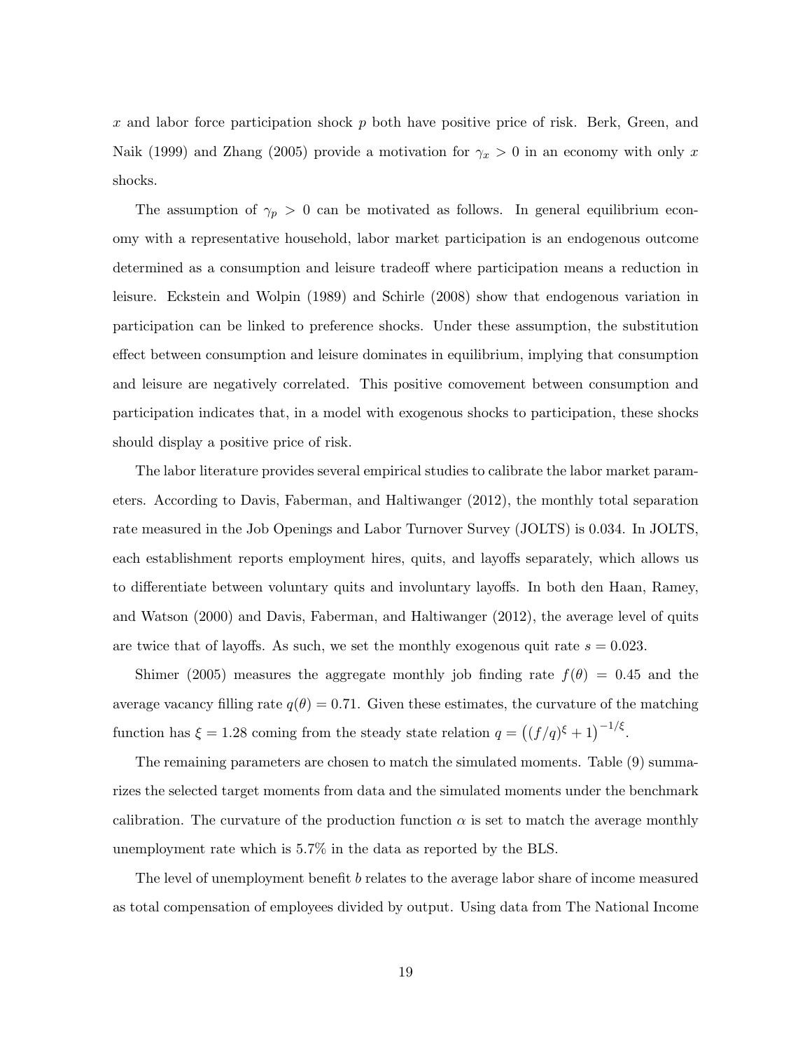$x$ and labor force participation shock $p$ both have positive price of risk. Berk, Green, and Naik (1999) and Zhang (2005) provide a motivation for $\gamma_x > 0$ in an economy with only $x$ shocks.

The assumption of $\gamma_p > 0$ can be motivated as follows. In general equilibrium economy with a representative household, labor market participation is an endogenous outcome determined as a consumption and leisure tradeoff where participation means a reduction in leisure. Eckstein and Wolpin (1989) and Schirle (2008) show that endogenous variation in participation can be linked to preference shocks. Under these assumption, the substitution effect between consumption and leisure dominates in equilibrium, implying that consumption and leisure are negatively correlated. This positive comovement between consumption and participation indicates that, in a model with exogenous shocks to participation, these shocks should display a positive price of risk.

The labor literature provides several empirical studies to calibrate the labor market parameters. According to Davis, Faberman, and Haltiwanger (2012), the monthly total separation rate measured in the Job Openings and Labor Turnover Survey (JOLTS) is 0.034. In JOLTS, each establishment reports employment hires, quits, and layoffs separately, which allows us to differentiate between voluntary quits and involuntary layoffs. In both den Haan, Ramey, and Watson (2000) and Davis, Faberman, and Haltiwanger (2012), the average level of quits are twice that of layoffs. As such, we set the monthly exogenous quit rate $s = 0.023$.

Shimer (2005) measures the aggregate monthly job finding rate $f(\theta) = 0.45$ and the average vacancy filling rate $q(\theta) = 0.71$. Given these estimates, the curvature of the matching function has $\xi = 1.28$ coming from the steady state relation $q = \left((f/q)^{\xi} + 1\right)^{-1/\xi}$.

The remaining parameters are chosen to match the simulated moments. Table (9) summarizes the selected target moments from data and the simulated moments under the benchmark calibration. The curvature of the production function $\alpha$ is set to match the average monthly unemployment rate which is 5.7% in the data as reported by the BLS.

The level of unemployment benefit $b$ relates to the average labor share of income measured as total compensation of employees divided by output. Using data from The National Income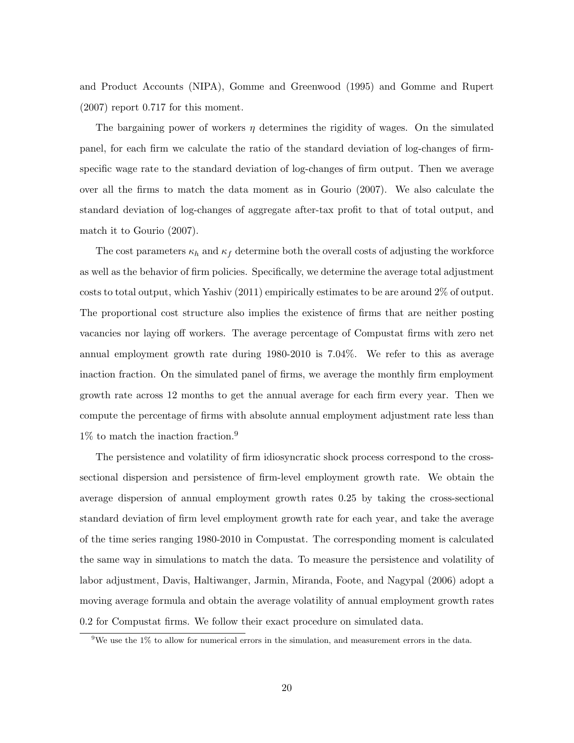and Product Accounts (NIPA), Gomme and Greenwood (1995) and Gomme and Rupert (2007) report 0.717 for this moment.

The bargaining power of workers $\eta$ determines the rigidity of wages. On the simulated panel, for each firm we calculate the ratio of the standard deviation of log-changes of firm-specific wage rate to the standard deviation of log-changes of firm output. Then we average over all the firms to match the data moment as in Gourio (2007). We also calculate the standard deviation of log-changes of aggregate after-tax profit to that of total output, and match it to Gourio (2007).

The cost parameters $\kappa_h$ and $\kappa_f$ determine both the overall costs of adjusting the workforce as well as the behavior of firm policies. Specifically, we determine the average total adjustment costs to total output, which Yashiv (2011) empirically estimates to be are around 2% of output. The proportional cost structure also implies the existence of firms that are neither posting vacancies nor laying off workers. The average percentage of Compustat firms with zero net annual employment growth rate during 1980-2010 is 7.04%. We refer to this as average inaction fraction. On the simulated panel of firms, we average the monthly firm employment growth rate across 12 months to get the annual average for each firm every year. Then we compute the percentage of firms with absolute annual employment adjustment rate less than 1% to match the inaction fraction.[9]

The persistence and volatility of firm idiosyncratic shock process correspond to the cross-sectional dispersion and persistence of firm-level employment growth rate. We obtain the average dispersion of annual employment growth rates 0.25 by taking the cross-sectional standard deviation of firm level employment growth rate for each year, and take the average of the time series ranging 1980-2010 in Compustat. The corresponding moment is calculated the same way in simulations to match the data. To measure the persistence and volatility of labor adjustment, Davis, Haltiwanger, Jarmin, Miranda, Foote, and Nagypal (2006) adopt a moving average formula and obtain the average volatility of annual employment growth rates 0.2 for Compustat firms. We follow their exact procedure on simulated data.

[9]We use the 1% to allow for numerical errors in the simulation, and measurement errors in the data.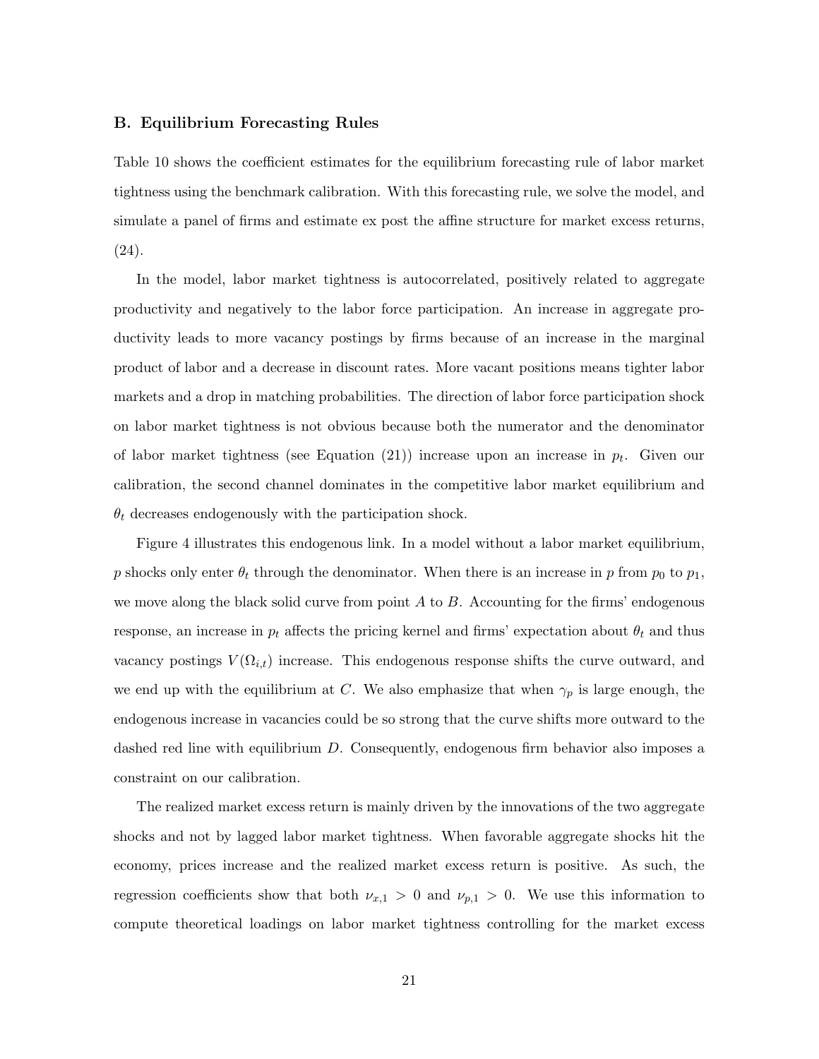### B. Equilibrium Forecasting Rules

Table 10 shows the coefficient estimates for the equilibrium forecasting rule of labor market tightness using the benchmark calibration. With this forecasting rule, we solve the model, and simulate a panel of firms and estimate ex post the affine structure for market excess returns, (24).

In the model, labor market tightness is autocorrelated, positively related to aggregate productivity and negatively to the labor force participation. An increase in aggregate productivity leads to more vacancy postings by firms because of an increase in the marginal product of labor and a decrease in discount rates. More vacant positions means tighter labor markets and a drop in matching probabilities. The direction of labor force participation shock on labor market tightness is not obvious because both the numerator and the denominator of labor market tightness (see Equation (21)) increase upon an increase in $p_t$. Given our calibration, the second channel dominates in the competitive labor market equilibrium and $\theta_t$ decreases endogenously with the participation shock.

Figure 4 illustrates this endogenous link. In a model without a labor market equilibrium, $p$ shocks only enter $\theta_t$ through the denominator. When there is an increase in $p$ from $p_0$ to $p_1$, we move along the black solid curve from point $A$ to $B$. Accounting for the firms' endogenous response, an increase in $p_t$ affects the pricing kernel and firms' expectation about $\theta_t$ and thus vacancy postings $V(\Omega_{i,t})$ increase. This endogenous response shifts the curve outward, and we end up with the equilibrium at $C$. We also emphasize that when $\gamma_p$ is large enough, the endogenous increase in vacancies could be so strong that the curve shifts more outward to the dashed red line with equilibrium $D$. Consequently, endogenous firm behavior also imposes a constraint on our calibration.

The realized market excess return is mainly driven by the innovations of the two aggregate shocks and not by lagged labor market tightness. When favorable aggregate shocks hit the economy, prices increase and the realized market excess return is positive. As such, the regression coefficients show that both $\nu_{x,1} > 0$ and $\nu_{p,1} > 0$. We use this information to compute theoretical loadings on labor market tightness controlling for the market excess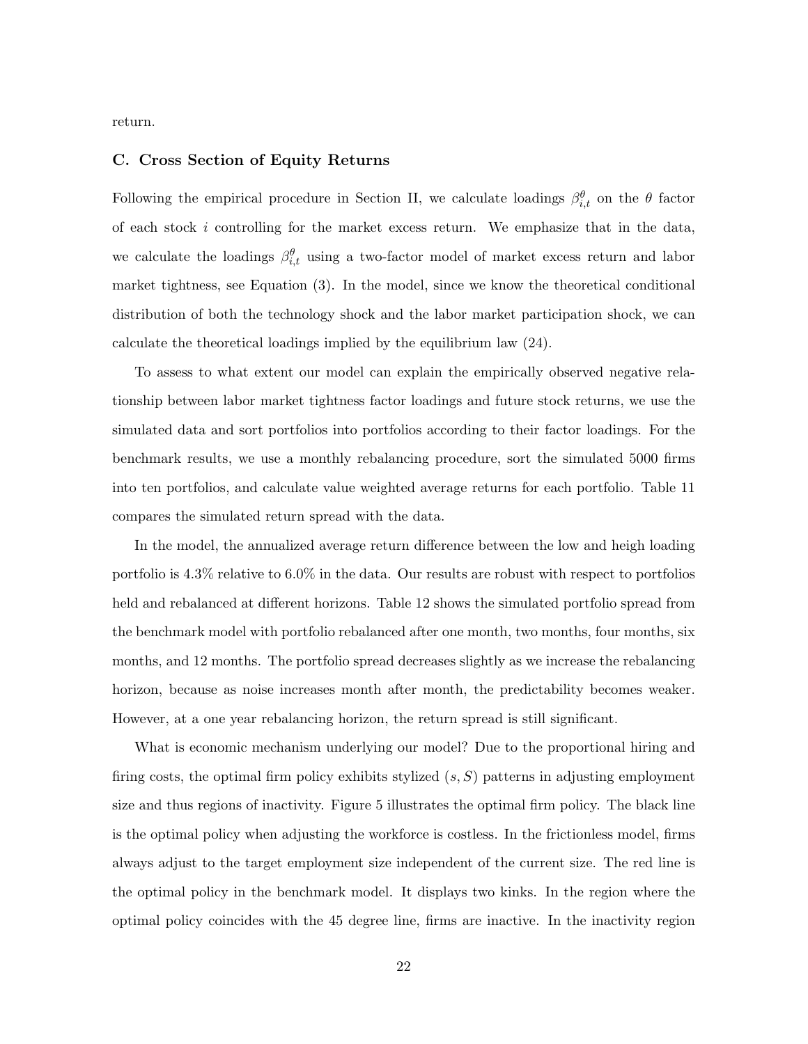return.

### C. Cross Section of Equity Returns

Following the empirical procedure in Section II, we calculate loadings $\beta^{\theta}_{i,t}$ on the $\theta$ factor of each stock $i$ controlling for the market excess return. We emphasize that in the data, we calculate the loadings $\beta^{\theta}_{i,t}$ using a two-factor model of market excess return and labor market tightness, see Equation (3). In the model, since we know the theoretical conditional distribution of both the technology shock and the labor market participation shock, we can calculate the theoretical loadings implied by the equilibrium law (24).

To assess to what extent our model can explain the empirically observed negative relationship between labor market tightness factor loadings and future stock returns, we use the simulated data and sort portfolios into portfolios according to their factor loadings. For the benchmark results, we use a monthly rebalancing procedure, sort the simulated 5000 firms into ten portfolios, and calculate value weighted average returns for each portfolio. Table 11 compares the simulated return spread with the data.

In the model, the annualized average return difference between the low and heigh loading portfolio is 4.3% relative to 6.0% in the data. Our results are robust with respect to portfolios held and rebalanced at different horizons. Table 12 shows the simulated portfolio spread from the benchmark model with portfolio rebalanced after one month, two months, four months, six months, and 12 months. The portfolio spread decreases slightly as we increase the rebalancing horizon, because as noise increases month after month, the predictability becomes weaker. However, at a one year rebalancing horizon, the return spread is still significant.

What is economic mechanism underlying our model? Due to the proportional hiring and firing costs, the optimal firm policy exhibits stylized $(s, S)$ patterns in adjusting employment size and thus regions of inactivity. Figure 5 illustrates the optimal firm policy. The black line is the optimal policy when adjusting the workforce is costless. In the frictionless model, firms always adjust to the target employment size independent of the current size. The red line is the optimal policy in the benchmark model. It displays two kinks. In the region where the optimal policy coincides with the 45 degree line, firms are inactive. In the inactivity region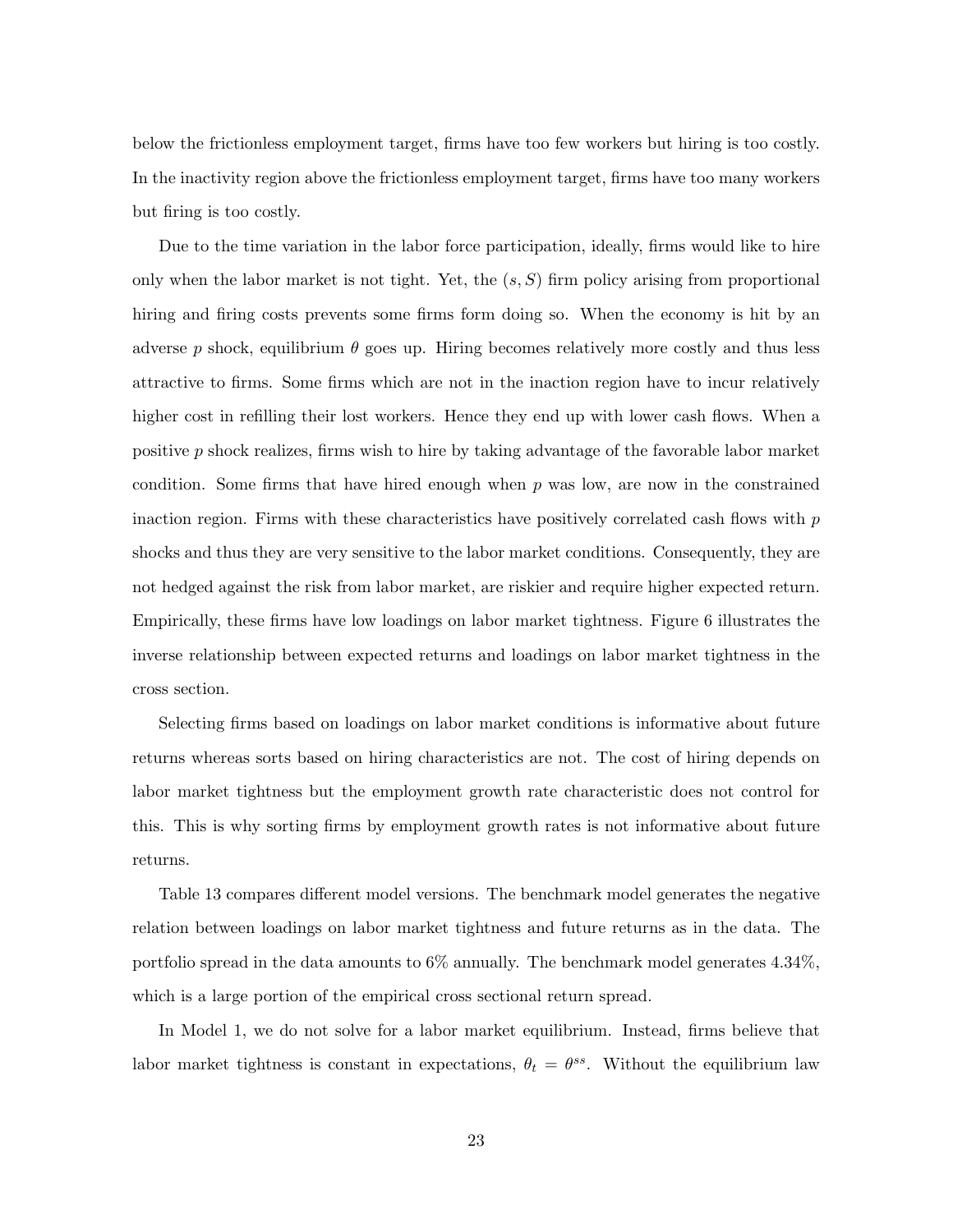below the frictionless employment target, firms have too few workers but hiring is too costly. In the inactivity region above the frictionless employment target, firms have too many workers but firing is too costly.

Due to the time variation in the labor force participation, ideally, firms would like to hire only when the labor market is not tight. Yet, the $(s, S)$ firm policy arising from proportional hiring and firing costs prevents some firms form doing so. When the economy is hit by an adverse $p$ shock, equilibrium $\theta$ goes up. Hiring becomes relatively more costly and thus less attractive to firms. Some firms which are not in the inaction region have to incur relatively higher cost in refilling their lost workers. Hence they end up with lower cash flows. When a positive $p$ shock realizes, firms wish to hire by taking advantage of the favorable labor market condition. Some firms that have hired enough when $p$ was low, are now in the constrained inaction region. Firms with these characteristics have positively correlated cash flows with $p$ shocks and thus they are very sensitive to the labor market conditions. Consequently, they are not hedged against the risk from labor market, are riskier and require higher expected return. Empirically, these firms have low loadings on labor market tightness. Figure 6 illustrates the inverse relationship between expected returns and loadings on labor market tightness in the cross section.

Selecting firms based on loadings on labor market conditions is informative about future returns whereas sorts based on hiring characteristics are not. The cost of hiring depends on labor market tightness but the employment growth rate characteristic does not control for this. This is why sorting firms by employment growth rates is not informative about future returns.

Table 13 compares different model versions. The benchmark model generates the negative relation between loadings on labor market tightness and future returns as in the data. The portfolio spread in the data amounts to 6% annually. The benchmark model generates 4.34%, which is a large portion of the empirical cross sectional return spread.

In Model 1, we do not solve for a labor market equilibrium. Instead, firms believe that labor market tightness is constant in expectations, $\theta_t = \theta^{ss}$. Without the equilibrium law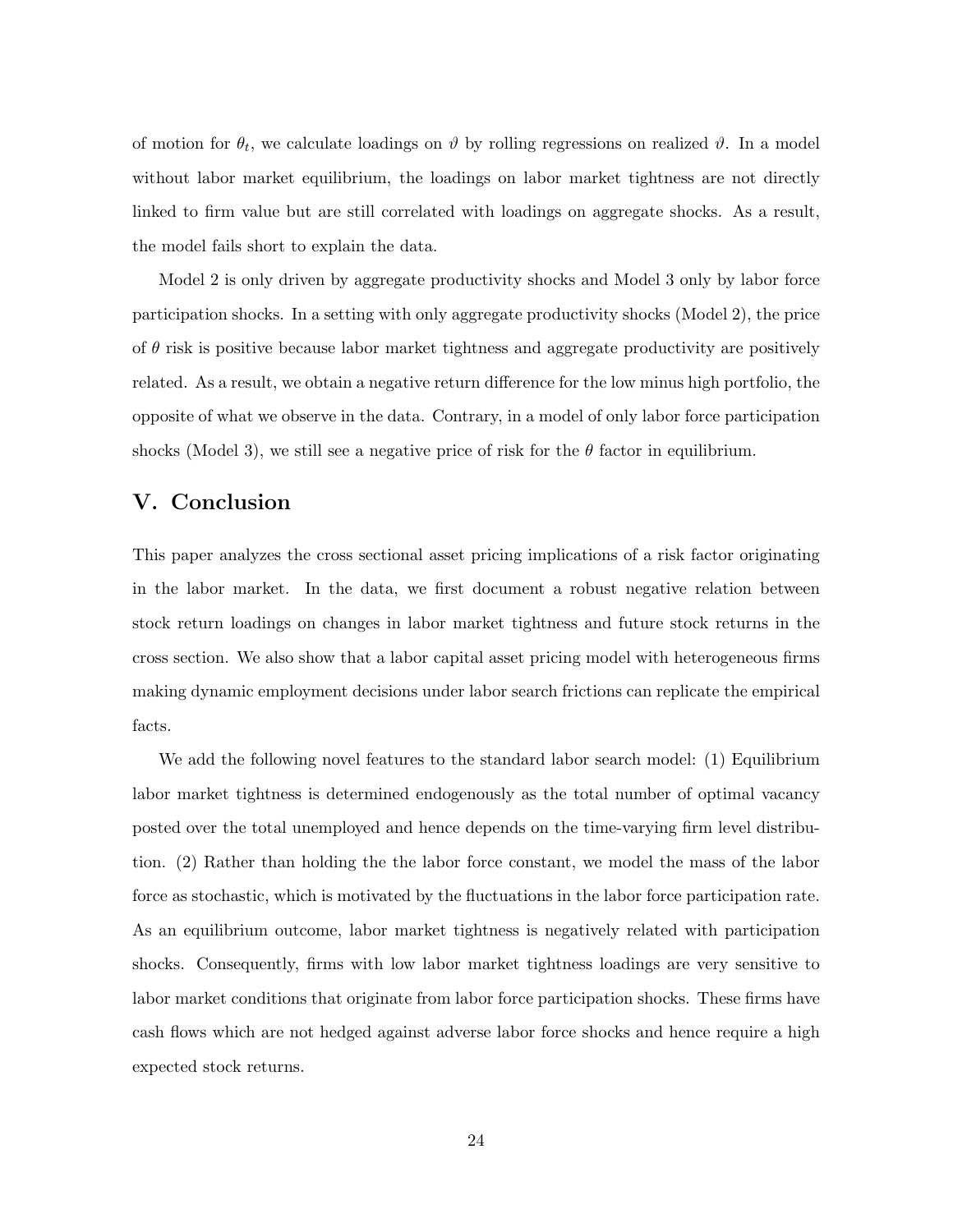of motion for $\theta_t$, we calculate loadings on $\vartheta$ by rolling regressions on realized $\vartheta$. In a model without labor market equilibrium, the loadings on labor market tightness are not directly linked to firm value but are still correlated with loadings on aggregate shocks. As a result, the model fails short to explain the data.

Model 2 is only driven by aggregate productivity shocks and Model 3 only by labor force participation shocks. In a setting with only aggregate productivity shocks (Model 2), the price of $\theta$ risk is positive because labor market tightness and aggregate productivity are positively related. As a result, we obtain a negative return difference for the low minus high portfolio, the opposite of what we observe in the data. Contrary, in a model of only labor force participation shocks (Model 3), we still see a negative price of risk for the $\theta$ factor in equilibrium.

## V. Conclusion

This paper analyzes the cross sectional asset pricing implications of a risk factor originating in the labor market. In the data, we first document a robust negative relation between stock return loadings on changes in labor market tightness and future stock returns in the cross section. We also show that a labor capital asset pricing model with heterogeneous firms making dynamic employment decisions under labor search frictions can replicate the empirical facts.

We add the following novel features to the standard labor search model: (1) Equilibrium labor market tightness is determined endogenously as the total number of optimal vacancy posted over the total unemployed and hence depends on the time-varying firm level distribution. (2) Rather than holding the the labor force constant, we model the mass of the labor force as stochastic, which is motivated by the fluctuations in the labor force participation rate. As an equilibrium outcome, labor market tightness is negatively related with participation shocks. Consequently, firms with low labor market tightness loadings are very sensitive to labor market conditions that originate from labor force participation shocks. These firms have cash flows which are not hedged against adverse labor force shocks and hence require a high expected stock returns.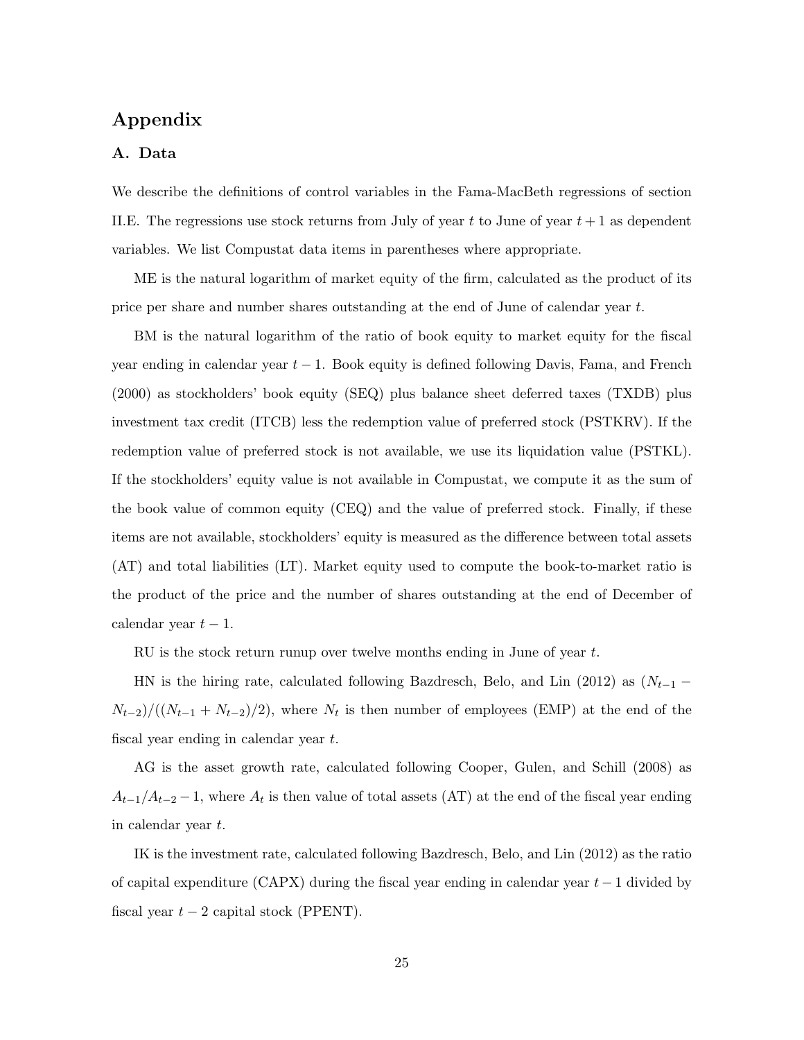# Appendix

## A. Data

We describe the definitions of control variables in the Fama-MacBeth regressions of section II.E. The regressions use stock returns from July of year $t$ to June of year $t+1$ as dependent variables. We list Compustat data items in parentheses where appropriate.

ME is the natural logarithm of market equity of the firm, calculated as the product of its price per share and number shares outstanding at the end of June of calendar year $t$.

BM is the natural logarithm of the ratio of book equity to market equity for the fiscal year ending in calendar year $t-1$. Book equity is defined following Davis, Fama, and French (2000) as stockholders' book equity (SEQ) plus balance sheet deferred taxes (TXDB) plus investment tax credit (ITCB) less the redemption value of preferred stock (PSTKRV). If the redemption value of preferred stock is not available, we use its liquidation value (PSTKL). If the stockholders' equity value is not available in Compustat, we compute it as the sum of the book value of common equity (CEQ) and the value of preferred stock. Finally, if these items are not available, stockholders' equity is measured as the difference between total assets (AT) and total liabilities (LT). Market equity used to compute the book-to-market ratio is the product of the price and the number of shares outstanding at the end of December of calendar year $t-1$.

RU is the stock return runup over twelve months ending in June of year $t$.

HN is the hiring rate, calculated following Bazdresch, Belo, and Lin (2012) as $(N_{t-1} - N_{t-2})/((N_{t-1} + N_{t-2})/2)$, where $N_t$ is then number of employees (EMP) at the end of the fiscal year ending in calendar year $t$.

AG is the asset growth rate, calculated following Cooper, Gulen, and Schill (2008) as $A_{t-1}/A_{t-2} - 1$, where $A_t$ is then value of total assets (AT) at the end of the fiscal year ending in calendar year $t$.

IK is the investment rate, calculated following Bazdresch, Belo, and Lin (2012) as the ratio of capital expenditure (CAPX) during the fiscal year ending in calendar year $t-1$ divided by fiscal year $t-2$ capital stock (PPENT).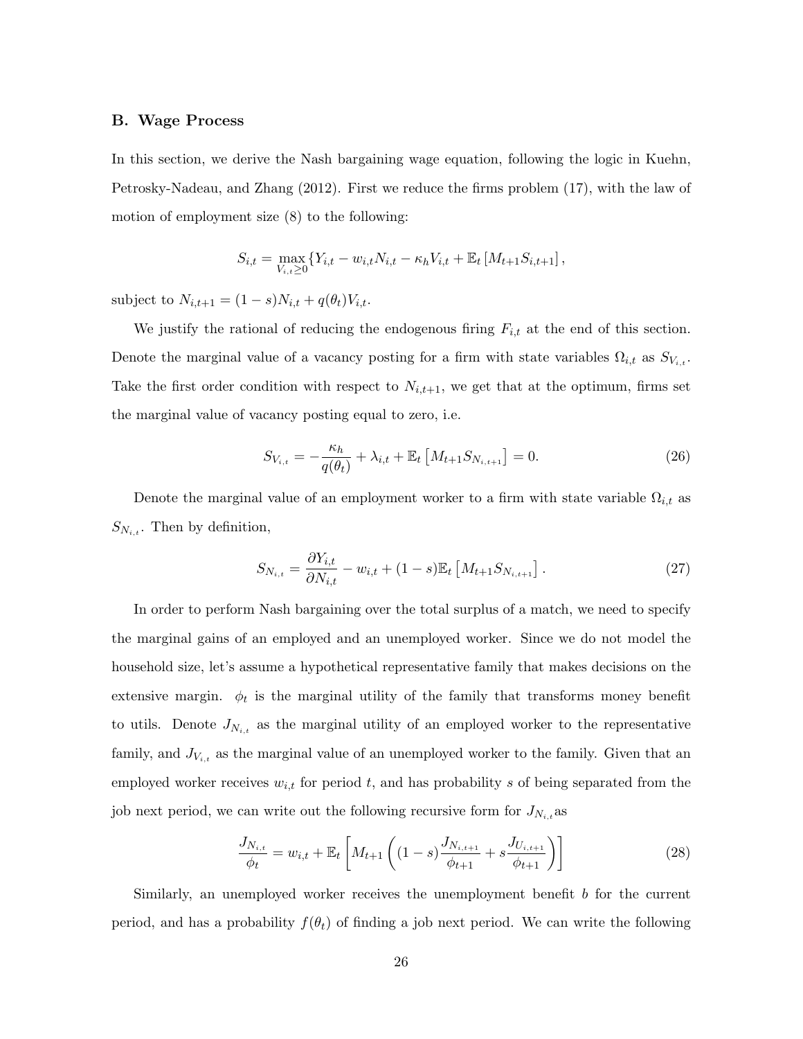### B. Wage Process

In this section, we derive the Nash bargaining wage equation, following the logic in Kuehn, Petrosky-Nadeau, and Zhang (2012). First we reduce the firms problem (17), with the law of motion of employment size (8) to the following:

$$S_{i,t} = \max_{V_{i,t} \geq 0} \{Y_{i,t} - w_{i,t}N_{i,t} - \kappa_h V_{i,t} + \mathbb{E}_t [M_{t+1}S_{i,t+1}],$$

subject to $N_{i,t+1} = (1-s)N_{i,t} + q(\theta_t)V_{i,t}$.

We justify the rational of reducing the endogenous firing $F_{i,t}$ at the end of this section. Denote the marginal value of a vacancy posting for a firm with state variables $\Omega_{i,t}$ as $S_{V_{i,t}}$. Take the first order condition with respect to $N_{i,t+1}$, we get that at the optimum, firms set the marginal value of vacancy posting equal to zero, i.e.

$$S_{V_{i,t}} = -\frac{\kappa_h}{q(\theta_t)} + \lambda_{i,t} + \mathbb{E}_t \left[M_{t+1}S_{N_{i,t+1}}\right] = 0. \tag{26}$$

Denote the marginal value of an employment worker to a firm with state variable $\Omega_{i,t}$ as $S_{N_{i,t}}$. Then by definition,

$$S_{N_{i,t}} = \frac{\partial Y_{i,t}}{\partial N_{i,t}} - w_{i,t} + (1-s)\mathbb{E}_t \left[M_{t+1}S_{N_{i,t+1}}\right]. \tag{27}$$

In order to perform Nash bargaining over the total surplus of a match, we need to specify the marginal gains of an employed and an unemployed worker. Since we do not model the household size, let's assume a hypothetical representative family that makes decisions on the extensive margin. $\phi_t$ is the marginal utility of the family that transforms money benefit to utils. Denote $J_{N_{i,t}}$ as the marginal utility of an employed worker to the representative family, and $J_{V_{i,t}}$ as the marginal value of an unemployed worker to the family. Given that an employed worker receives $w_{i,t}$ for period $t$, and has probability $s$ of being separated from the job next period, we can write out the following recursive form for $J_{N_{i,t}}$as

$$\frac{J_{N_{i,t}}}{\phi_t} = w_{i,t} + \mathbb{E}_t \left[M_{t+1}\left((1-s)\frac{J_{N_{i,t+1}}}{\phi_{t+1}} + s\frac{J_{U_{i,t+1}}}{\phi_{t+1}}\right)\right] \tag{28}$$

Similarly, an unemployed worker receives the unemployment benefit $b$ for the current period, and has a probability $f(\theta_t)$ of finding a job next period. We can write the following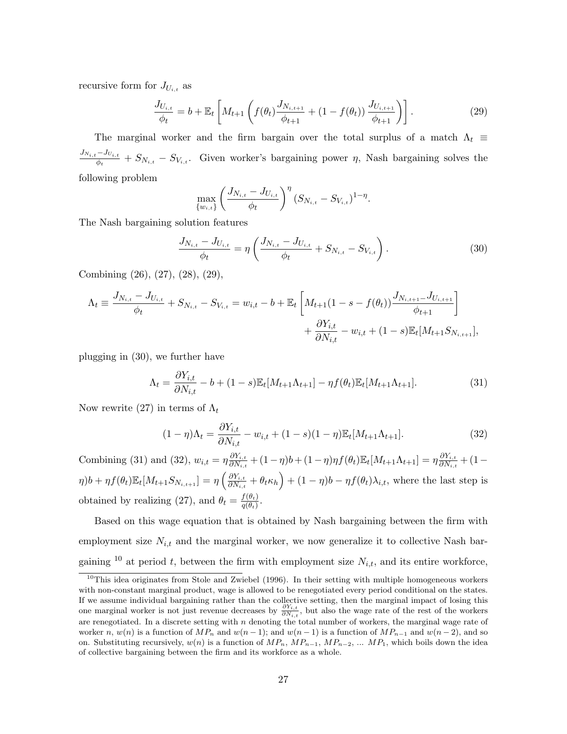recursive form for $J_{U_{i,t}}$ as

$$\frac{J_{U_{i,t}}}{\phi_t} = b + \mathbb{E}_t \left[ M_{t+1} \left( f(\theta_t) \frac{J_{N_{i,t+1}}}{\phi_{t+1}} + (1 - f(\theta_t)) \frac{J_{U_{i,t+1}}}{\phi_{t+1}} \right) \right]. \tag{29}$$

The marginal worker and the firm bargain over the total surplus of a match $\Lambda_t \equiv \frac{J_{N_{i,t}} - J_{U_{i,t}}}{\phi_t} + S_{N_{i,t}} - S_{V_{i,t}}$. Given worker's bargaining power $\eta$, Nash bargaining solves the following problem

$$\max_{\{w_{i,t}\}} \left( \frac{J_{N_{i,t}} - J_{U_{i,t}}}{\phi_t} \right)^{\eta} (S_{N_{i,t}} - S_{V_{i,t}})^{1-\eta}.$$

The Nash bargaining solution features

$$\frac{J_{N_{i,t}} - J_{U_{i,t}}}{\phi_t} = \eta \left( \frac{J_{N_{i,t}} - J_{U_{i,t}}}{\phi_t} + S_{N_{i,t}} - S_{V_{i,t}} \right). \tag{30}$$

Combining (26), (27), (28), (29),

$$\Lambda_t \equiv \frac{J_{N_{i,t}} - J_{U_{i,t}}}{\phi_t} + S_{N_{i,t}} - S_{V_{i,t}} = w_{i,t} - b + \mathbb{E}_t \left[ M_{t+1} (1 - s - f(\theta_t)) \frac{J_{N_{i,t+1}} - J_{U_{i,t+1}}}{\phi_{t+1}} \right] + \frac{\partial Y_{i,t}}{\partial N_{i,t}} - w_{i,t} + (1-s) \mathbb{E}_t [M_{t+1} S_{N_{i,t+1}}],$$

plugging in (30), we further have

$$\Lambda_t = \frac{\partial Y_{i,t}}{\partial N_{i,t}} - b + (1-s)\mathbb{E}_t[M_{t+1}\Lambda_{t+1}] - \eta f(\theta_t)\mathbb{E}_t[M_{t+1}\Lambda_{t+1}]. \tag{31}$$

Now rewrite (27) in terms of $\Lambda_t$

$$(1-\eta)\Lambda_t = \frac{\partial Y_{i,t}}{\partial N_{i,t}} - w_{i,t} + (1-s)(1-\eta)\mathbb{E}_t[M_{t+1}\Lambda_{t+1}]. \tag{32}$$

Combining (31) and (32), $w_{i,t} = \eta \frac{\partial Y_{i,t}}{\partial N_{i,t}} + (1-\eta)b + (1-\eta)\eta f(\theta_t)\mathbb{E}_t[M_{t+1}\Lambda_{t+1}] = \eta \frac{\partial Y_{i,t}}{\partial N_{i,t}} + (1-\eta)b + \eta f(\theta_t)\mathbb{E}_t[M_{t+1}S_{N_{i,t+1}}] = \eta \left( \frac{\partial Y_{i,t}}{\partial N_{i,t}} + \theta_t \kappa_h \right) + (1-\eta)b - \eta f(\theta_t)\lambda_{i,t}$, where the last step is obtained by realizing (27), and $\theta_t = \frac{f(\theta_t)}{q(\theta_t)}$.

Based on this wage equation that is obtained by Nash bargaining between the firm with employment size $N_{i,t}$ and the marginal worker, we now generalize it to collective Nash bargaining [10] at period $t$, between the firm with employment size $N_{i,t}$, and its entire workforce,

[10] This idea originates from Stole and Zwiebel (1996). In their setting with multiple homogeneous workers with non-constant marginal product, wage is allowed to be renegotiated every period conditional on the states. If we assume individual bargaining rather than the collective setting, then the marginal impact of losing this one marginal worker is not just revenue decreases by $\frac{\partial Y_{i,t}}{\partial N_{i,t}}$, but also the wage rate of the rest of the workers are renegotiated. In a discrete setting with $n$ denoting the total number of workers, the marginal wage rate of worker $n$, $w(n)$ is a function of $MP_n$ and $w(n-1)$; and $w(n-1)$ is a function of $MP_{n-1}$ and $w(n-2)$, and so on. Substituting recursively, $w(n)$ is a function of $MP_n$, $MP_{n-1}$, $MP_{n-2}$, ... $MP_1$, which boils down the idea of collective bargaining between the firm and its workforce as a whole.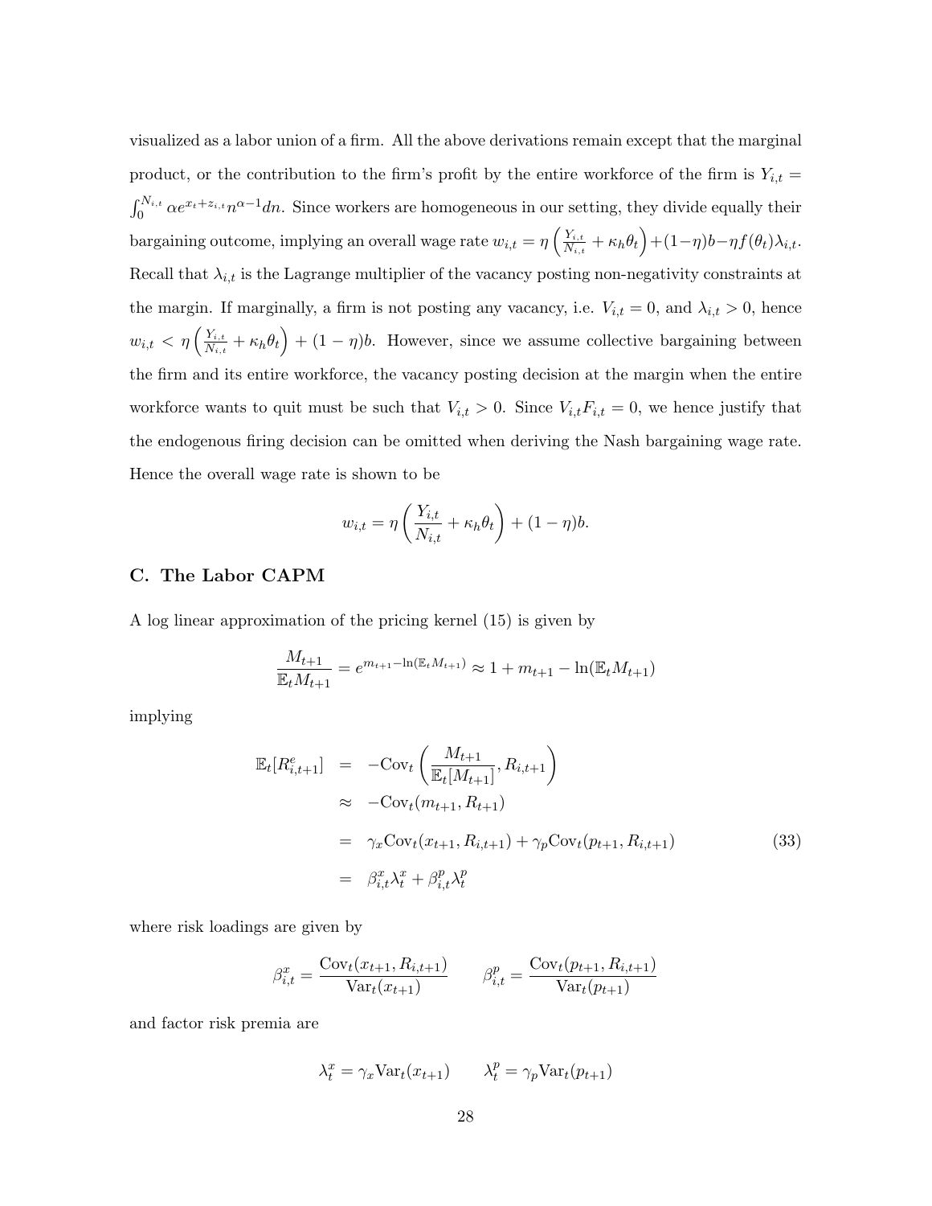visualized as a labor union of a firm. All the above derivations remain except that the marginal product, or the contribution to the firm's profit by the entire workforce of the firm is $Y_{i,t} = \int_0^{N_{i,t}} \alpha e^{x_t+z_{i,t}} n^{\alpha-1} dn$. Since workers are homogeneous in our setting, they divide equally their bargaining outcome, implying an overall wage rate $w_{i,t} = \eta \left( \frac{Y_{i,t}}{N_{i,t}} + \kappa_h \theta_t \right) + (1-\eta)b - \eta f(\theta_t)\lambda_{i,t}$. Recall that $\lambda_{i,t}$ is the Lagrange multiplier of the vacancy posting non-negativity constraints at the margin. If marginally, a firm is not posting any vacancy, i.e. $V_{i,t} = 0$, and $\lambda_{i,t} > 0$, hence $w_{i,t} < \eta \left( \frac{Y_{i,t}}{N_{i,t}} + \kappa_h \theta_t \right) + (1-\eta)b$. However, since we assume collective bargaining between the firm and its entire workforce, the vacancy posting decision at the margin when the entire workforce wants to quit must be such that $V_{i,t} > 0$. Since $V_{i,t}F_{i,t} = 0$, we hence justify that the endogenous firing decision can be omitted when deriving the Nash bargaining wage rate. Hence the overall wage rate is shown to be

$$w_{i,t} = \eta \left( \frac{Y_{i,t}}{N_{i,t}} + \kappa_h \theta_t \right) + (1-\eta)b.$$

### C. The Labor CAPM

A log linear approximation of the pricing kernel (15) is given by

$$\frac{M_{t+1}}{\mathbb{E}_t M_{t+1}} = e^{m_{t+1} - \ln(\mathbb{E}_t M_{t+1})} \approx 1 + m_{t+1} - \ln(\mathbb{E}_t M_{t+1})$$

implying

$$\begin{aligned}
\mathbb{E}_t[R^e_{i,t+1}] &= -\text{Cov}_t\left(\frac{M_{t+1}}{\mathbb{E}_t[M_{t+1}]}, R_{i,t+1}\right) \\
&\approx -\text{Cov}_t(m_{t+1}, R_{t+1}) \\
&= \gamma_x \text{Cov}_t(x_{t+1}, R_{i,t+1}) + \gamma_p \text{Cov}_t(p_{t+1}, R_{i,t+1}) \\
&= \beta^x_{i,t}\lambda^x_t + \beta^p_{i,t}\lambda^p_t
\end{aligned} \tag{33}$$

where risk loadings are given by

$$\beta^x_{i,t} = \frac{\text{Cov}_t(x_{t+1}, R_{i,t+1})}{\text{Var}_t(x_{t+1})} \qquad \beta^p_{i,t} = \frac{\text{Cov}_t(p_{t+1}, R_{i,t+1})}{\text{Var}_t(p_{t+1})}$$

and factor risk premia are

$$\lambda^x_t = \gamma_x \text{Var}_t(x_{t+1}) \qquad \lambda^p_t = \gamma_p \text{Var}_t(p_{t+1})$$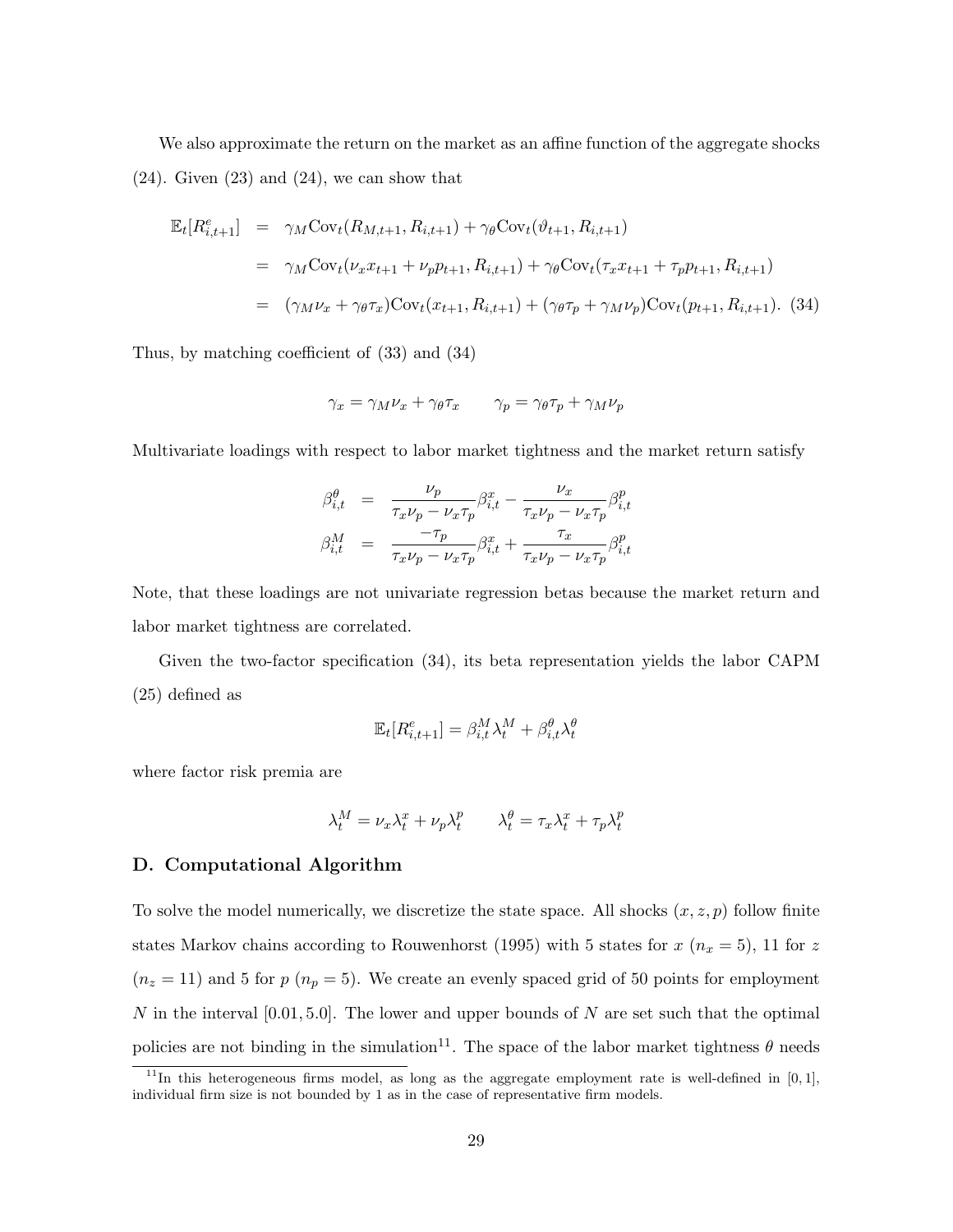We also approximate the return on the market as an affine function of the aggregate shocks (24). Given (23) and (24), we can show that

$$
\begin{aligned}
\mathbb{E}_t[R^e_{i,t+1}] &= \gamma_M \mathrm{Cov}_t(R_{M,t+1}, R_{i,t+1}) + \gamma_\theta \mathrm{Cov}_t(\vartheta_{t+1}, R_{i,t+1}) \\
&= \gamma_M \mathrm{Cov}_t(\nu_x x_{t+1} + \nu_p p_{t+1}, R_{i,t+1}) + \gamma_\theta \mathrm{Cov}_t(\tau_x x_{t+1} + \tau_p p_{t+1}, R_{i,t+1}) \\
&= (\gamma_M \nu_x + \gamma_\theta \tau_x)\mathrm{Cov}_t(x_{t+1}, R_{i,t+1}) + (\gamma_\theta \tau_p + \gamma_M \nu_p)\mathrm{Cov}_t(p_{t+1}, R_{i,t+1}). \quad (34)
\end{aligned}
$$

Thus, by matching coefficient of (33) and (34)

$$
\gamma_x = \gamma_M \nu_x + \gamma_\theta \tau_x \qquad \gamma_p = \gamma_\theta \tau_p + \gamma_M \nu_p
$$

Multivariate loadings with respect to labor market tightness and the market return satisfy

$$
\begin{aligned}
\beta^\theta_{i,t} &= \frac{\nu_p}{\tau_x \nu_p - \nu_x \tau_p}\beta^x_{i,t} - \frac{\nu_x}{\tau_x \nu_p - \nu_x \tau_p}\beta^p_{i,t} \\
\beta^M_{i,t} &= \frac{-\tau_p}{\tau_x \nu_p - \nu_x \tau_p}\beta^x_{i,t} + \frac{\tau_x}{\tau_x \nu_p - \nu_x \tau_p}\beta^p_{i,t}
\end{aligned}
$$

Note, that these loadings are not univariate regression betas because the market return and labor market tightness are correlated.

Given the two-factor specification (34), its beta representation yields the labor CAPM (25) defined as

$$
\mathbb{E}_t[R^e_{i,t+1}] = \beta^M_{i,t}\lambda^M_t + \beta^\theta_{i,t}\lambda^\theta_t
$$

where factor risk premia are

$$
\lambda^M_t = \nu_x \lambda^x_t + \nu_p \lambda^p_t \qquad \lambda^\theta_t = \tau_x \lambda^x_t + \tau_p \lambda^p_t
$$

### D. Computational Algorithm

To solve the model numerically, we discretize the state space. All shocks $(x, z, p)$ follow finite states Markov chains according to Rouwenhorst (1995) with 5 states for $x$ ($n_x = 5$), 11 for $z$ ($n_z = 11$) and 5 for $p$ ($n_p = 5$). We create an evenly spaced grid of 50 points for employment $N$ in the interval $[0.01, 5.0]$. The lower and upper bounds of $N$ are set such that the optimal policies are not binding in the simulation[11]. The space of the labor market tightness $\theta$ needs

[11] In this heterogeneous firms model, as long as the aggregate employment rate is well-defined in $[0, 1]$, individual firm size is not bounded by 1 as in the case of representative firm models.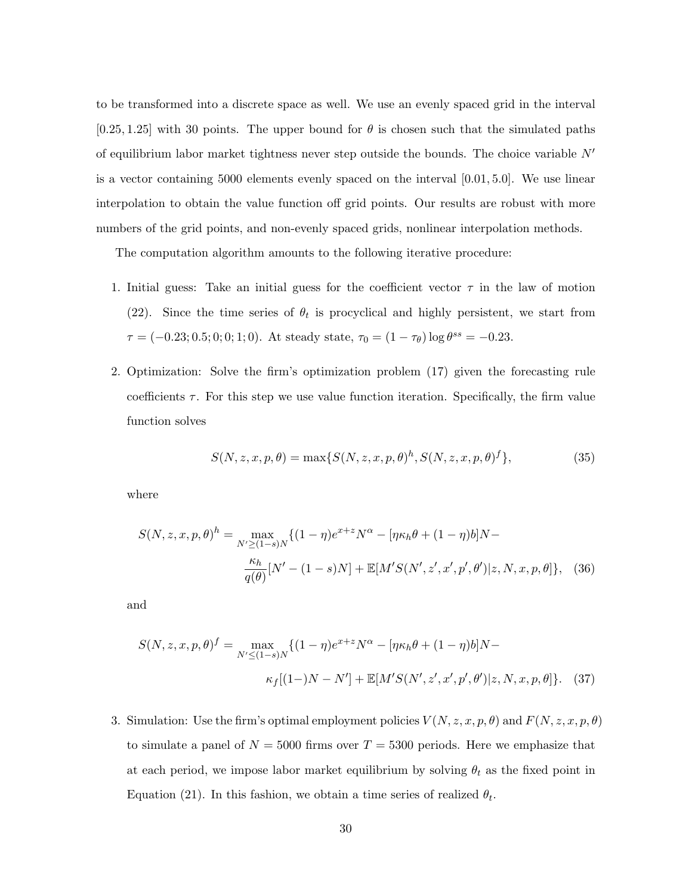to be transformed into a discrete space as well. We use an evenly spaced grid in the interval $[0.25, 1.25]$ with 30 points. The upper bound for $\theta$ is chosen such that the simulated paths of equilibrium labor market tightness never step outside the bounds. The choice variable $N'$ is a vector containing 5000 elements evenly spaced on the interval $[0.01, 5.0]$. We use linear interpolation to obtain the value function off grid points. Our results are robust with more numbers of the grid points, and non-evenly spaced grids, nonlinear interpolation methods.

The computation algorithm amounts to the following iterative procedure:

1. Initial guess: Take an initial guess for the coefficient vector $\tau$ in the law of motion (22). Since the time series of $\theta_t$ is procyclical and highly persistent, we start from $\tau = (-0.23; 0.5; 0; 0; 1; 0)$. At steady state, $\tau_0 = (1 - \tau_\theta) \log \theta^{ss} = -0.23$.

2. Optimization: Solve the firm's optimization problem (17) given the forecasting rule coefficients $\tau$. For this step we use value function iteration. Specifically, the firm value function solves

$$S(N, z, x, p, \theta) = \max\{S(N, z, x, p, \theta)^h, S(N, z, x, p, \theta)^f\}, \tag{35}$$

where

$$S(N, z, x, p, \theta)^h = \max_{N' \geq (1-s)N} \{(1 - \eta)e^{x+z}N^\alpha - [\eta\kappa_h\theta + (1 - \eta)b]N - \frac{\kappa_h}{q(\theta)}[N' - (1 - s)N] + \mathbb{E}[M'S(N', z', x', p', \theta')|z, N, x, p, \theta]\}, \tag{36}$$

and

$$S(N, z, x, p, \theta)^f = \max_{N' \leq (1-s)N} \{(1 - \eta)e^{x+z}N^\alpha - [\eta\kappa_h\theta + (1 - \eta)b]N - \kappa_f[(1-)N - N'] + \mathbb{E}[M'S(N', z', x', p', \theta')|z, N, x, p, \theta]\}. \tag{37}$$

3. Simulation: Use the firm's optimal employment policies $V(N, z, x, p, \theta)$ and $F(N, z, x, p, \theta)$ to simulate a panel of $N = 5000$ firms over $T = 5300$ periods. Here we emphasize that at each period, we impose labor market equilibrium by solving $\theta_t$ as the fixed point in Equation (21). In this fashion, we obtain a time series of realized $\theta_t$.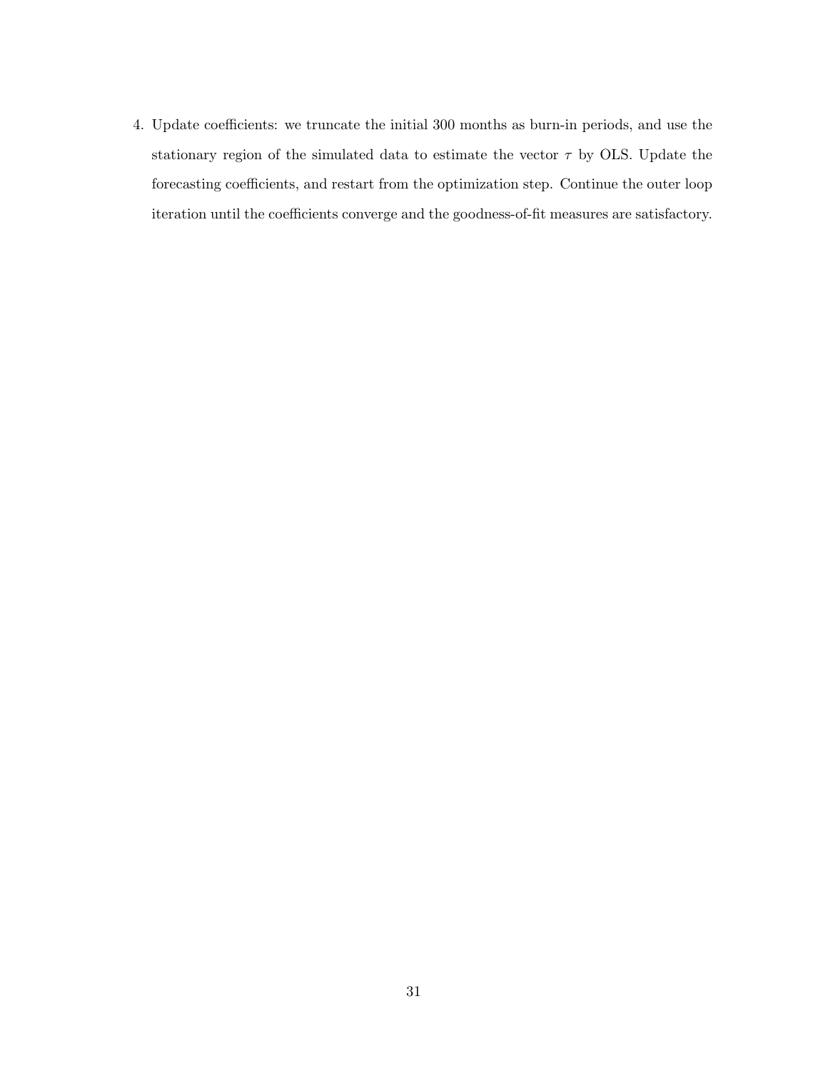4. Update coefficients: we truncate the initial 300 months as burn-in periods, and use the stationary region of the simulated data to estimate the vector $\tau$ by OLS. Update the forecasting coefficients, and restart from the optimization step. Continue the outer loop iteration until the coefficients converge and the goodness-of-fit measures are satisfactory.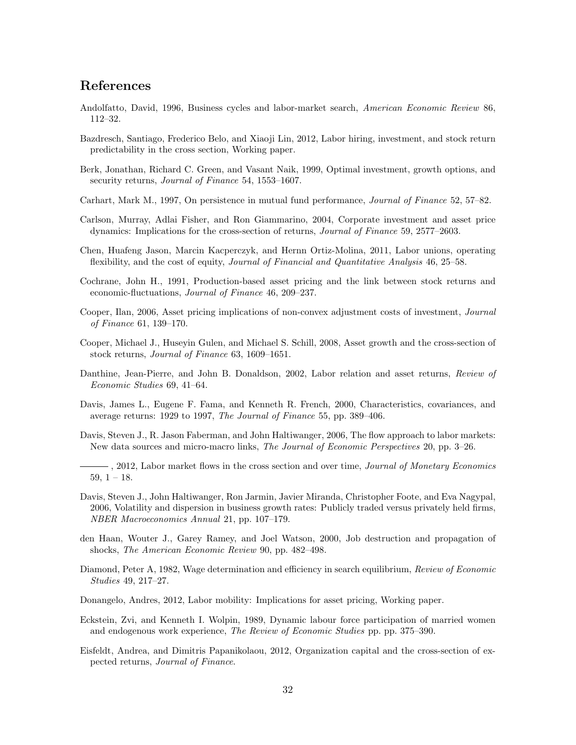## References

Andolfatto, David, 1996, Business cycles and labor-market search, *American Economic Review* 86, 112–32.

Bazdresch, Santiago, Frederico Belo, and Xiaoji Lin, 2012, Labor hiring, investment, and stock return predictability in the cross section, Working paper.

Berk, Jonathan, Richard C. Green, and Vasant Naik, 1999, Optimal investment, growth options, and security returns, *Journal of Finance* 54, 1553–1607.

Carhart, Mark M., 1997, On persistence in mutual fund performance, *Journal of Finance* 52, 57–82.

Carlson, Murray, Adlai Fisher, and Ron Giammarino, 2004, Corporate investment and asset price dynamics: Implications for the cross-section of returns, *Journal of Finance* 59, 2577–2603.

Chen, Huafeng Jason, Marcin Kacperczyk, and Hernn Ortiz-Molina, 2011, Labor unions, operating flexibility, and the cost of equity, *Journal of Financial and Quantitative Analysis* 46, 25–58.

Cochrane, John H., 1991, Production-based asset pricing and the link between stock returns and economic-fluctuations, *Journal of Finance* 46, 209–237.

Cooper, Ilan, 2006, Asset pricing implications of non-convex adjustment costs of investment, *Journal of Finance* 61, 139–170.

Cooper, Michael J., Huseyin Gulen, and Michael S. Schill, 2008, Asset growth and the cross-section of stock returns, *Journal of Finance* 63, 1609–1651.

Danthine, Jean-Pierre, and John B. Donaldson, 2002, Labor relation and asset returns, *Review of Economic Studies* 69, 41–64.

Davis, James L., Eugene F. Fama, and Kenneth R. French, 2000, Characteristics, covariances, and average returns: 1929 to 1997, *The Journal of Finance* 55, pp. 389–406.

Davis, Steven J., R. Jason Faberman, and John Haltiwanger, 2006, The flow approach to labor markets: New data sources and micro-macro links, *The Journal of Economic Perspectives* 20, pp. 3–26.

———, 2012, Labor market flows in the cross section and over time, *Journal of Monetary Economics* 59, 1 – 18.

Davis, Steven J., John Haltiwanger, Ron Jarmin, Javier Miranda, Christopher Foote, and Eva Nagypal, 2006, Volatility and dispersion in business growth rates: Publicly traded versus privately held firms, *NBER Macroeconomics Annual* 21, pp. 107–179.

den Haan, Wouter J., Garey Ramey, and Joel Watson, 2000, Job destruction and propagation of shocks, *The American Economic Review* 90, pp. 482–498.

Diamond, Peter A, 1982, Wage determination and efficiency in search equilibrium, *Review of Economic Studies* 49, 217–27.

Donangelo, Andres, 2012, Labor mobility: Implications for asset pricing, Working paper.

Eckstein, Zvi, and Kenneth I. Wolpin, 1989, Dynamic labour force participation of married women and endogenous work experience, *The Review of Economic Studies* pp. pp. 375–390.

Eisfeldt, Andrea, and Dimitris Papanikolaou, 2012, Organization capital and the cross-section of expected returns, *Journal of Finance*.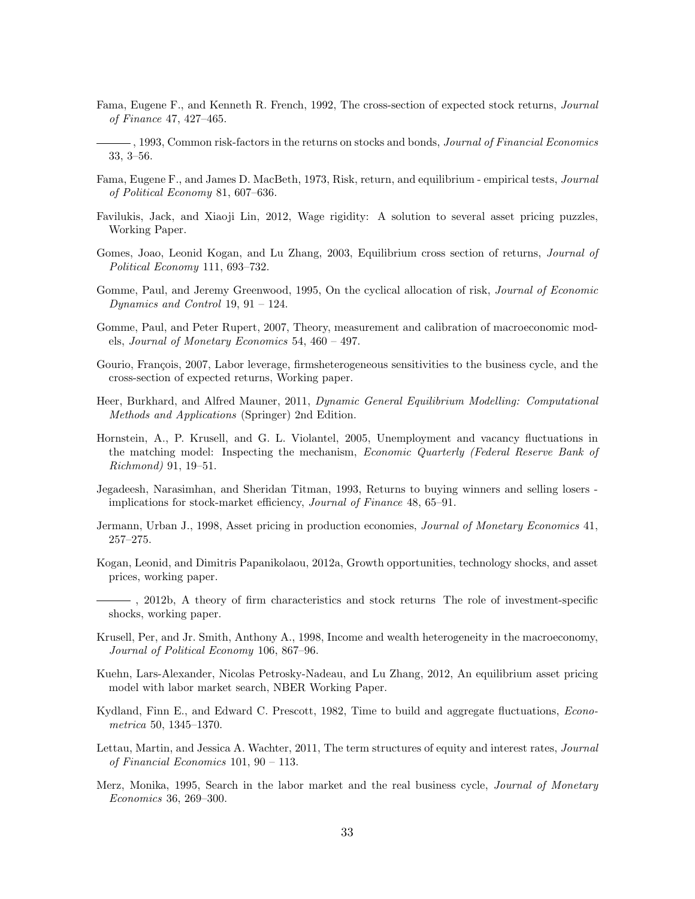Fama, Eugene F., and Kenneth R. French, 1992, The cross-section of expected stock returns, *Journal of Finance* 47, 427–465.

———, 1993, Common risk-factors in the returns on stocks and bonds, *Journal of Financial Economics* 33, 3–56.

Fama, Eugene F., and James D. MacBeth, 1973, Risk, return, and equilibrium - empirical tests, *Journal of Political Economy* 81, 607–636.

Favilukis, Jack, and Xiaoji Lin, 2012, Wage rigidity: A solution to several asset pricing puzzles, Working Paper.

Gomes, Joao, Leonid Kogan, and Lu Zhang, 2003, Equilibrium cross section of returns, *Journal of Political Economy* 111, 693–732.

Gomme, Paul, and Jeremy Greenwood, 1995, On the cyclical allocation of risk, *Journal of Economic Dynamics and Control* 19, 91 – 124.

Gomme, Paul, and Peter Rupert, 2007, Theory, measurement and calibration of macroeconomic models, *Journal of Monetary Economics* 54, 460 – 497.

Gourio, François, 2007, Labor leverage, firmsheterogeneous sensitivities to the business cycle, and the cross-section of expected returns, Working paper.

Heer, Burkhard, and Alfred Mauner, 2011, *Dynamic General Equilibrium Modelling: Computational Methods and Applications* (Springer) 2nd Edition.

Hornstein, A., P. Krusell, and G. L. Violantel, 2005, Unemployment and vacancy fluctuations in the matching model: Inspecting the mechanism, *Economic Quarterly (Federal Reserve Bank of Richmond)* 91, 19–51.

Jegadeesh, Narasimhan, and Sheridan Titman, 1993, Returns to buying winners and selling losers - implications for stock-market efficiency, *Journal of Finance* 48, 65–91.

Jermann, Urban J., 1998, Asset pricing in production economies, *Journal of Monetary Economics* 41, 257–275.

Kogan, Leonid, and Dimitris Papanikolaou, 2012a, Growth opportunities, technology shocks, and asset prices, working paper.

———, 2012b, A theory of firm characteristics and stock returns The role of investment-specific shocks, working paper.

Krusell, Per, and Jr. Smith, Anthony A., 1998, Income and wealth heterogeneity in the macroeconomy, *Journal of Political Economy* 106, 867–96.

Kuehn, Lars-Alexander, Nicolas Petrosky-Nadeau, and Lu Zhang, 2012, An equilibrium asset pricing model with labor market search, NBER Working Paper.

Kydland, Finn E., and Edward C. Prescott, 1982, Time to build and aggregate fluctuations, *Econometrica* 50, 1345–1370.

Lettau, Martin, and Jessica A. Wachter, 2011, The term structures of equity and interest rates, *Journal of Financial Economics* 101, 90 – 113.

Merz, Monika, 1995, Search in the labor market and the real business cycle, *Journal of Monetary Economics* 36, 269–300.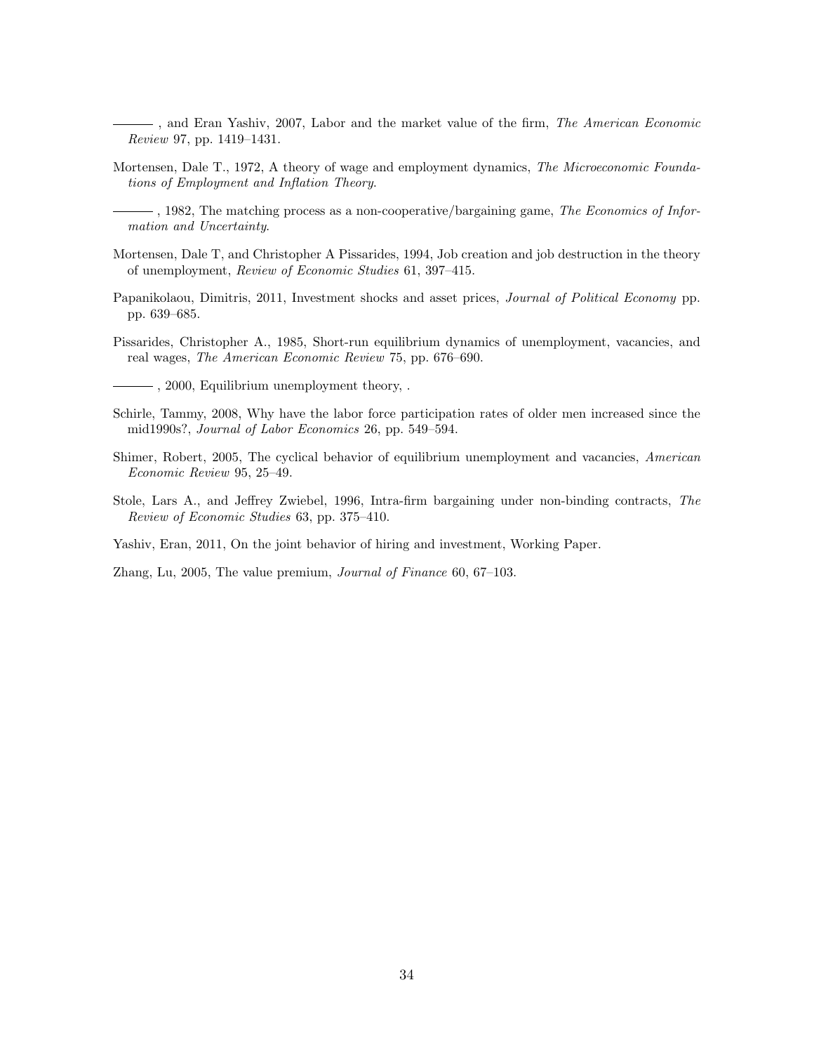———, and Eran Yashiv, 2007, Labor and the market value of the firm, *The American Economic Review* 97, pp. 1419–1431.

Mortensen, Dale T., 1972, A theory of wage and employment dynamics, *The Microeconomic Foundations of Employment and Inflation Theory*.

———, 1982, The matching process as a non-cooperative/bargaining game, *The Economics of Information and Uncertainty*.

Mortensen, Dale T, and Christopher A Pissarides, 1994, Job creation and job destruction in the theory of unemployment, *Review of Economic Studies* 61, 397–415.

Papanikolaou, Dimitris, 2011, Investment shocks and asset prices, *Journal of Political Economy* pp. pp. 639–685.

Pissarides, Christopher A., 1985, Short-run equilibrium dynamics of unemployment, vacancies, and real wages, *The American Economic Review* 75, pp. 676–690.

———, 2000, Equilibrium unemployment theory, .

Schirle, Tammy, 2008, Why have the labor force participation rates of older men increased since the mid1990s?, *Journal of Labor Economics* 26, pp. 549–594.

Shimer, Robert, 2005, The cyclical behavior of equilibrium unemployment and vacancies, *American Economic Review* 95, 25–49.

Stole, Lars A., and Jeffrey Zwiebel, 1996, Intra-firm bargaining under non-binding contracts, *The Review of Economic Studies* 63, pp. 375–410.

Yashiv, Eran, 2011, On the joint behavior of hiring and investment, Working Paper.

Zhang, Lu, 2005, The value premium, *Journal of Finance* 60, 67–103.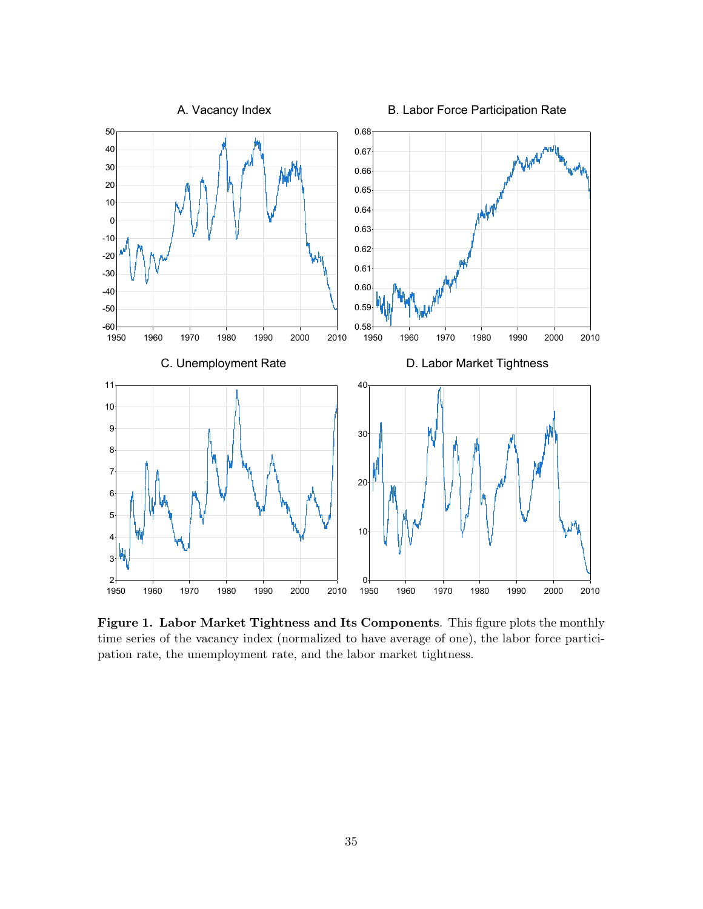**Figure 1. Labor Market Tightness and Its Components**. This figure plots the monthly time series of the vacancy index (normalized to have average of one), the labor force participation rate, the unemployment rate, and the labor market tightness.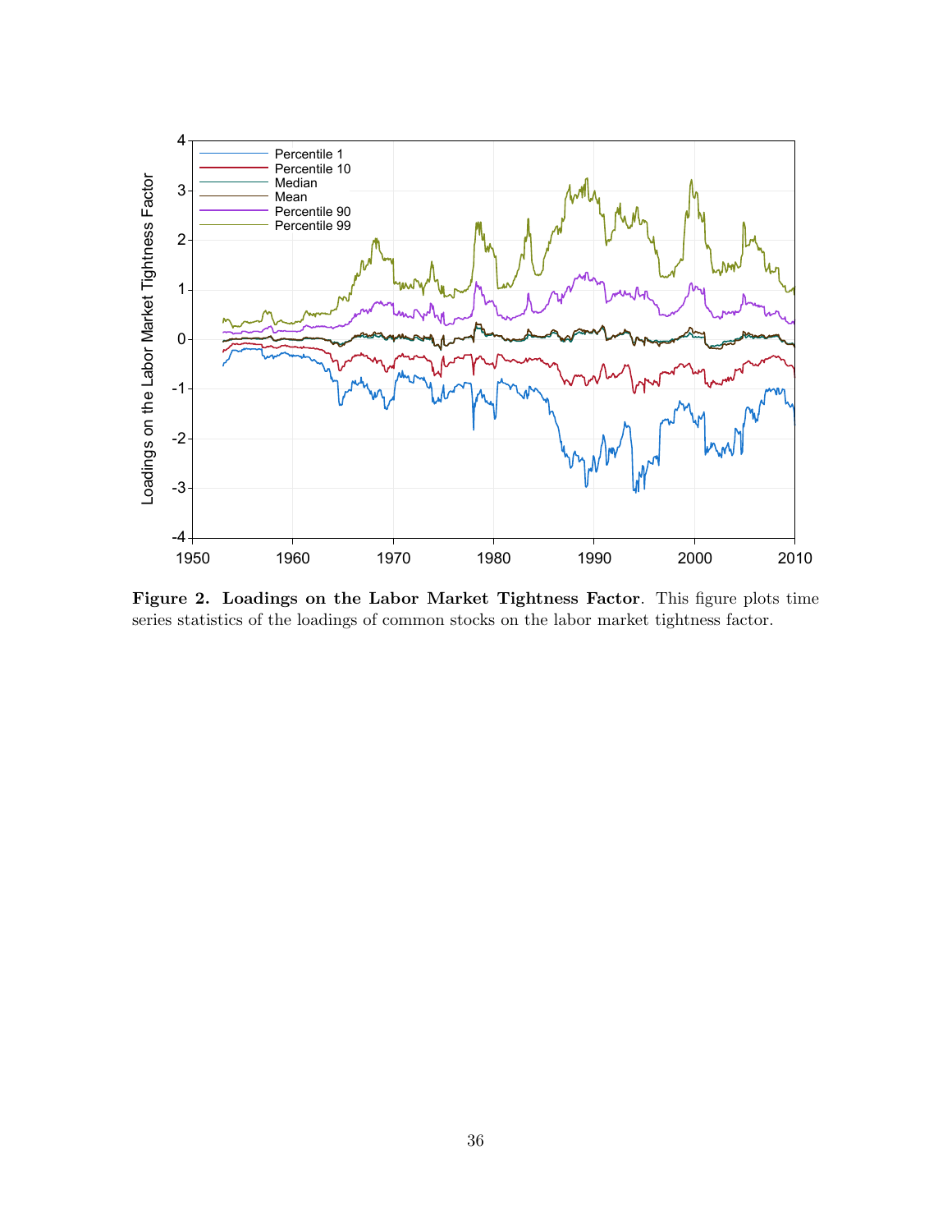**Figure 2. Loadings on the Labor Market Tightness Factor**. This figure plots time series statistics of the loadings of common stocks on the labor market tightness factor.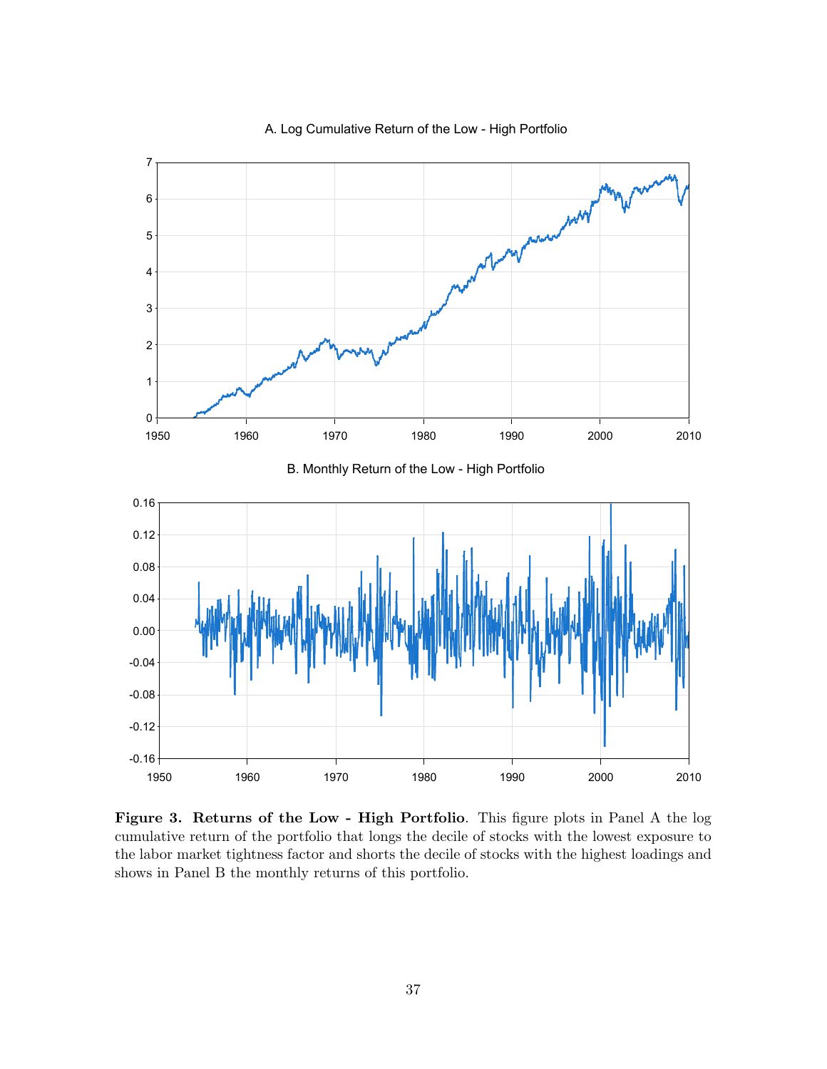A. Log Cumulative Return of the Low - High Portfolio

B. Monthly Return of the Low - High Portfolio

**Figure 3. Returns of the Low - High Portfolio**. This figure plots in Panel A the log cumulative return of the portfolio that longs the decile of stocks with the lowest exposure to the labor market tightness factor and shorts the decile of stocks with the highest loadings and shows in Panel B the monthly returns of this portfolio.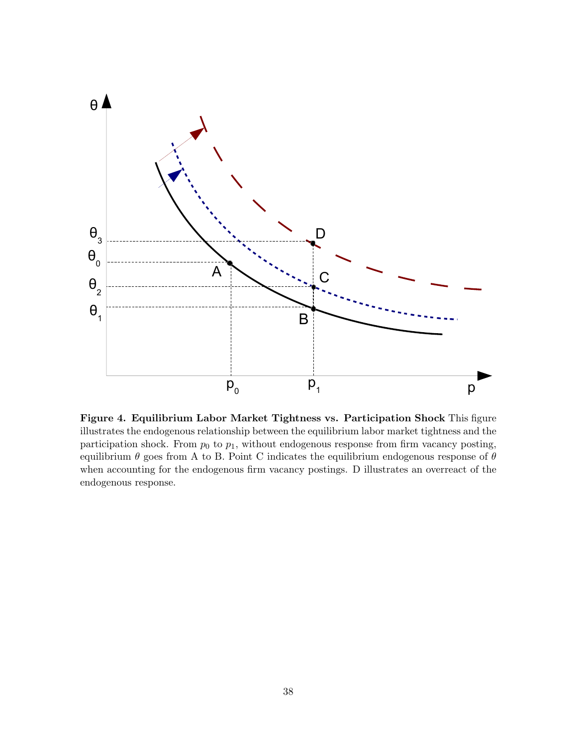**Figure 4. Equilibrium Labor Market Tightness vs. Participation Shock** This figure illustrates the endogenous relationship between the equilibrium labor market tightness and the participation shock. From $p_0$ to $p_1$, without endogenous response from firm vacancy posting, equilibrium $\theta$ goes from A to B. Point C indicates the equilibrium endogenous response of $\theta$ when accounting for the endogenous firm vacancy postings. D illustrates an overreact of the endogenous response.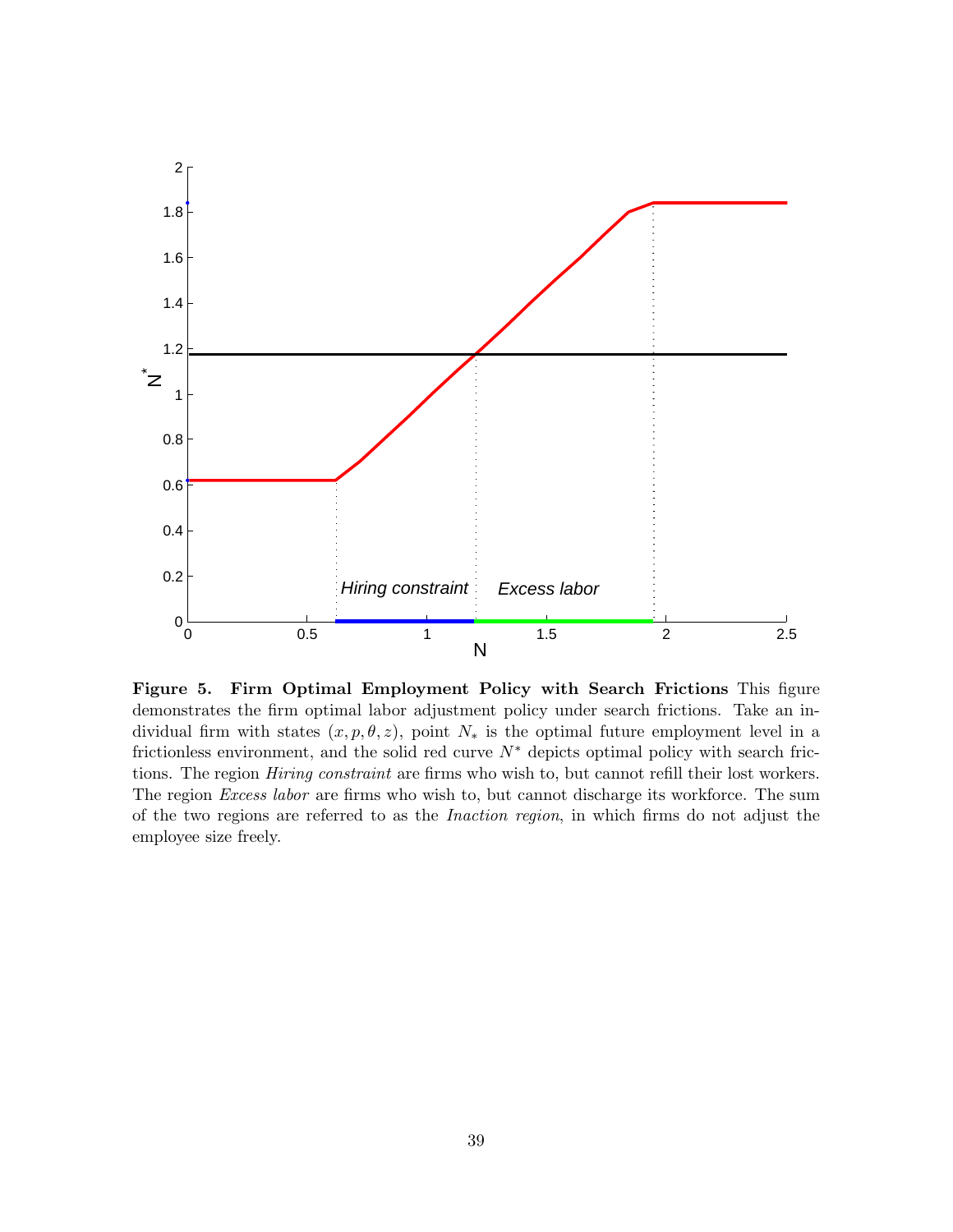**Figure 5. Firm Optimal Employment Policy with Search Frictions** This figure demonstrates the firm optimal labor adjustment policy under search frictions. Take an individual firm with states $(x, p, \theta, z)$, point $N_*$ is the optimal future employment level in a frictionless environment, and the solid red curve $N^*$ depicts optimal policy with search frictions. The region *Hiring constraint* are firms who wish to, but cannot refill their lost workers. The region *Excess labor* are firms who wish to, but cannot discharge its workforce. The sum of the two regions are referred to as the *Inaction region*, in which firms do not adjust the employee size freely.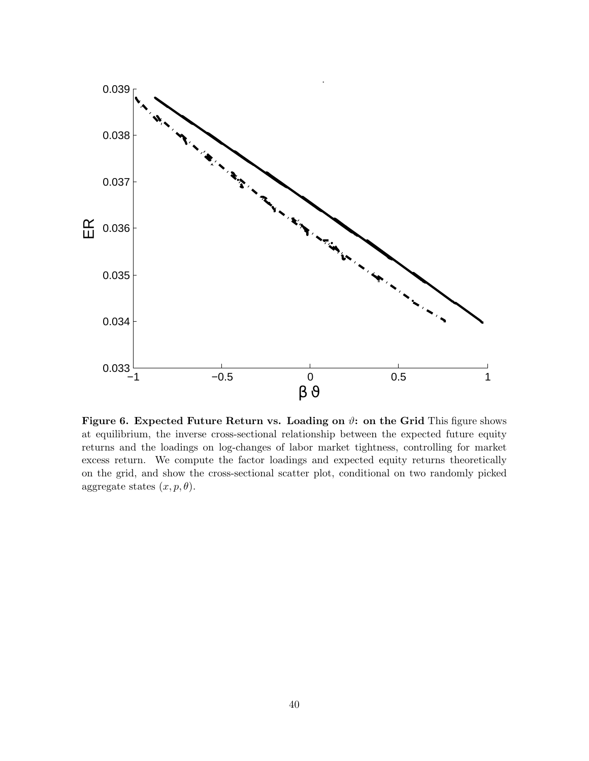**Figure 6. Expected Future Return vs. Loading on $\vartheta$: on the Grid** This figure shows at equilibrium, the inverse cross-sectional relationship between the expected future equity returns and the loadings on log-changes of labor market tightness, controlling for market excess return. We compute the factor loadings and expected equity returns theoretically on the grid, and show the cross-sectional scatter plot, conditional on two randomly picked aggregate states $(x, p, \theta)$.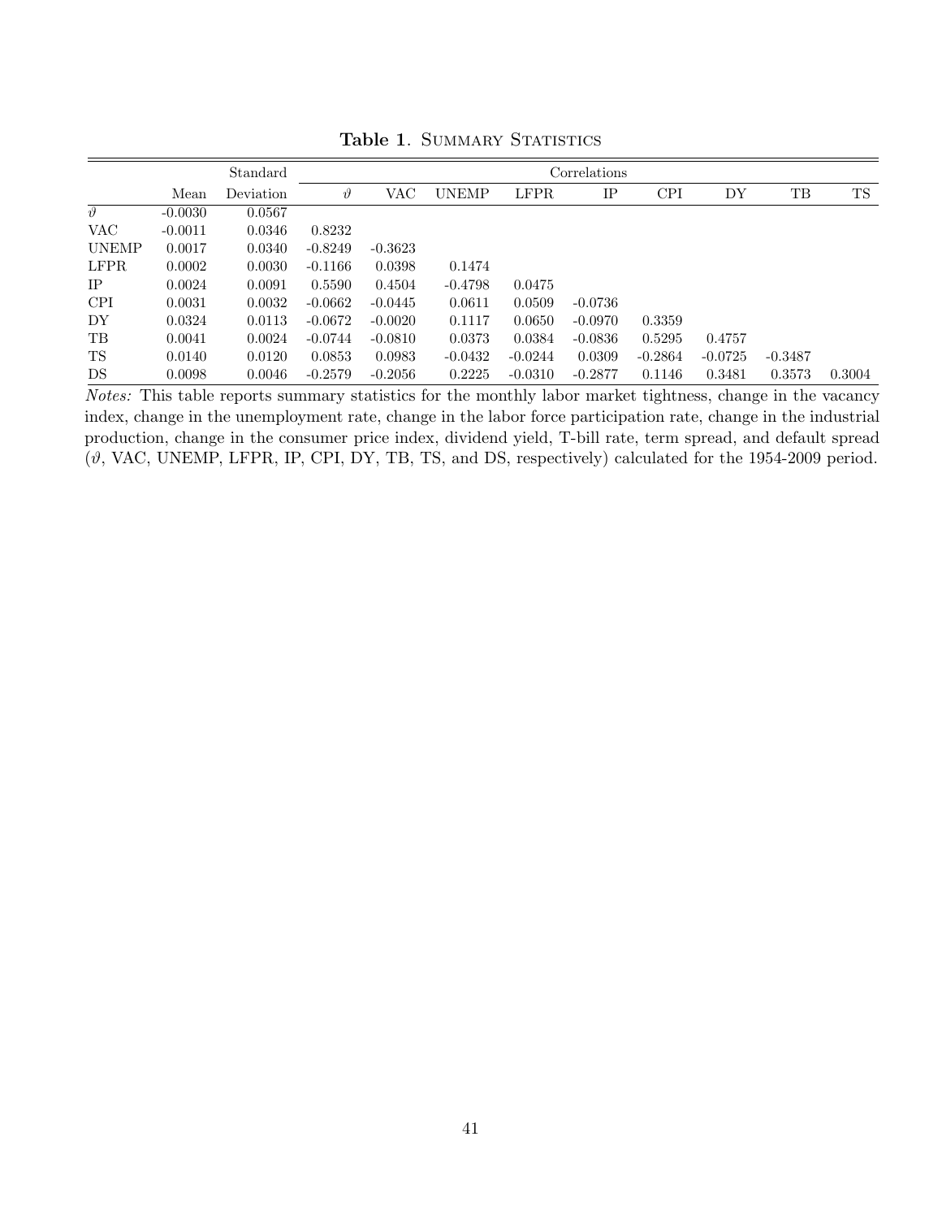**Table 1**. Summary Statistics

| | Mean | Standard Deviation | Correlations | | | | | | | | |
|---|---|---|---|---|---|---|---|---|---|---|---|
| | | | $\vartheta$ | VAC | UNEMP | LFPR | IP | CPI | DY | TB | TS |
| $\vartheta$ | -0.0030 | 0.0567 | | | | | | | | | |
| VAC | -0.0011 | 0.0346 | 0.8232 | | | | | | | | |
| UNEMP | 0.0017 | 0.0340 | -0.8249 | -0.3623 | | | | | | | |
| LFPR | 0.0002 | 0.0030 | -0.1166 | 0.0398 | 0.1474 | | | | | | |
| IP | 0.0024 | 0.0091 | 0.5590 | 0.4504 | -0.4798 | 0.0475 | | | | | |
| CPI | 0.0031 | 0.0032 | -0.0662 | -0.0445 | 0.0611 | 0.0509 | -0.0736 | | | | |
| DY | 0.0324 | 0.0113 | -0.0672 | -0.0020 | 0.1117 | 0.0650 | -0.0970 | 0.3359 | | | |
| TB | 0.0041 | 0.0024 | -0.0744 | -0.0810 | 0.0373 | 0.0384 | -0.0836 | 0.5295 | 0.4757 | | |
| TS | 0.0140 | 0.0120 | 0.0853 | 0.0983 | -0.0432 | -0.0244 | 0.0309 | -0.2864 | -0.0725 | -0.3487 | |
| DS | 0.0098 | 0.0046 | -0.2579 | -0.2056 | 0.2225 | -0.0310 | -0.2877 | 0.1146 | 0.3481 | 0.3573 | 0.3004 |

*Notes:* This table reports summary statistics for the monthly labor market tightness, change in the vacancy index, change in the unemployment rate, change in the labor force participation rate, change in the industrial production, change in the consumer price index, dividend yield, T-bill rate, term spread, and default spread ($\vartheta$, VAC, UNEMP, LFPR, IP, CPI, DY, TB, TS, and DS, respectively) calculated for the 1954-2009 period.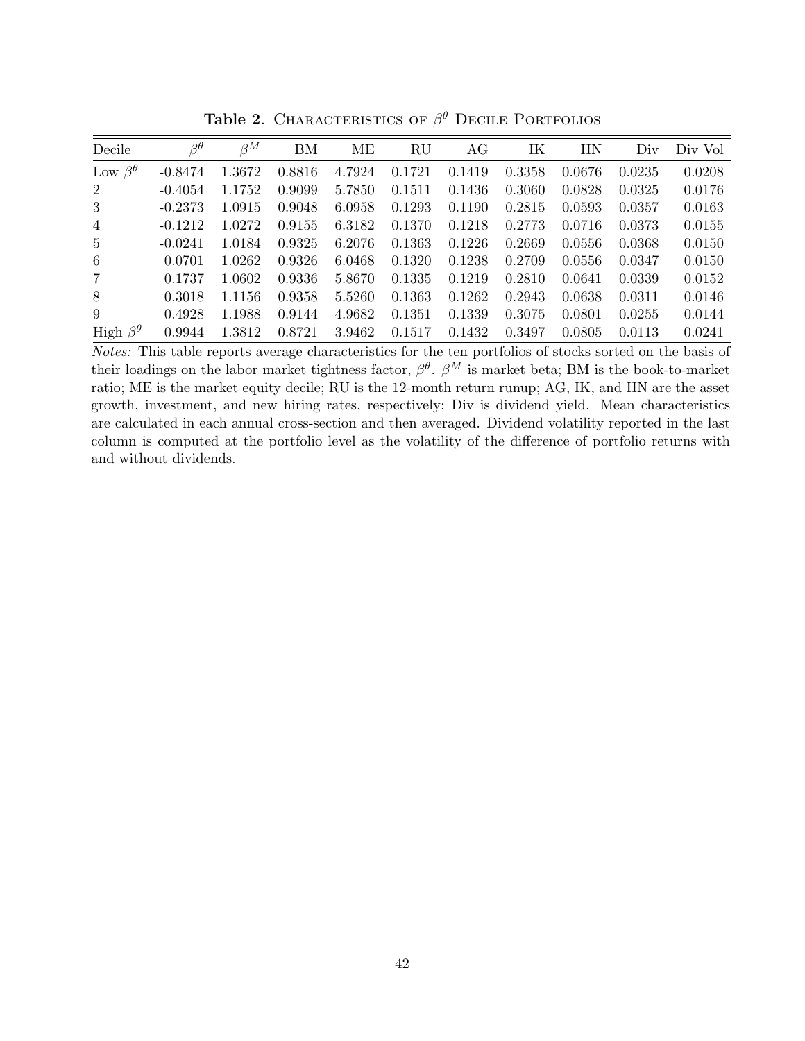**Table 2**. Characteristics of $\beta^{\theta}$ Decile Portfolios

| Decile | $\beta^{\theta}$ | $\beta^{M}$ | BM | ME | RU | AG | IK | HN | Div | Div Vol |
|---|---|---|---|---|---|---|---|---|---|---|
| Low $\beta^{\theta}$ | -0.8474 | 1.3672 | 0.8816 | 4.7924 | 0.1721 | 0.1419 | 0.3358 | 0.0676 | 0.0235 | 0.0208 |
| 2 | -0.4054 | 1.1752 | 0.9099 | 5.7850 | 0.1511 | 0.1436 | 0.3060 | 0.0828 | 0.0325 | 0.0176 |
| 3 | -0.2373 | 1.0915 | 0.9048 | 6.0958 | 0.1293 | 0.1190 | 0.2815 | 0.0593 | 0.0357 | 0.0163 |
| 4 | -0.1212 | 1.0272 | 0.9155 | 6.3182 | 0.1370 | 0.1218 | 0.2773 | 0.0716 | 0.0373 | 0.0155 |
| 5 | -0.0241 | 1.0184 | 0.9325 | 6.2076 | 0.1363 | 0.1226 | 0.2669 | 0.0556 | 0.0368 | 0.0150 |
| 6 | 0.0701 | 1.0262 | 0.9326 | 6.0468 | 0.1320 | 0.1238 | 0.2709 | 0.0556 | 0.0347 | 0.0150 |
| 7 | 0.1737 | 1.0602 | 0.9336 | 5.8670 | 0.1335 | 0.1219 | 0.2810 | 0.0641 | 0.0339 | 0.0152 |
| 8 | 0.3018 | 1.1156 | 0.9358 | 5.5260 | 0.1363 | 0.1262 | 0.2943 | 0.0638 | 0.0311 | 0.0146 |
| 9 | 0.4928 | 1.1988 | 0.9144 | 4.9682 | 0.1351 | 0.1339 | 0.3075 | 0.0801 | 0.0255 | 0.0144 |
| High $\beta^{\theta}$ | 0.9944 | 1.3812 | 0.8721 | 3.9462 | 0.1517 | 0.1432 | 0.3497 | 0.0805 | 0.0113 | 0.0241 |

*Notes:* This table reports average characteristics for the ten portfolios of stocks sorted on the basis of their loadings on the labor market tightness factor, $\beta^{\theta}$. $\beta^{M}$ is market beta; BM is the book-to-market ratio; ME is the market equity decile; RU is the 12-month return runup; AG, IK, and HN are the asset growth, investment, and new hiring rates, respectively; Div is dividend yield. Mean characteristics are calculated in each annual cross-section and then averaged. Dividend volatility reported in the last column is computed at the portfolio level as the volatility of the difference of portfolio returns with and without dividends.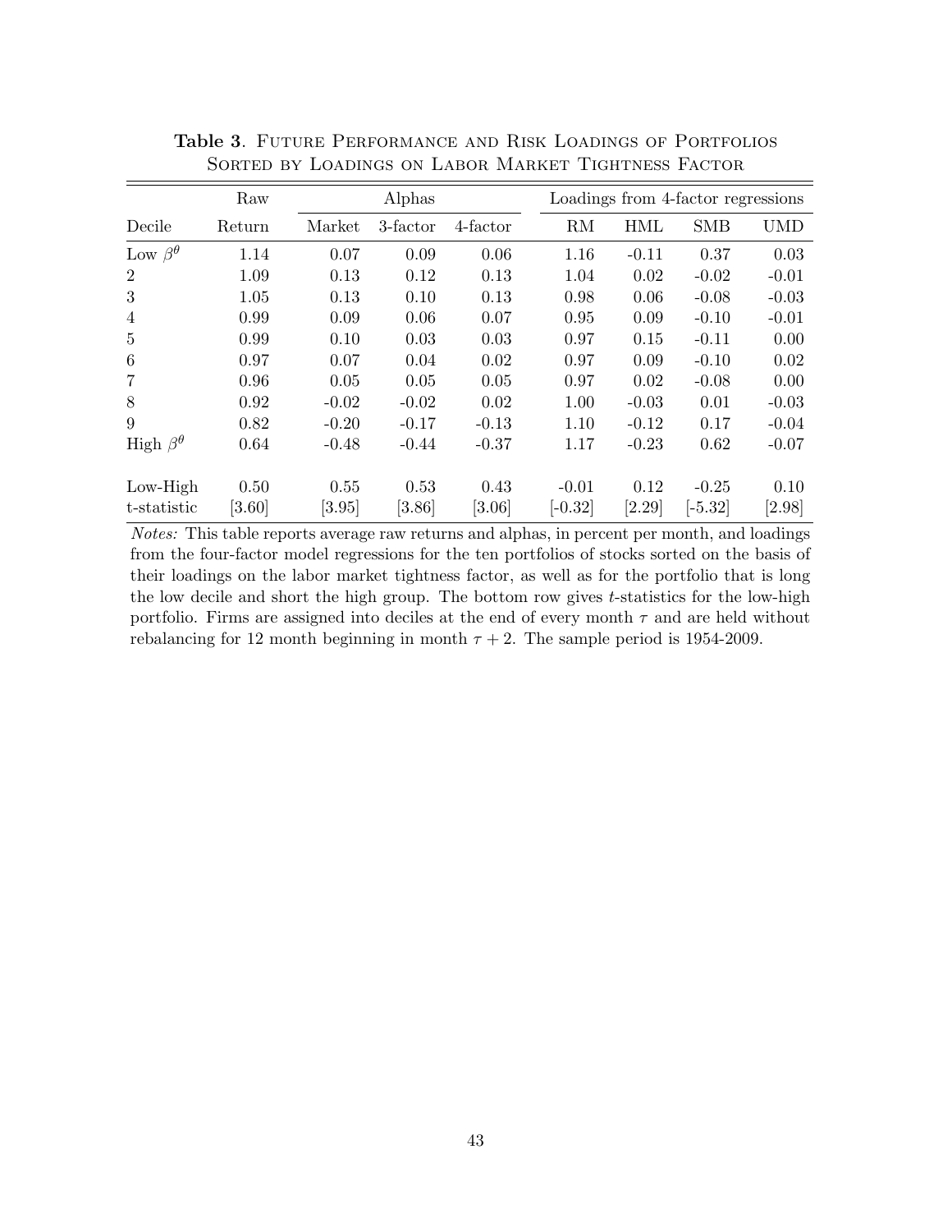**Table 3**. Future Performance and Risk Loadings of Portfolios Sorted by Loadings on Labor Market Tightness Factor

| | Raw | Alphas | | | Loadings from 4-factor regressions | | | |
|---|---|---|---|---|---|---|---|---|
| Decile | Return | Market | 3-factor | 4-factor | RM | HML | SMB | UMD |
| Low $\beta^{\theta}$ | 1.14 | 0.07 | 0.09 | 0.06 | 1.16 | -0.11 | 0.37 | 0.03 |
| 2 | 1.09 | 0.13 | 0.12 | 0.13 | 1.04 | 0.02 | -0.02 | -0.01 |
| 3 | 1.05 | 0.13 | 0.10 | 0.13 | 0.98 | 0.06 | -0.08 | -0.03 |
| 4 | 0.99 | 0.09 | 0.06 | 0.07 | 0.95 | 0.09 | -0.10 | -0.01 |
| 5 | 0.99 | 0.10 | 0.03 | 0.03 | 0.97 | 0.15 | -0.11 | 0.00 |
| 6 | 0.97 | 0.07 | 0.04 | 0.02 | 0.97 | 0.09 | -0.10 | 0.02 |
| 7 | 0.96 | 0.05 | 0.05 | 0.05 | 0.97 | 0.02 | -0.08 | 0.00 |
| 8 | 0.92 | -0.02 | -0.02 | 0.02 | 1.00 | -0.03 | 0.01 | -0.03 |
| 9 | 0.82 | -0.20 | -0.17 | -0.13 | 1.10 | -0.12 | 0.17 | -0.04 |
| High $\beta^{\theta}$ | 0.64 | -0.48 | -0.44 | -0.37 | 1.17 | -0.23 | 0.62 | -0.07 |
| Low-High | 0.50 | 0.55 | 0.53 | 0.43 | -0.01 | 0.12 | -0.25 | 0.10 |
| t-statistic | [3.60] | [3.95] | [3.86] | [3.06] | [-0.32] | [2.29] | [-5.32] | [2.98] |

*Notes:* This table reports average raw returns and alphas, in percent per month, and loadings from the four-factor model regressions for the ten portfolios of stocks sorted on the basis of their loadings on the labor market tightness factor, as well as for the portfolio that is long the low decile and short the high group. The bottom row gives $t$-statistics for the low-high portfolio. Firms are assigned into deciles at the end of every month $\tau$ and are held without rebalancing for 12 month beginning in month $\tau + 2$. The sample period is 1954-2009.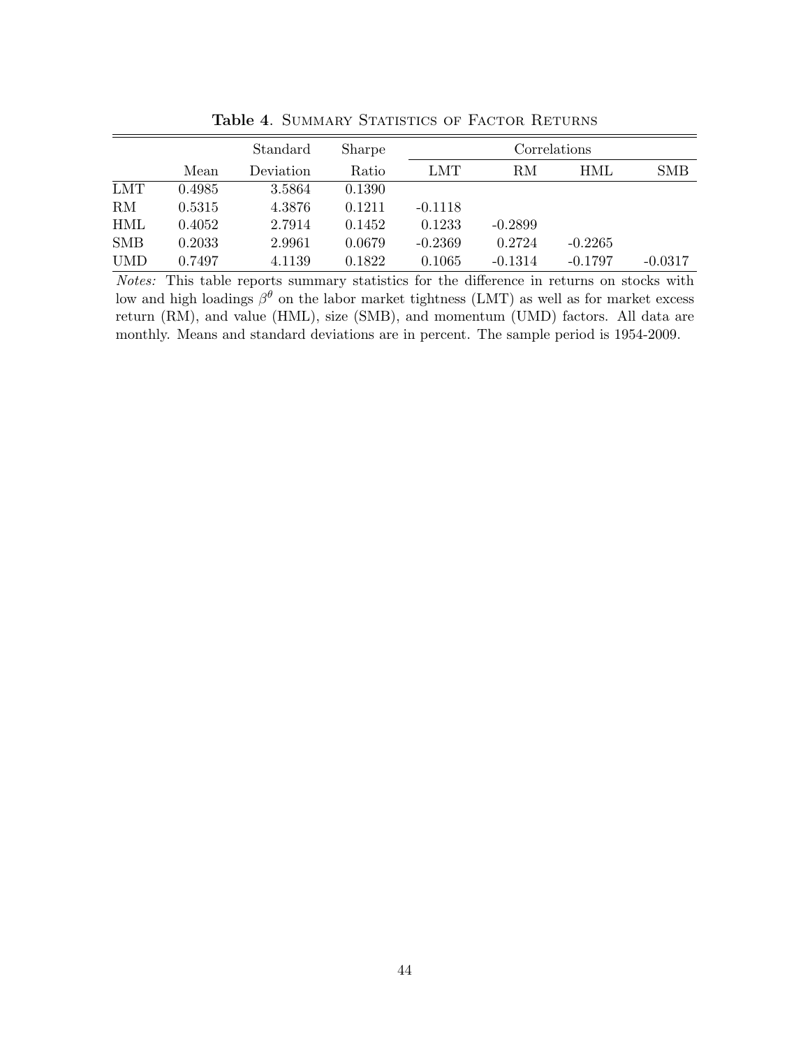**Table 4**. Summary Statistics of Factor Returns

| | Mean | Standard Deviation | Sharpe Ratio | Correlations | | | |
|---|---|---|---|---|---|---|---|
| | | | | LMT | RM | HML | SMB |
| LMT | 0.4985 | 3.5864 | 0.1390 | | | | |
| RM | 0.5315 | 4.3876 | 0.1211 | -0.1118 | | | |
| HML | 0.4052 | 2.7914 | 0.1452 | 0.1233 | -0.2899 | | |
| SMB | 0.2033 | 2.9961 | 0.0679 | -0.2369 | 0.2724 | -0.2265 | |
| UMD | 0.7497 | 4.1139 | 0.1822 | 0.1065 | -0.1314 | -0.1797 | -0.0317 |

*Notes:* This table reports summary statistics for the difference in returns on stocks with low and high loadings $\beta^{\theta}$ on the labor market tightness (LMT) as well as for market excess return (RM), and value (HML), size (SMB), and momentum (UMD) factors. All data are monthly. Means and standard deviations are in percent. The sample period is 1954-2009.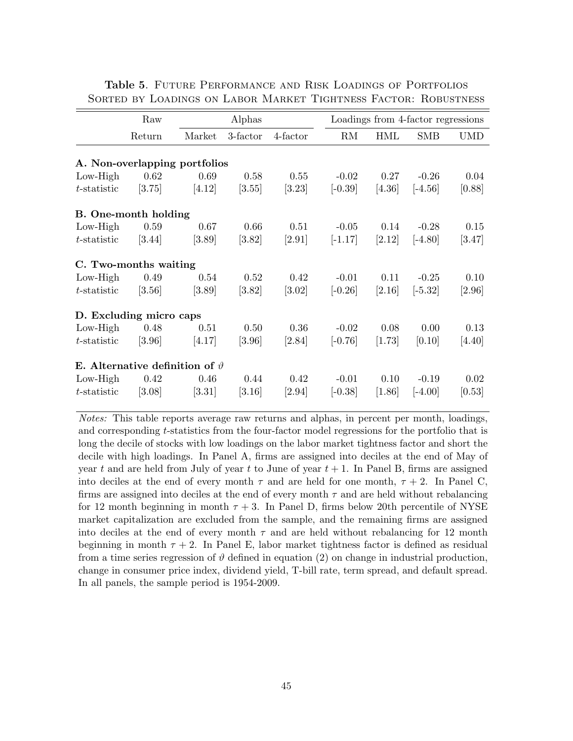**Table 5.** Future Performance and Risk Loadings of Portfolios Sorted by Loadings on Labor Market Tightness Factor: Robustness

| | Raw | Alphas | | | Loadings from 4-factor regressions | | | |
|---|---|---|---|---|---|---|---|---|
| | Return | Market | 3-factor | 4-factor | RM | HML | SMB | UMD |
| **A. Non-overlapping portfolios** | | | | | | | | |
| Low-High | 0.62 | 0.69 | 0.58 | 0.55 | -0.02 | 0.27 | -0.26 | 0.04 |
| $t$-statistic | [3.75] | [4.12] | [3.55] | [3.23] | [-0.39] | [4.36] | [-4.56] | [0.88] |
| **B. One-month holding** | | | | | | | | |
| Low-High | 0.59 | 0.67 | 0.66 | 0.51 | -0.05 | 0.14 | -0.28 | 0.15 |
| $t$-statistic | [3.44] | [3.89] | [3.82] | [2.91] | [-1.17] | [2.12] | [-4.80] | [3.47] |
| **C. Two-months waiting** | | | | | | | | |
| Low-High | 0.49 | 0.54 | 0.52 | 0.42 | -0.01 | 0.11 | -0.25 | 0.10 |
| $t$-statistic | [3.56] | [3.89] | [3.82] | [3.02] | [-0.26] | [2.16] | [-5.32] | [2.96] |
| **D. Excluding micro caps** | | | | | | | | |
| Low-High | 0.48 | 0.51 | 0.50 | 0.36 | -0.02 | 0.08 | 0.00 | 0.13 |
| $t$-statistic | [3.96] | [4.17] | [3.96] | [2.84] | [-0.76] | [1.73] | [0.10] | [4.40] |
| **E. Alternative definition of $\vartheta$** | | | | | | | | |
| Low-High | 0.42 | 0.46 | 0.44 | 0.42 | -0.01 | 0.10 | -0.19 | 0.02 |
| $t$-statistic | [3.08] | [3.31] | [3.16] | [2.94] | [-0.38] | [1.86] | [-4.00] | [0.53] |

*Notes:* This table reports average raw returns and alphas, in percent per month, loadings, and corresponding $t$-statistics from the four-factor model regressions for the portfolio that is long the decile of stocks with low loadings on the labor market tightness factor and short the decile with high loadings. In Panel A, firms are assigned into deciles at the end of May of year $t$ and are held from July of year $t$ to June of year $t+1$. In Panel B, firms are assigned into deciles at the end of every month $\tau$ and are held for one month, $\tau+2$. In Panel C, firms are assigned into deciles at the end of every month $\tau$ and are held without rebalancing for 12 month beginning in month $\tau+3$. In Panel D, firms below 20th percentile of NYSE market capitalization are excluded from the sample, and the remaining firms are assigned into deciles at the end of every month $\tau$ and are held without rebalancing for 12 month beginning in month $\tau+2$. In Panel E, labor market tightness factor is defined as residual from a time series regression of $\vartheta$ defined in equation (2) on change in industrial production, change in consumer price index, dividend yield, T-bill rate, term spread, and default spread. In all panels, the sample period is 1954-2009.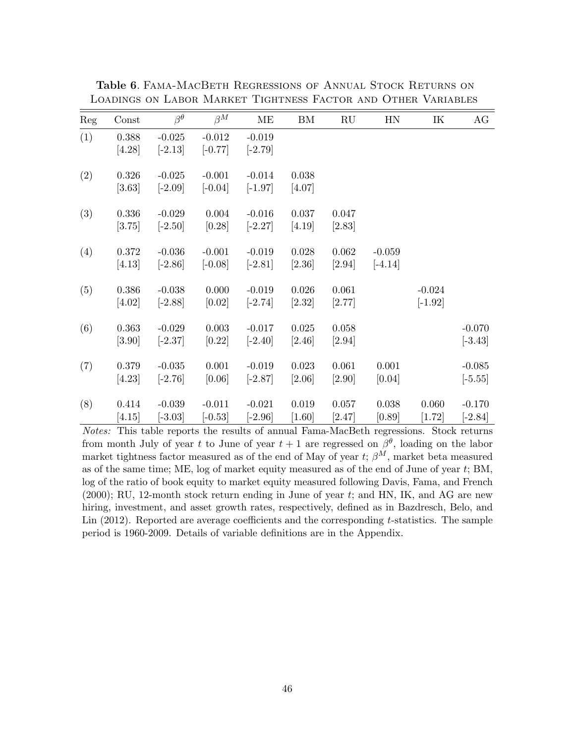**Table 6**. FAMA-MACBETH REGRESSIONS OF ANNUAL STOCK RETURNS ON LOADINGS ON LABOR MARKET TIGHTNESS FACTOR AND OTHER VARIABLES

| Reg | Const | $\beta^{\theta}$ | $\beta^{M}$ | ME | BM | RU | HN | IK | AG |
|---|---|---|---|---|---|---|---|---|---|
| (1) | 0.388 | -0.025 | -0.012 | -0.019 | | | | | |
| | [4.28] | [-2.13] | [-0.77] | [-2.79] | | | | | |
| (2) | 0.326 | -0.025 | -0.001 | -0.014 | 0.038 | | | | |
| | [3.63] | [-2.09] | [-0.04] | [-1.97] | [4.07] | | | | |
| (3) | 0.336 | -0.029 | 0.004 | -0.016 | 0.037 | 0.047 | | | |
| | [3.75] | [-2.50] | [0.28] | [-2.27] | [4.19] | [2.83] | | | |
| (4) | 0.372 | -0.036 | -0.001 | -0.019 | 0.028 | 0.062 | -0.059 | | |
| | [4.13] | [-2.86] | [-0.08] | [-2.81] | [2.36] | [2.94] | [-4.14] | | |
| (5) | 0.386 | -0.038 | 0.000 | -0.019 | 0.026 | 0.061 | | -0.024 | |
| | [4.02] | [-2.88] | [0.02] | [-2.74] | [2.32] | [2.77] | | [-1.92] | |
| (6) | 0.363 | -0.029 | 0.003 | -0.017 | 0.025 | 0.058 | | | -0.070 |
| | [3.90] | [-2.37] | [0.22] | [-2.40] | [2.46] | [2.94] | | | [-3.43] |
| (7) | 0.379 | -0.035 | 0.001 | -0.019 | 0.023 | 0.061 | 0.001 | | -0.085 |
| | [4.23] | [-2.76] | [0.06] | [-2.87] | [2.06] | [2.90] | [0.04] | | [-5.55] |
| (8) | 0.414 | -0.039 | -0.011 | -0.021 | 0.019 | 0.057 | 0.038 | 0.060 | -0.170 |
| | [4.15] | [-3.03] | [-0.53] | [-2.96] | [1.60] | [2.47] | [0.89] | [1.72] | [-2.84] |

*Notes:* This table reports the results of annual Fama-MacBeth regressions. Stock returns from month July of year $t$ to June of year $t+1$ are regressed on $\beta^{\theta}$, loading on the labor market tightness factor measured as of the end of May of year $t$; $\beta^{M}$, market beta measured as of the same time; ME, log of market equity measured as of the end of June of year $t$; BM, log of the ratio of book equity to market equity measured following Davis, Fama, and French (2000); RU, 12-month stock return ending in June of year $t$; and HN, IK, and AG are new hiring, investment, and asset growth rates, respectively, defined as in Bazdresch, Belo, and Lin (2012). Reported are average coefficients and the corresponding $t$-statistics. The sample period is 1960-2009. Details of variable definitions are in the Appendix.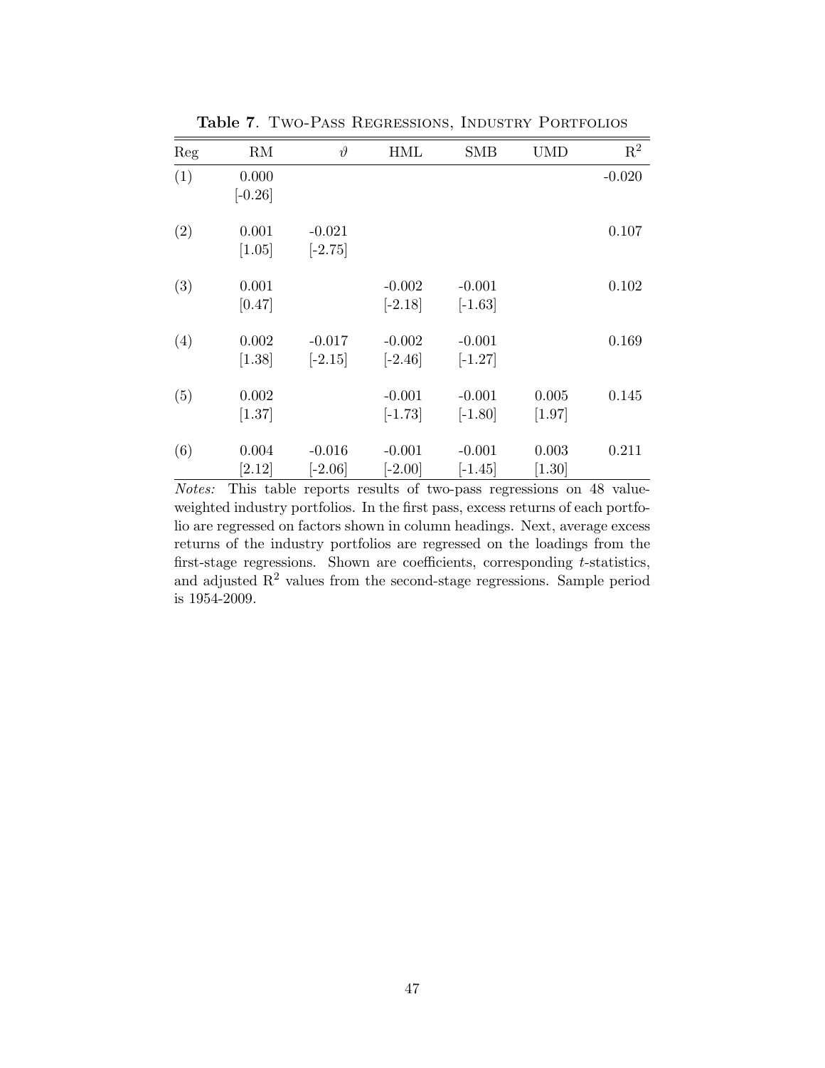**Table 7**. Two-Pass Regressions, Industry Portfolios

| Reg | RM | $\vartheta$ | HML | SMB | UMD | $R^2$ |
|---|---|---|---|---|---|---|
| (1) | 0.000 | | | | | -0.020 |
| | [-0.26] | | | | | |
| (2) | 0.001 | -0.021 | | | | 0.107 |
| | [1.05] | [-2.75] | | | | |
| (3) | 0.001 | | -0.002 | -0.001 | | 0.102 |
| | [0.47] | | [-2.18] | [-1.63] | | |
| (4) | 0.002 | -0.017 | -0.002 | -0.001 | | 0.169 |
| | [1.38] | [-2.15] | [-2.46] | [-1.27] | | |
| (5) | 0.002 | | -0.001 | -0.001 | 0.005 | 0.145 |
| | [1.37] | | [-1.73] | [-1.80] | [1.97] | |
| (6) | 0.004 | -0.016 | -0.001 | -0.001 | 0.003 | 0.211 |
| | [2.12] | [-2.06] | [-2.00] | [-1.45] | [1.30] | |

*Notes:* This table reports results of two-pass regressions on 48 value-weighted industry portfolios. In the first pass, excess returns of each portfolio are regressed on factors shown in column headings. Next, average excess returns of the industry portfolios are regressed on the loadings from the first-stage regressions. Shown are coefficients, corresponding $t$-statistics, and adjusted $R^2$ values from the second-stage regressions. Sample period is 1954-2009.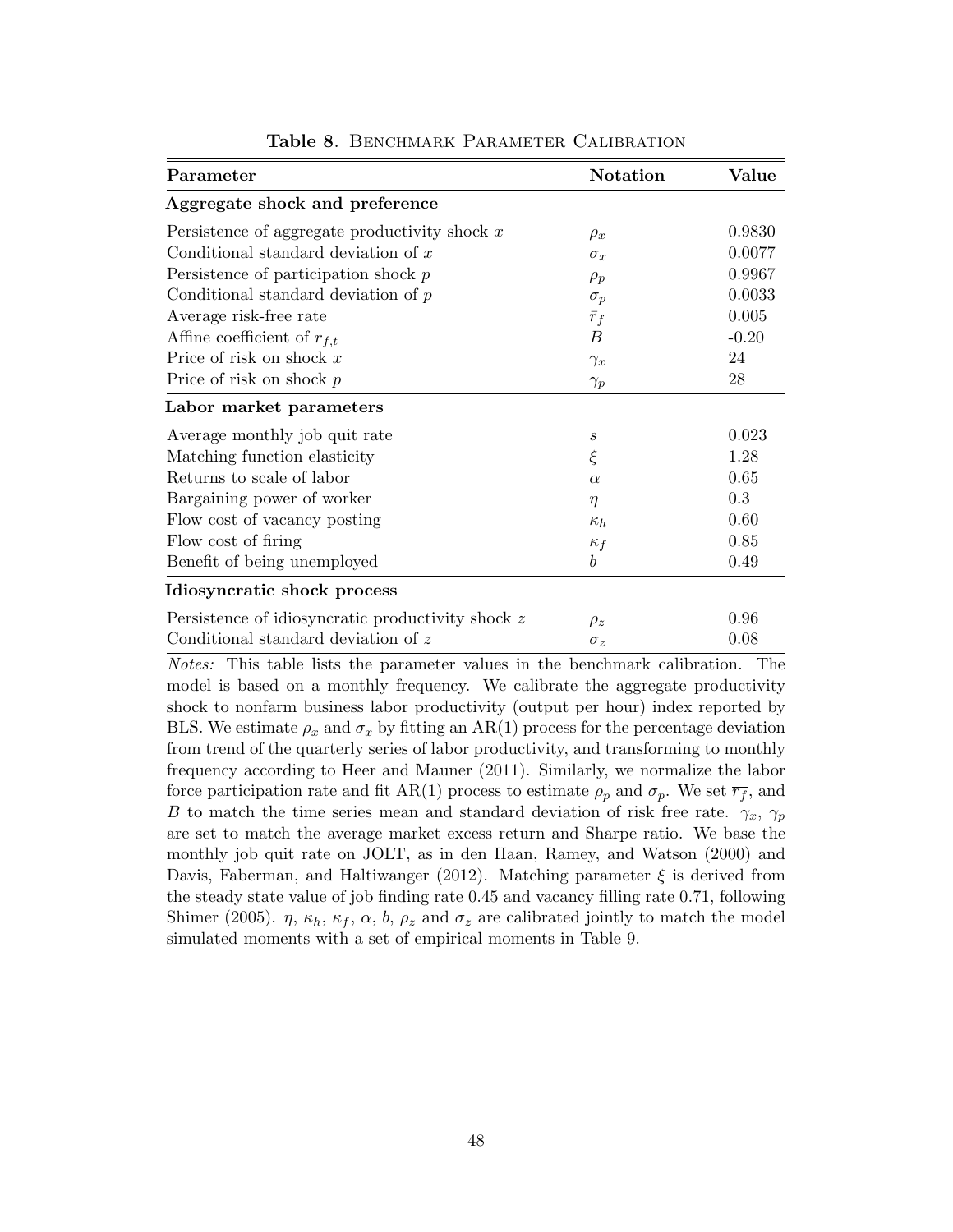**Table 8**. Benchmark Parameter Calibration

| Parameter | Notation | Value |
|---|---|---|
| **Aggregate shock and preference** | | |
| Persistence of aggregate productivity shock $x$ | $\rho_x$ | 0.9830 |
| Conditional standard deviation of $x$ | $\sigma_x$ | 0.0077 |
| Persistence of participation shock $p$ | $\rho_p$ | 0.9967 |
| Conditional standard deviation of $p$ | $\sigma_p$ | 0.0033 |
| Average risk-free rate | $\bar{r}_f$ | 0.005 |
| Affine coefficient of $r_{f,t}$ | $B$ | -0.20 |
| Price of risk on shock $x$ | $\gamma_x$ | 24 |
| Price of risk on shock $p$ | $\gamma_p$ | 28 |
| **Labor market parameters** | | |
| Average monthly job quit rate | $s$ | 0.023 |
| Matching function elasticity | $\xi$ | 1.28 |
| Returns to scale of labor | $\alpha$ | 0.65 |
| Bargaining power of worker | $\eta$ | 0.3 |
| Flow cost of vacancy posting | $\kappa_h$ | 0.60 |
| Flow cost of firing | $\kappa_f$ | 0.85 |
| Benefit of being unemployed | $b$ | 0.49 |
| **Idiosyncratic shock process** | | |
| Persistence of idiosyncratic productivity shock $z$ | $\rho_z$ | 0.96 |
| Conditional standard deviation of $z$ | $\sigma_z$ | 0.08 |

*Notes:* This table lists the parameter values in the benchmark calibration. The model is based on a monthly frequency. We calibrate the aggregate productivity shock to nonfarm business labor productivity (output per hour) index reported by BLS. We estimate $\rho_x$ and $\sigma_x$ by fitting an AR(1) process for the percentage deviation from trend of the quarterly series of labor productivity, and transforming to monthly frequency according to Heer and Mauner (2011). Similarly, we normalize the labor force participation rate and fit AR(1) process to estimate $\rho_p$ and $\sigma_p$. We set $\overline{r_f}$, and $B$ to match the time series mean and standard deviation of risk free rate. $\gamma_x$, $\gamma_p$ are set to match the average market excess return and Sharpe ratio. We base the monthly job quit rate on JOLT, as in den Haan, Ramey, and Watson (2000) and Davis, Faberman, and Haltiwanger (2012). Matching parameter $\xi$ is derived from the steady state value of job finding rate 0.45 and vacancy filling rate 0.71, following Shimer (2005). $\eta$, $\kappa_h$, $\kappa_f$, $\alpha$, $b$, $\rho_z$ and $\sigma_z$ are calibrated jointly to match the model simulated moments with a set of empirical moments in Table 9.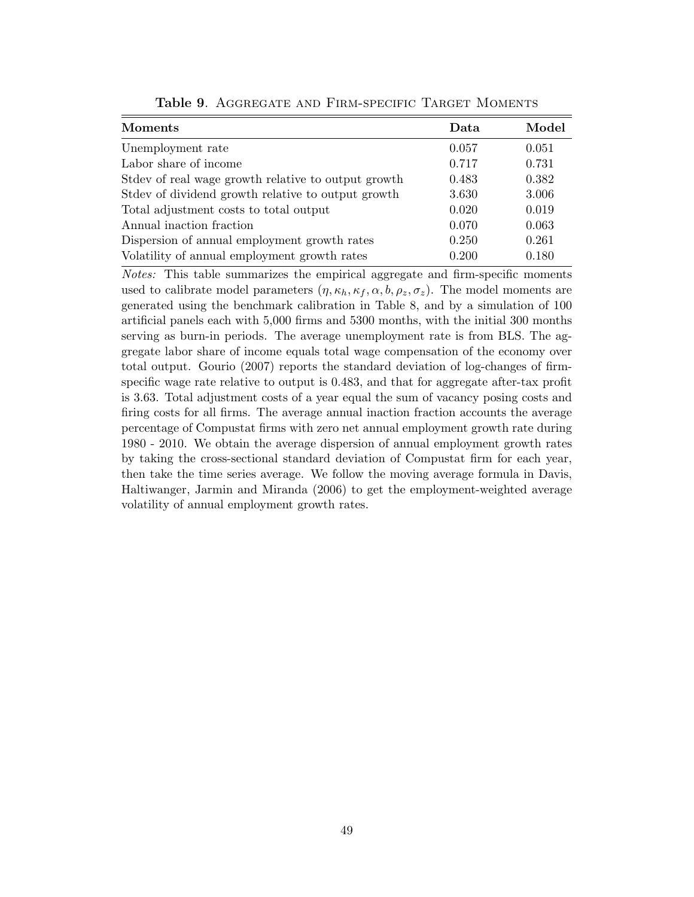**Table 9**. Aggregate and Firm-specific Target Moments

| Moments | Data | Model |
|---|---|---|
| Unemployment rate | 0.057 | 0.051 |
| Labor share of income | 0.717 | 0.731 |
| Stdev of real wage growth relative to output growth | 0.483 | 0.382 |
| Stdev of dividend growth relative to output growth | 3.630 | 3.006 |
| Total adjustment costs to total output | 0.020 | 0.019 |
| Annual inaction fraction | 0.070 | 0.063 |
| Dispersion of annual employment growth rates | 0.250 | 0.261 |
| Volatility of annual employment growth rates | 0.200 | 0.180 |

*Notes:* This table summarizes the empirical aggregate and firm-specific moments used to calibrate model parameters $(\eta, \kappa_h, \kappa_f, \alpha, b, \rho_z, \sigma_z)$. The model moments are generated using the benchmark calibration in Table 8, and by a simulation of 100 artificial panels each with 5,000 firms and 5300 months, with the initial 300 months serving as burn-in periods. The average unemployment rate is from BLS. The aggregate labor share of income equals total wage compensation of the economy over total output. Gourio (2007) reports the standard deviation of log-changes of firm-specific wage rate relative to output is 0.483, and that for aggregate after-tax profit is 3.63. Total adjustment costs of a year equal the sum of vacancy posing costs and firing costs for all firms. The average annual inaction fraction accounts the average percentage of Compustat firms with zero net annual employment growth rate during 1980 - 2010. We obtain the average dispersion of annual employment growth rates by taking the cross-sectional standard deviation of Compustat firm for each year, then take the time series average. We follow the moving average formula in Davis, Haltiwanger, Jarmin and Miranda (2006) to get the employment-weighted average volatility of annual employment growth rates.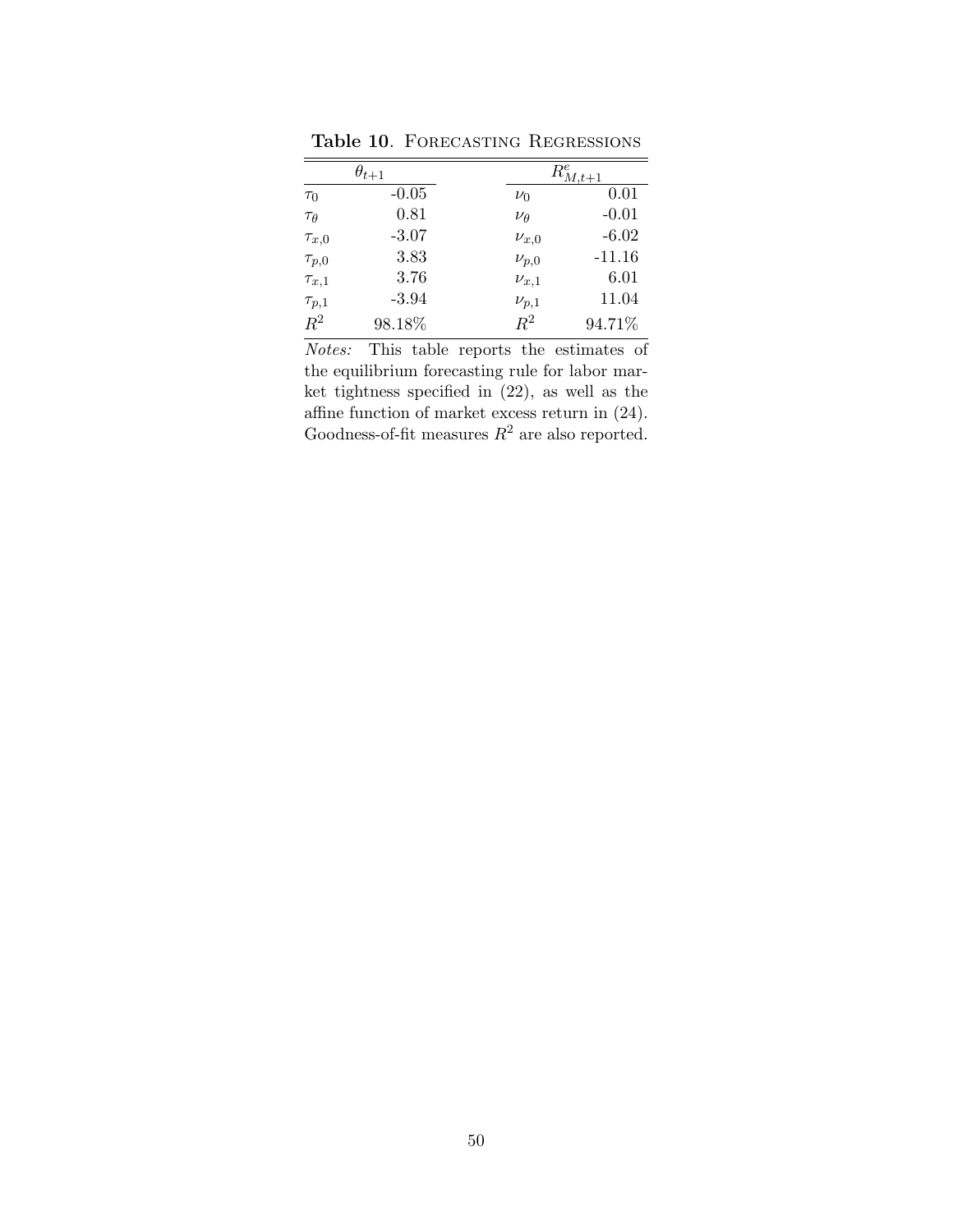**Table 10**. Forecasting Regressions

| $\theta_{t+1}$ | | | $R^e_{M,t+1}$ | |
|---|---|---|---|---|
| $\tau_0$ | -0.05 | | $\nu_0$ | 0.01 |
| $\tau_\theta$ | 0.81 | | $\nu_\theta$ | -0.01 |
| $\tau_{x,0}$ | -3.07 | | $\nu_{x,0}$ | -6.02 |
| $\tau_{p,0}$ | 3.83 | | $\nu_{p,0}$ | -11.16 |
| $\tau_{x,1}$ | 3.76 | | $\nu_{x,1}$ | 6.01 |
| $\tau_{p,1}$ | -3.94 | | $\nu_{p,1}$ | 11.04 |
| $R^2$ | 98.18% | | $R^2$ | 94.71% |

*Notes:* This table reports the estimates of the equilibrium forecasting rule for labor market tightness specified in (22), as well as the affine function of market excess return in (24). Goodness-of-fit measures $R^2$ are also reported.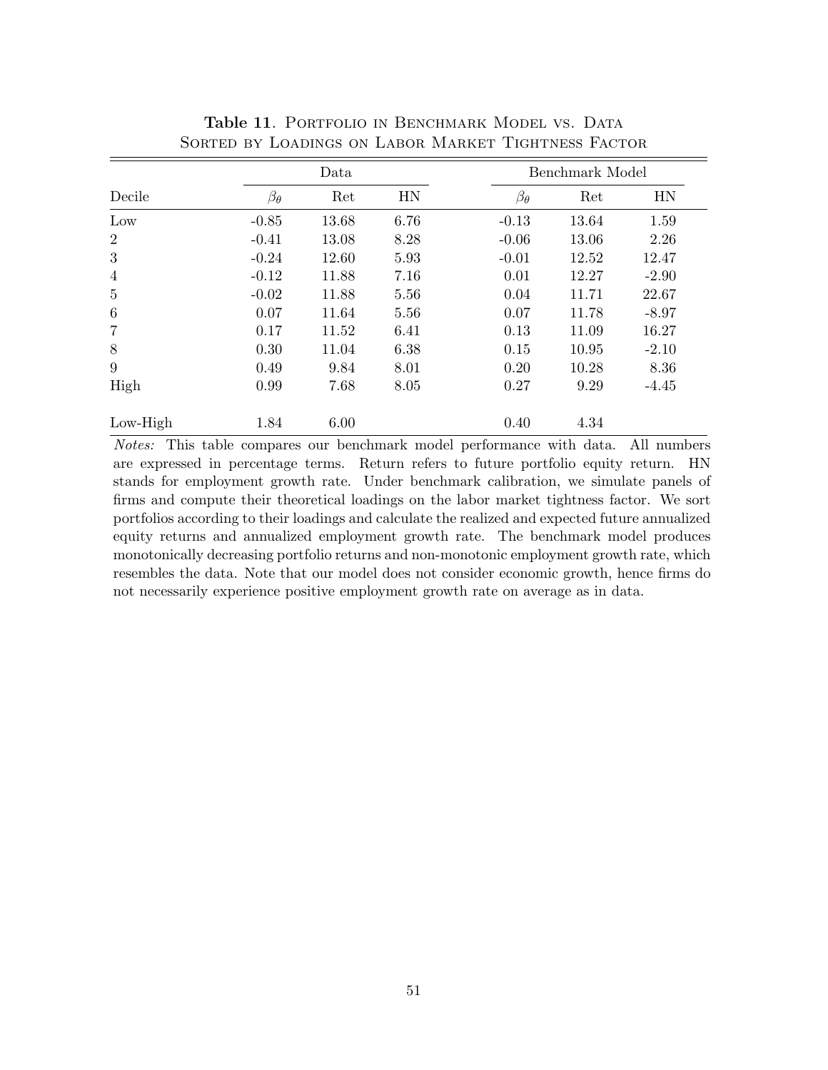**Table 11**. Portfolio in Benchmark Model vs. Data
Sorted by Loadings on Labor Market Tightness Factor

| | Data | | | Benchmark Model | | |
|---|---|---|---|---|---|---|
| Decile | $\beta_\theta$ | Ret | HN | $\beta_\theta$ | Ret | HN |
| Low | -0.85 | 13.68 | 6.76 | -0.13 | 13.64 | 1.59 |
| 2 | -0.41 | 13.08 | 8.28 | -0.06 | 13.06 | 2.26 |
| 3 | -0.24 | 12.60 | 5.93 | -0.01 | 12.52 | 12.47 |
| 4 | -0.12 | 11.88 | 7.16 | 0.01 | 12.27 | -2.90 |
| 5 | -0.02 | 11.88 | 5.56 | 0.04 | 11.71 | 22.67 |
| 6 | 0.07 | 11.64 | 5.56 | 0.07 | 11.78 | -8.97 |
| 7 | 0.17 | 11.52 | 6.41 | 0.13 | 11.09 | 16.27 |
| 8 | 0.30 | 11.04 | 6.38 | 0.15 | 10.95 | -2.10 |
| 9 | 0.49 | 9.84 | 8.01 | 0.20 | 10.28 | 8.36 |
| High | 0.99 | 7.68 | 8.05 | 0.27 | 9.29 | -4.45 |
| Low-High | 1.84 | 6.00 | | 0.40 | 4.34 | |

*Notes:* This table compares our benchmark model performance with data. All numbers are expressed in percentage terms. Return refers to future portfolio equity return. HN stands for employment growth rate. Under benchmark calibration, we simulate panels of firms and compute their theoretical loadings on the labor market tightness factor. We sort portfolios according to their loadings and calculate the realized and expected future annualized equity returns and annualized employment growth rate. The benchmark model produces monotonically decreasing portfolio returns and non-monotonic employment growth rate, which resembles the data. Note that our model does not consider economic growth, hence firms do not necessarily experience positive employment growth rate on average as in data.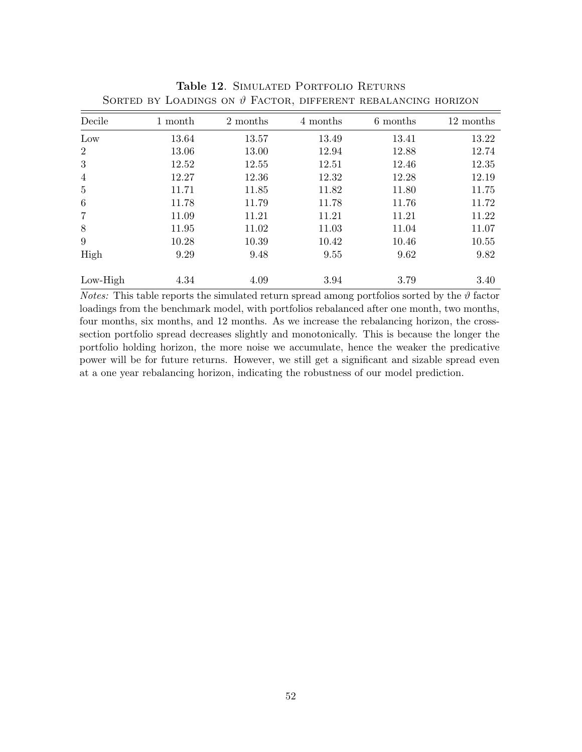**Table 12**. Simulated Portfolio Returns
Sorted by Loadings on $\vartheta$ Factor, different rebalancing horizon

| Decile | 1 month | 2 months | 4 months | 6 months | 12 months |
|---|---|---|---|---|---|
| Low | 13.64 | 13.57 | 13.49 | 13.41 | 13.22 |
| 2 | 13.06 | 13.00 | 12.94 | 12.88 | 12.74 |
| 3 | 12.52 | 12.55 | 12.51 | 12.46 | 12.35 |
| 4 | 12.27 | 12.36 | 12.32 | 12.28 | 12.19 |
| 5 | 11.71 | 11.85 | 11.82 | 11.80 | 11.75 |
| 6 | 11.78 | 11.79 | 11.78 | 11.76 | 11.72 |
| 7 | 11.09 | 11.21 | 11.21 | 11.21 | 11.22 |
| 8 | 11.95 | 11.02 | 11.03 | 11.04 | 11.07 |
| 9 | 10.28 | 10.39 | 10.42 | 10.46 | 10.55 |
| High | 9.29 | 9.48 | 9.55 | 9.62 | 9.82 |
| Low-High | 4.34 | 4.09 | 3.94 | 3.79 | 3.40 |

*Notes:* This table reports the simulated return spread among portfolios sorted by the $\vartheta$ factor loadings from the benchmark model, with portfolios rebalanced after one month, two months, four months, six months, and 12 months. As we increase the rebalancing horizon, the cross-section portfolio spread decreases slightly and monotonically. This is because the longer the portfolio holding horizon, the more noise we accumulate, hence the weaker the predicative power will be for future returns. However, we still get a significant and sizable spread even at a one year rebalancing horizon, indicating the robustness of our model prediction.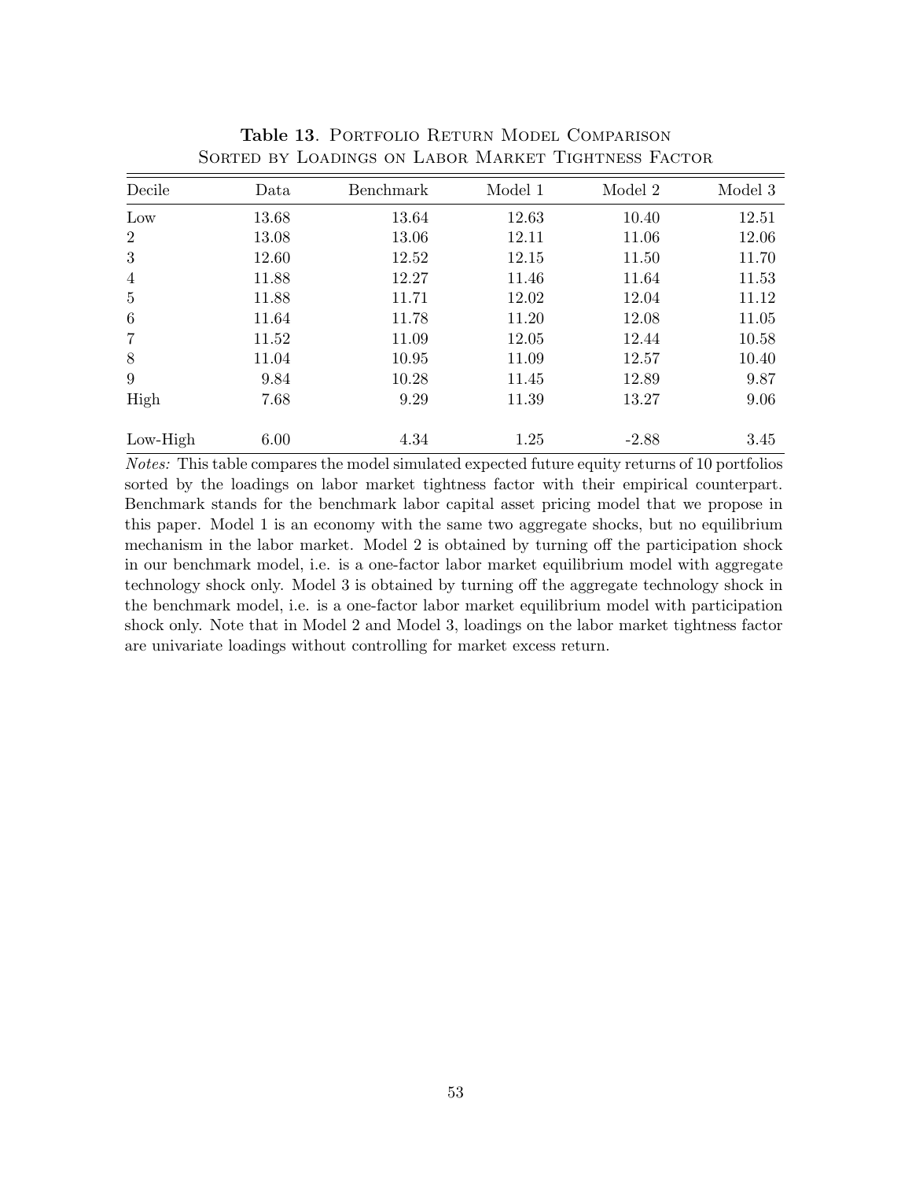**Table 13**. Portfolio Return Model Comparison
Sorted by Loadings on Labor Market Tightness Factor

| Decile | Data | Benchmark | Model 1 | Model 2 | Model 3 |
|---|---|---|---|---|---|
| Low | 13.68 | 13.64 | 12.63 | 10.40 | 12.51 |
| 2 | 13.08 | 13.06 | 12.11 | 11.06 | 12.06 |
| 3 | 12.60 | 12.52 | 12.15 | 11.50 | 11.70 |
| 4 | 11.88 | 12.27 | 11.46 | 11.64 | 11.53 |
| 5 | 11.88 | 11.71 | 12.02 | 12.04 | 11.12 |
| 6 | 11.64 | 11.78 | 11.20 | 12.08 | 11.05 |
| 7 | 11.52 | 11.09 | 12.05 | 12.44 | 10.58 |
| 8 | 11.04 | 10.95 | 11.09 | 12.57 | 10.40 |
| 9 | 9.84 | 10.28 | 11.45 | 12.89 | 9.87 |
| High | 7.68 | 9.29 | 11.39 | 13.27 | 9.06 |
| Low-High | 6.00 | 4.34 | 1.25 | -2.88 | 3.45 |

*Notes:* This table compares the model simulated expected future equity returns of 10 portfolios sorted by the loadings on labor market tightness factor with their empirical counterpart. Benchmark stands for the benchmark labor capital asset pricing model that we propose in this paper. Model 1 is an economy with the same two aggregate shocks, but no equilibrium mechanism in the labor market. Model 2 is obtained by turning off the participation shock in our benchmark model, i.e. is a one-factor labor market equilibrium model with aggregate technology shock only. Model 3 is obtained by turning off the aggregate technology shock in the benchmark model, i.e. is a one-factor labor market equilibrium model with participation shock only. Note that in Model 2 and Model 3, loadings on the labor market tightness factor are univariate loadings without controlling for market excess return.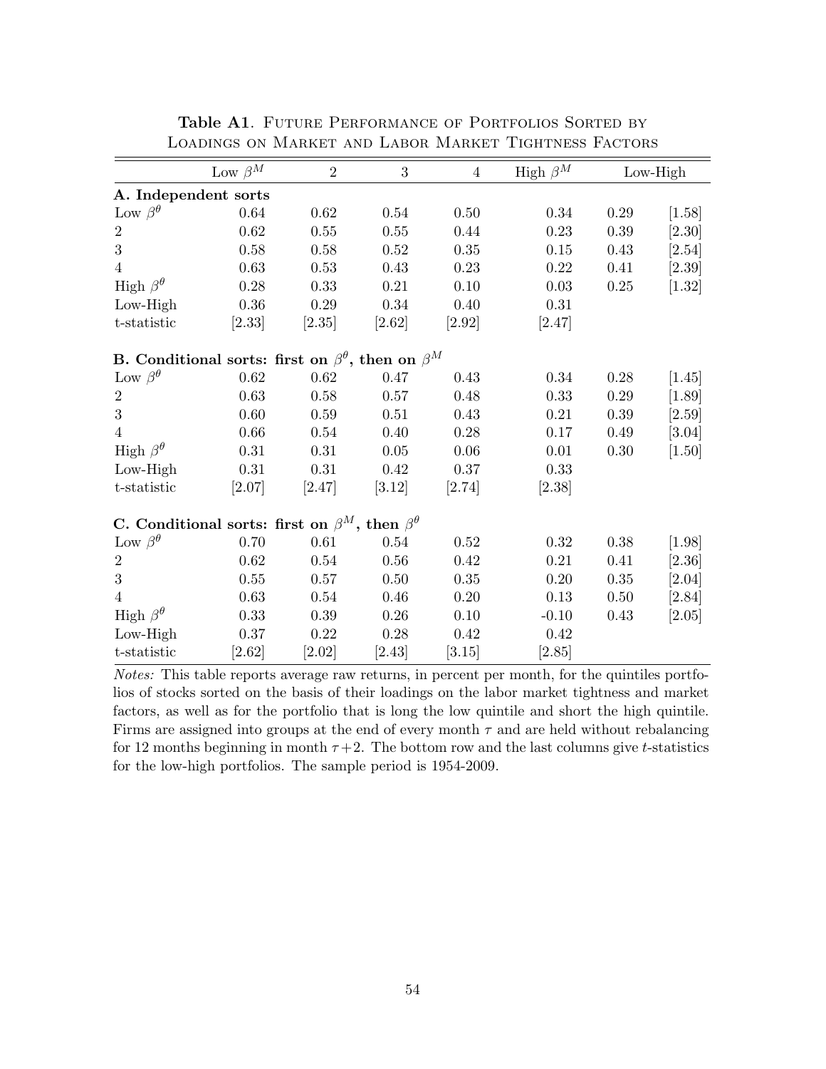**Table A1**. FUTURE PERFORMANCE OF PORTFOLIOS SORTED BY LOADINGS ON MARKET AND LABOR MARKET TIGHTNESS FACTORS

| | Low $\beta^M$ | 2 | 3 | 4 | High $\beta^M$ | Low-High | |
|---|---|---|---|---|---|---|---|
| **A. Independent sorts** | | | | | | | |
| Low $\beta^\theta$ | 0.64 | 0.62 | 0.54 | 0.50 | 0.34 | 0.29 | [1.58] |
| 2 | 0.62 | 0.55 | 0.55 | 0.44 | 0.23 | 0.39 | [2.30] |
| 3 | 0.58 | 0.58 | 0.52 | 0.35 | 0.15 | 0.43 | [2.54] |
| 4 | 0.63 | 0.53 | 0.43 | 0.23 | 0.22 | 0.41 | [2.39] |
| High $\beta^\theta$ | 0.28 | 0.33 | 0.21 | 0.10 | 0.03 | 0.25 | [1.32] |
| Low-High | 0.36 | 0.29 | 0.34 | 0.40 | 0.31 | | |
| t-statistic | [2.33] | [2.35] | [2.62] | [2.92] | [2.47] | | |
| **B. Conditional sorts: first on $\beta^\theta$, then on $\beta^M$** | | | | | | | |
| Low $\beta^\theta$ | 0.62 | 0.62 | 0.47 | 0.43 | 0.34 | 0.28 | [1.45] |
| 2 | 0.63 | 0.58 | 0.57 | 0.48 | 0.33 | 0.29 | [1.89] |
| 3 | 0.60 | 0.59 | 0.51 | 0.43 | 0.21 | 0.39 | [2.59] |
| 4 | 0.66 | 0.54 | 0.40 | 0.28 | 0.17 | 0.49 | [3.04] |
| High $\beta^\theta$ | 0.31 | 0.31 | 0.05 | 0.06 | 0.01 | 0.30 | [1.50] |
| Low-High | 0.31 | 0.31 | 0.42 | 0.37 | 0.33 | | |
| t-statistic | [2.07] | [2.47] | [3.12] | [2.74] | [2.38] | | |
| **C. Conditional sorts: first on $\beta^M$, then $\beta^\theta$** | | | | | | | |
| Low $\beta^\theta$ | 0.70 | 0.61 | 0.54 | 0.52 | 0.32 | 0.38 | [1.98] |
| 2 | 0.62 | 0.54 | 0.56 | 0.42 | 0.21 | 0.41 | [2.36] |
| 3 | 0.55 | 0.57 | 0.50 | 0.35 | 0.20 | 0.35 | [2.04] |
| 4 | 0.63 | 0.54 | 0.46 | 0.20 | 0.13 | 0.50 | [2.84] |
| High $\beta^\theta$ | 0.33 | 0.39 | 0.26 | 0.10 | -0.10 | 0.43 | [2.05] |
| Low-High | 0.37 | 0.22 | 0.28 | 0.42 | 0.42 | | |
| t-statistic | [2.62] | [2.02] | [2.43] | [3.15] | [2.85] | | |

*Notes:* This table reports average raw returns, in percent per month, for the quintiles portfolios of stocks sorted on the basis of their loadings on the labor market tightness and market factors, as well as for the portfolio that is long the low quintile and short the high quintile. Firms are assigned into groups at the end of every month $\tau$ and are held without rebalancing for 12 months beginning in month $\tau+2$. The bottom row and the last columns give $t$-statistics for the low-high portfolios. The sample period is 1954-2009.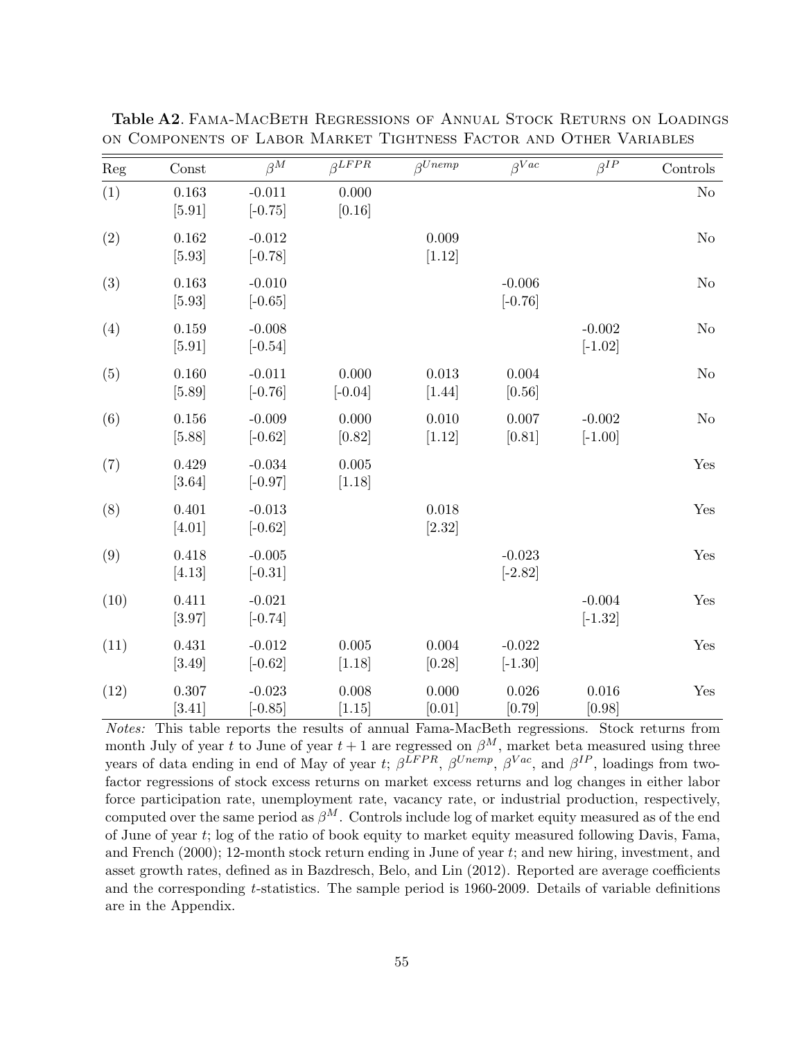**Table A2**. Fama-MacBeth Regressions of Annual Stock Returns on Loadings on Components of Labor Market Tightness Factor and Other Variables

| Reg | Const | $\beta^{M}$ | $\beta^{LFPR}$ | $\beta^{Unemp}$ | $\beta^{Vac}$ | $\beta^{IP}$ | Controls |
|---|---|---|---|---|---|---|---|
| (1) | 0.163 | -0.011 | 0.000 | | | | No |
| | [5.91] | [-0.75] | [0.16] | | | | |
| (2) | 0.162 | -0.012 | | 0.009 | | | No |
| | [5.93] | [-0.78] | | [1.12] | | | |
| (3) | 0.163 | -0.010 | | | -0.006 | | No |
| | [5.93] | [-0.65] | | | [-0.76] | | |
| (4) | 0.159 | -0.008 | | | | -0.002 | No |
| | [5.91] | [-0.54] | | | | [-1.02] | |
| (5) | 0.160 | -0.011 | 0.000 | 0.013 | 0.004 | | No |
| | [5.89] | [-0.76] | [-0.04] | [1.44] | [0.56] | | |
| (6) | 0.156 | -0.009 | 0.000 | 0.010 | 0.007 | -0.002 | No |
| | [5.88] | [-0.62] | [0.82] | [1.12] | [0.81] | [-1.00] | |
| (7) | 0.429 | -0.034 | 0.005 | | | | Yes |
| | [3.64] | [-0.97] | [1.18] | | | | |
| (8) | 0.401 | -0.013 | | 0.018 | | | Yes |
| | [4.01] | [-0.62] | | [2.32] | | | |
| (9) | 0.418 | -0.005 | | | -0.023 | | Yes |
| | [4.13] | [-0.31] | | | [-2.82] | | |
| (10) | 0.411 | -0.021 | | | | -0.004 | Yes |
| | [3.97] | [-0.74] | | | | [-1.32] | |
| (11) | 0.431 | -0.012 | 0.005 | 0.004 | -0.022 | | Yes |
| | [3.49] | [-0.62] | [1.18] | [0.28] | [-1.30] | | |
| (12) | 0.307 | -0.023 | 0.008 | 0.000 | 0.026 | 0.016 | Yes |
| | [3.41] | [-0.85] | [1.15] | [0.01] | [0.79] | [0.98] | |

*Notes:* This table reports the results of annual Fama-MacBeth regressions. Stock returns from month July of year $t$ to June of year $t+1$ are regressed on $\beta^{M}$, market beta measured using three years of data ending in end of May of year $t$; $\beta^{LFPR}$, $\beta^{Unemp}$, $\beta^{Vac}$, and $\beta^{IP}$, loadings from two-factor regressions of stock excess returns on market excess returns and log changes in either labor force participation rate, unemployment rate, vacancy rate, or industrial production, respectively, computed over the same period as $\beta^{M}$. Controls include log of market equity measured as of the end of June of year $t$; log of the ratio of book equity to market equity measured following Davis, Fama, and French (2000); 12-month stock return ending in June of year $t$; and new hiring, investment, and asset growth rates, defined as in Bazdresch, Belo, and Lin (2012). Reported are average coefficients and the corresponding $t$-statistics. The sample period is 1960-2009. Details of variable definitions are in the Appendix.